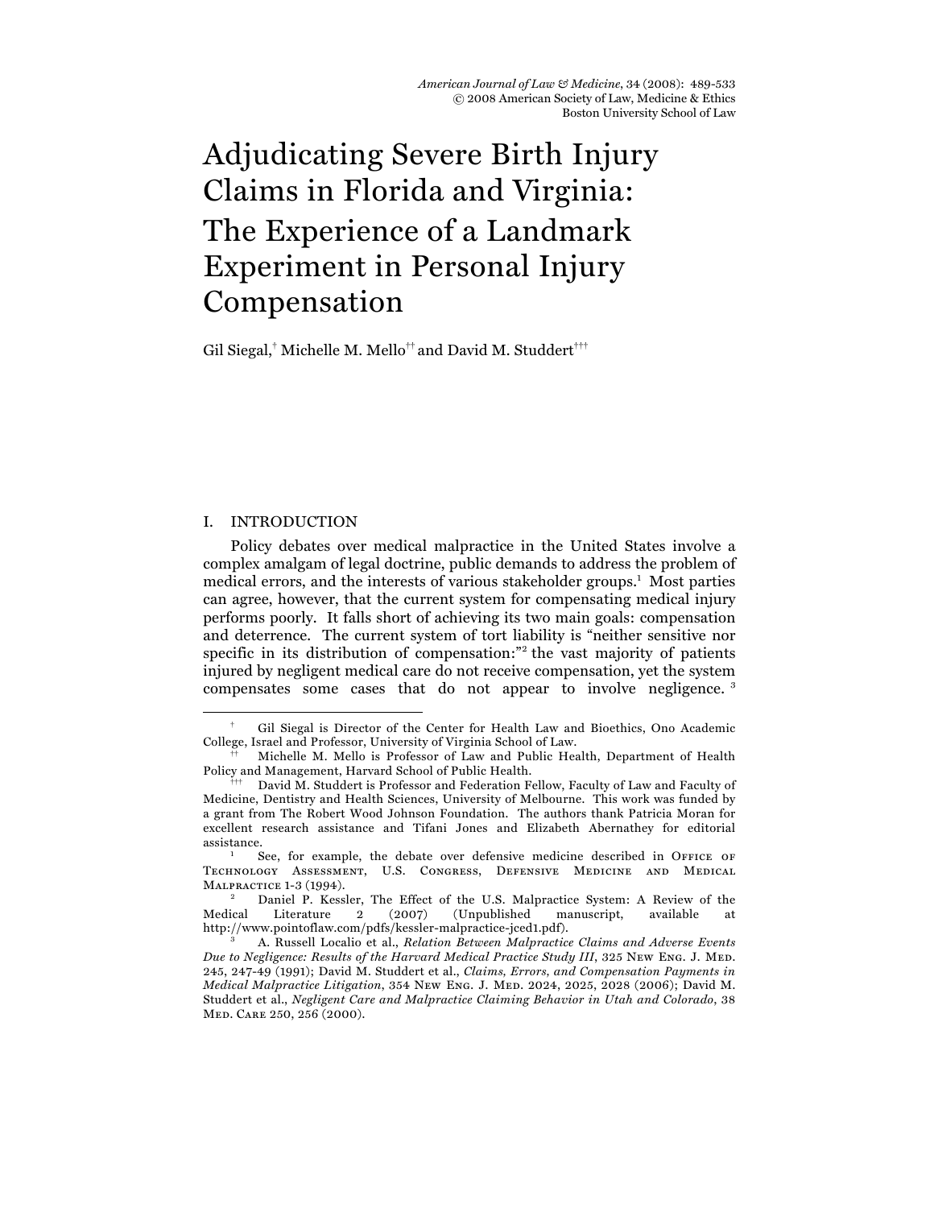# Adjudicating Severe Birth Injury Claims in Florida and Virginia: The Experience of a Landmark Experiment in Personal Injury Compensation

Gil Siegal,[†] Michelle M. Mello[††] and David M. Studdert[†††]

## I. INTRODUCTION

Policy debates over medical malpractice in the United States involve a complex amalgam of legal doctrine, public demands to address the problem of medical errors, and the interests of various stakeholder groups.[1] Most parties can agree, however, that the current system for compensating medical injury performs poorly. It falls short of achieving its two main goals: compensation and deterrence. The current system of tort liability is "neither sensitive nor specific in its distribution of compensation:"[2] the vast majority of patients injured by negligent medical care do not receive compensation, yet the system compensates some cases that do not appear to involve negligence.[3]

---

[†] Gil Siegal is Director of the Center for Health Law and Bioethics, Ono Academic College, Israel and Professor, University of Virginia School of Law.

[††] Michelle M. Mello is Professor of Law and Public Health, Department of Health Policy and Management, Harvard School of Public Health.

[†††] David M. Studdert is Professor and Federation Fellow, Faculty of Law and Faculty of Medicine, Dentistry and Health Sciences, University of Melbourne. This work was funded by a grant from The Robert Wood Johnson Foundation. The authors thank Patricia Moran for excellent research assistance and Tifani Jones and Elizabeth Abernathey for editorial assistance.

[1] See, for example, the debate over defensive medicine described in Office of Technology Assessment, U.S. Congress, Defensive Medicine and Medical Malpractice 1-3 (1994).

[2] Daniel P. Kessler, The Effect of the U.S. Malpractice System: A Review of the Medical Literature 2 (2007) (Unpublished manuscript, available at http://www.pointoflaw.com/pdfs/kessler-malpractice-jced1.pdf).

[3] A. Russell Localio et al., *Relation Between Malpractice Claims and Adverse Events Due to Negligence: Results of the Harvard Medical Practice Study III*, 325 New Eng. J. Med. 245, 247-49 (1991); David M. Studdert et al., *Claims, Errors, and Compensation Payments in Medical Malpractice Litigation*, 354 New Eng. J. Med. 2024, 2025, 2028 (2006); David M. Studdert et al., *Negligent Care and Malpractice Claiming Behavior in Utah and Colorado*, 38 Med. Care 250, 256 (2000).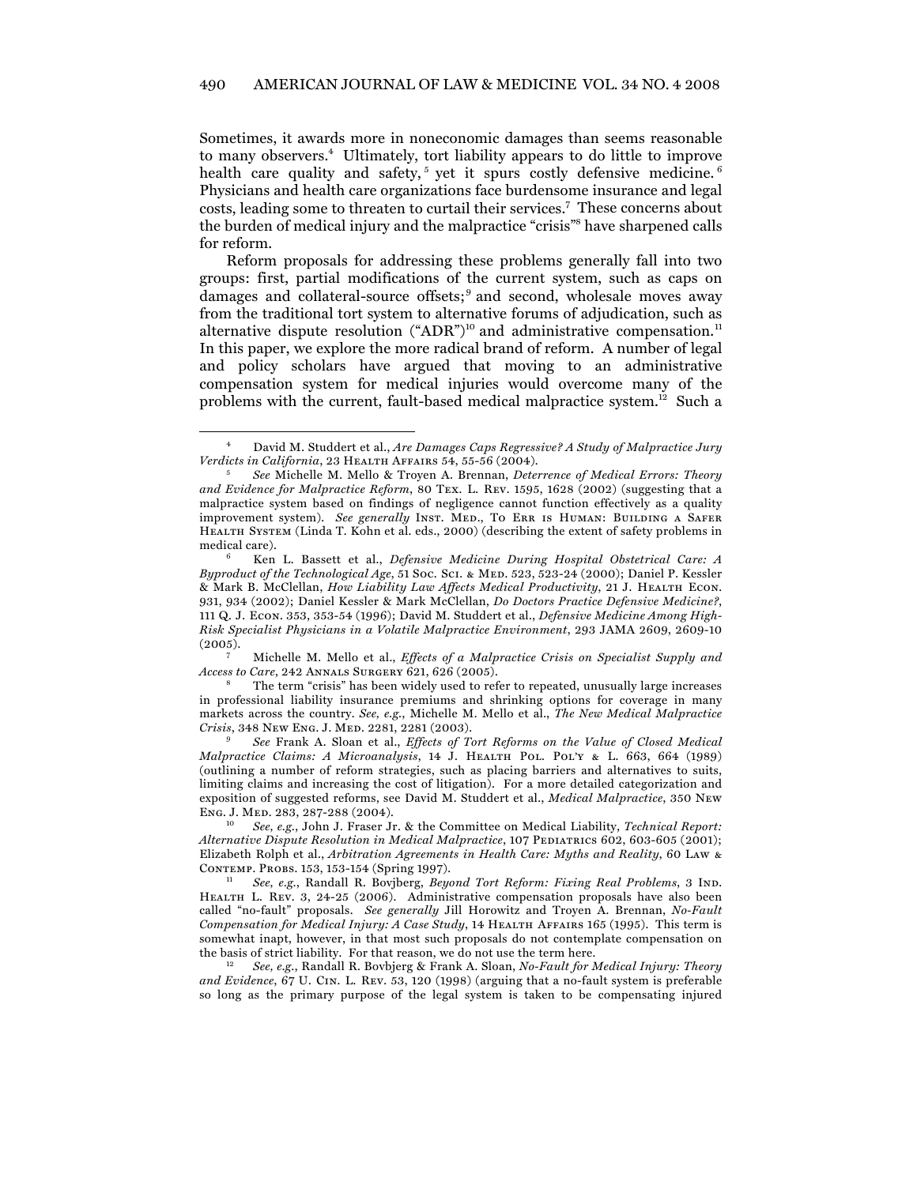Sometimes, it awards more in noneconomic damages than seems reasonable to many observers.[4] Ultimately, tort liability appears to do little to improve health care quality and safety,[5] yet it spurs costly defensive medicine.[6] Physicians and health care organizations face burdensome insurance and legal costs, leading some to threaten to curtail their services.[7] These concerns about the burden of medical injury and the malpractice "crisis"[8] have sharpened calls for reform.

Reform proposals for addressing these problems generally fall into two groups: first, partial modifications of the current system, such as caps on damages and collateral-source offsets;[9] and second, wholesale moves away from the traditional tort system to alternative forums of adjudication, such as alternative dispute resolution ("ADR")[10] and administrative compensation.[11] In this paper, we explore the more radical brand of reform. A number of legal and policy scholars have argued that moving to an administrative compensation system for medical injuries would overcome many of the problems with the current, fault-based medical malpractice system.[12] Such a

---

[4] David M. Studdert et al., *Are Damages Caps Regressive? A Study of Malpractice Jury Verdicts in California*, 23 HEALTH AFFAIRS 54, 55-56 (2004).

[5] *See* Michelle M. Mello & Troyen A. Brennan, *Deterrence of Medical Errors: Theory and Evidence for Malpractice Reform*, 80 TEX. L. REV. 1595, 1628 (2002) (suggesting that a malpractice system based on findings of negligence cannot function effectively as a quality improvement system). *See generally* INST. MED., TO ERR IS HUMAN: BUILDING A SAFER HEALTH SYSTEM (Linda T. Kohn et al. eds., 2000) (describing the extent of safety problems in medical care).

[6] Ken L. Bassett et al., *Defensive Medicine During Hospital Obstetrical Care: A Byproduct of the Technological Age*, 51 SOC. SCI. & MED. 523, 523-24 (2000); Daniel P. Kessler & Mark B. McClellan, *How Liability Law Affects Medical Productivity*, 21 J. HEALTH ECON. 931, 934 (2002); Daniel Kessler & Mark McClellan, *Do Doctors Practice Defensive Medicine?*, 111 Q. J. ECON. 353, 353-54 (1996); David M. Studdert et al., *Defensive Medicine Among High-Risk Specialist Physicians in a Volatile Malpractice Environment*, 293 JAMA 2609, 2609-10 (2005).

[7] Michelle M. Mello et al., *Effects of a Malpractice Crisis on Specialist Supply and Access to Care*, 242 ANNALS SURGERY 621, 626 (2005).

[8] The term "crisis" has been widely used to refer to repeated, unusually large increases in professional liability insurance premiums and shrinking options for coverage in many markets across the country. *See, e.g.*, Michelle M. Mello et al., *The New Medical Malpractice Crisis*, 348 NEW ENG. J. MED. 2281, 2281 (2003).

[9] *See* Frank A. Sloan et al., *Effects of Tort Reforms on the Value of Closed Medical Malpractice Claims: A Microanalysis*, 14 J. HEALTH POL. POL'Y & L. 663, 664 (1989) (outlining a number of reform strategies, such as placing barriers and alternatives to suits, limiting claims and increasing the cost of litigation). For a more detailed categorization and exposition of suggested reforms, see David M. Studdert et al., *Medical Malpractice*, 350 NEW ENG. J. MED. 283, 287-288 (2004).

[10] *See, e.g.*, John J. Fraser Jr. & the Committee on Medical Liability, *Technical Report: Alternative Dispute Resolution in Medical Malpractice*, 107 PEDIATRICS 602, 603-605 (2001); Elizabeth Rolph et al., *Arbitration Agreements in Health Care: Myths and Reality*, 60 LAW & CONTEMP. PROBS. 153, 153-154 (Spring 1997).

[11] *See, e.g.*, Randall R. Bovbjerg, *Beyond Tort Reform: Fixing Real Problems*, 3 IND. HEALTH L. REV. 3, 24-25 (2006). Administrative compensation proposals have also been called "no-fault" proposals. *See generally* Jill Horowitz and Troyen A. Brennan, *No-Fault Compensation for Medical Injury: A Case Study*, 14 HEALTH AFFAIRS 165 (1995). This term is somewhat inapt, however, in that most such proposals do not contemplate compensation on the basis of strict liability. For that reason, we do not use the term here.

[12] *See, e.g.*, Randall R. Bovbjerg & Frank A. Sloan, *No-Fault for Medical Injury: Theory and Evidence*, 67 U. CIN. L. REV. 53, 120 (1998) (arguing that a no-fault system is preferable so long as the primary purpose of the legal system is taken to be compensating injured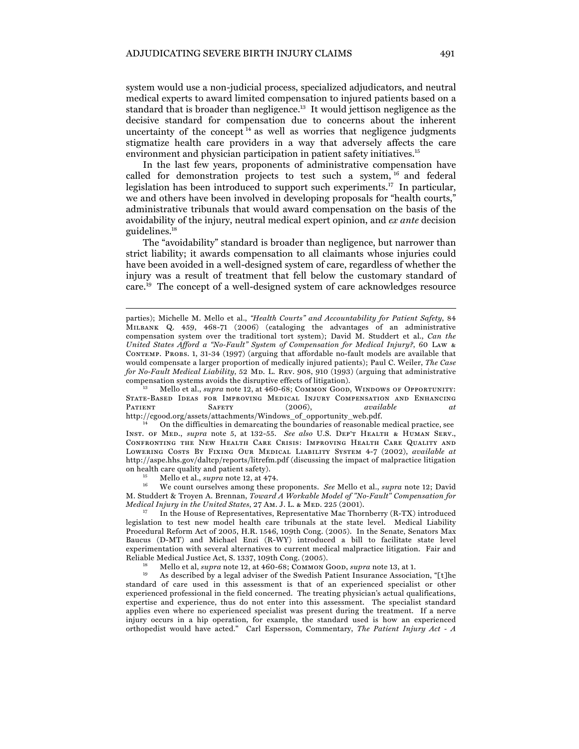system would use a non-judicial process, specialized adjudicators, and neutral medical experts to award limited compensation to injured patients based on a standard that is broader than negligence.[13] It would jettison negligence as the decisive standard for compensation due to concerns about the inherent uncertainty of the concept[14] as well as worries that negligence judgments stigmatize health care providers in a way that adversely affects the care environment and physician participation in patient safety initiatives.[15]

In the last few years, proponents of administrative compensation have called for demonstration projects to test such a system,[16] and federal legislation has been introduced to support such experiments.[17] In particular, we and others have been involved in developing proposals for "health courts," administrative tribunals that would award compensation on the basis of the avoidability of the injury, neutral medical expert opinion, and *ex ante* decision guidelines.[18]

The "avoidability" standard is broader than negligence, but narrower than strict liability; it awards compensation to all claimants whose injuries could have been avoided in a well-designed system of care, regardless of whether the injury was a result of treatment that fell below the customary standard of care.[19] The concept of a well-designed system of care acknowledges resource

---

parties); Michelle M. Mello et al., *"Health Courts" and Accountability for Patient Safety*, 84 MILBANK Q. 459, 468-71 (2006) (cataloging the advantages of an administrative compensation system over the traditional tort system); David M. Studdert et al., *Can the United States Afford a "No-Fault" System of Compensation for Medical Injury?*, 60 LAW & CONTEMP. PROBS. 1, 31-34 (1997) (arguing that affordable no-fault models are available that would compensate a larger proportion of medically injured patients); Paul C. Weiler, *The Case for No-Fault Medical Liability*, 52 MD. L. REV. 908, 910 (1993) (arguing that administrative compensation systems avoids the disruptive effects of litigation).

[13] Mello et al., *supra* note 12, at 460-68; COMMON GOOD, WINDOWS OF OPPORTUNITY: STATE-BASED IDEAS FOR IMPROVING MEDICAL INJURY COMPENSATION AND ENHANCING PATIENT SAFETY (2006), *available at* http://cgood.org/assets/attachments/Windows_of_opportunity_web.pdf.

[14] On the difficulties in demarcating the boundaries of reasonable medical practice, see INST. OF MED., *supra* note 5, at 132-55. *See also* U.S. DEP'T HEALTH & HUMAN SERV., CONFRONTING THE NEW HEALTH CARE CRISIS: IMPROVING HEALTH CARE QUALITY AND LOWERING COSTS BY FIXING OUR MEDICAL LIABILITY SYSTEM 4-7 (2002), *available at* http://aspe.hhs.gov/daltcp/reports/litrefm.pdf (discussing the impact of malpractice litigation on health care quality and patient safety).

[15] Mello et al., *supra* note 12, at 474.

[16] We count ourselves among these proponents. *See* Mello et al., *supra* note 12; David M. Studdert & Troyen A. Brennan, *Toward A Workable Model of "No-Fault" Compensation for Medical Injury in the United States*, 27 AM. J. L. & MED. 225 (2001).

[17] In the House of Representatives, Representative Mac Thornberry (R-TX) introduced legislation to test new model health care tribunals at the state level. Medical Liability Procedural Reform Act of 2005, H.R. 1546, 109th Cong. (2005). In the Senate, Senators Max Baucus (D-MT) and Michael Enzi (R-WY) introduced a bill to facilitate state level experimentation with several alternatives to current medical malpractice litigation. Fair and Reliable Medical Justice Act, S. 1337, 109th Cong. (2005).

[18] Mello et al, *supra* note 12, at 460-68; COMMON GOOD, *supra* note 13, at 1.

[19] As described by a legal adviser of the Swedish Patient Insurance Association, "[t]he standard of care used in this assessment is that of an experienced specialist or other experienced professional in the field concerned. The treating physician's actual qualifications, expertise and experience, thus do not enter into this assessment. The specialist standard applies even where no experienced specialist was present during the treatment. If a nerve injury occurs in a hip operation, for example, the standard used is how an experienced orthopedist would have acted." Carl Espersson, Commentary, *The Patient Injury Act - A*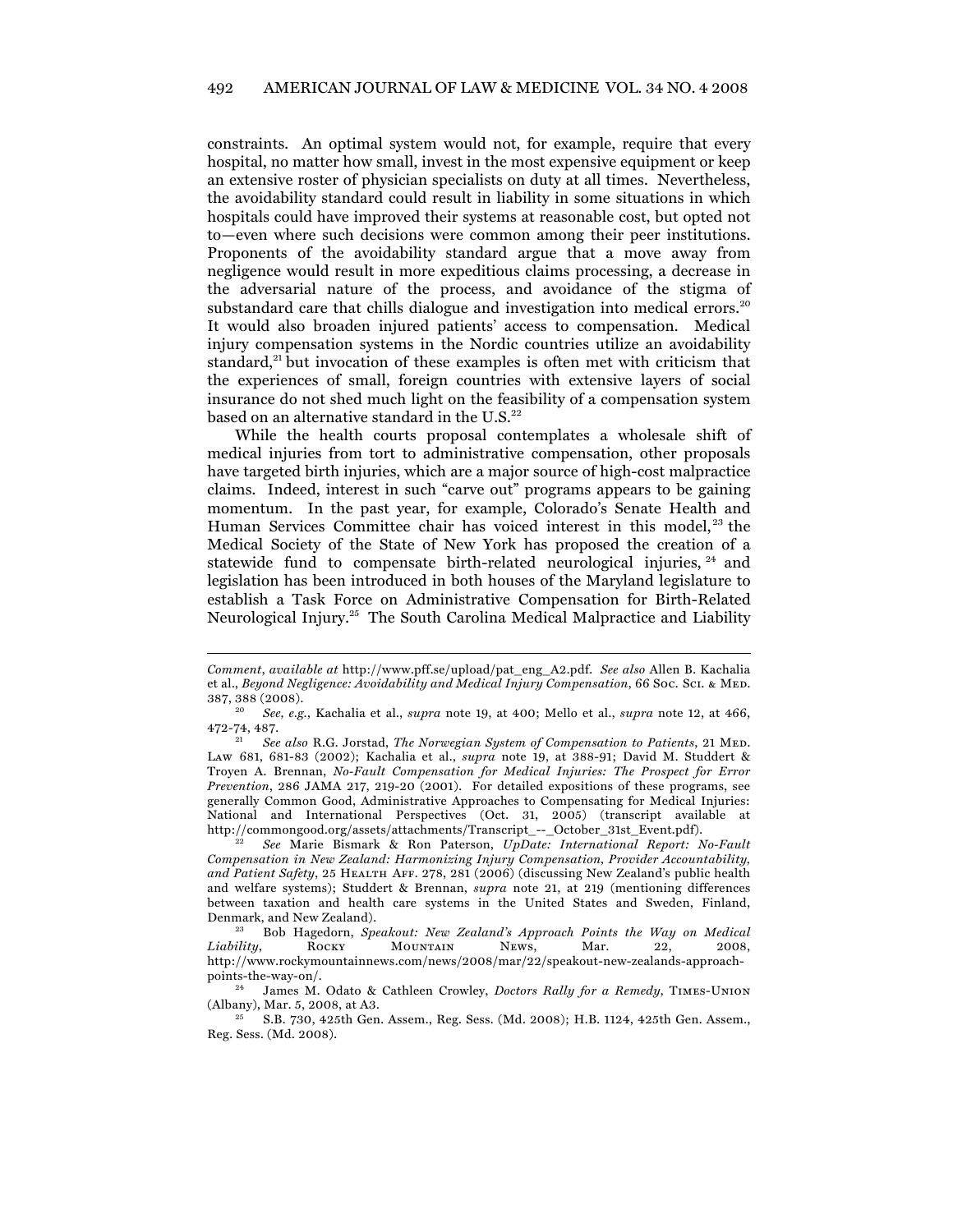constraints. An optimal system would not, for example, require that every hospital, no matter how small, invest in the most expensive equipment or keep an extensive roster of physician specialists on duty at all times. Nevertheless, the avoidability standard could result in liability in some situations in which hospitals could have improved their systems at reasonable cost, but opted not to—even where such decisions were common among their peer institutions. Proponents of the avoidability standard argue that a move away from negligence would result in more expeditious claims processing, a decrease in the adversarial nature of the process, and avoidance of the stigma of substandard care that chills dialogue and investigation into medical errors.[20] It would also broaden injured patients' access to compensation. Medical injury compensation systems in the Nordic countries utilize an avoidability standard,[21] but invocation of these examples is often met with criticism that the experiences of small, foreign countries with extensive layers of social insurance do not shed much light on the feasibility of a compensation system based on an alternative standard in the U.S.[22]

While the health courts proposal contemplates a wholesale shift of medical injuries from tort to administrative compensation, other proposals have targeted birth injuries, which are a major source of high-cost malpractice claims. Indeed, interest in such "carve out" programs appears to be gaining momentum. In the past year, for example, Colorado's Senate Health and Human Services Committee chair has voiced interest in this model,[23] the Medical Society of the State of New York has proposed the creation of a statewide fund to compensate birth-related neurological injuries,[24] and legislation has been introduced in both houses of the Maryland legislature to establish a Task Force on Administrative Compensation for Birth-Related Neurological Injury.[25] The South Carolina Medical Malpractice and Liability

---

*Comment*, *available at* http://www.pff.se/upload/pat_eng_A2.pdf. *See also* Allen B. Kachalia et al., *Beyond Negligence: Avoidability and Medical Injury Compensation*, 66 Soc. Sci. & Med. 387, 388 (2008).

[20] *See, e.g.*, Kachalia et al., *supra* note 19, at 400; Mello et al., *supra* note 12, at 466, 472-74, 487.

[21] *See also* R.G. Jorstad, *The Norwegian System of Compensation to Patients*, 21 Med. Law 681, 681-83 (2002); Kachalia et al., *supra* note 19, at 388-91; David M. Studdert & Troyen A. Brennan, *No-Fault Compensation for Medical Injuries: The Prospect for Error Prevention*, 286 JAMA 217, 219-20 (2001). For detailed expositions of these programs, see generally Common Good, Administrative Approaches to Compensating for Medical Injuries: National and International Perspectives (Oct. 31, 2005) (transcript available at http://commongood.org/assets/attachments/Transcript_--_October_31st_Event.pdf).

[22] *See* Marie Bismark & Ron Paterson, *UpDate: International Report: No-Fault Compensation in New Zealand: Harmonizing Injury Compensation, Provider Accountability, and Patient Safety*, 25 Health Aff. 278, 281 (2006) (discussing New Zealand's public health and welfare systems); Studdert & Brennan, *supra* note 21, at 219 (mentioning differences between taxation and health care systems in the United States and Sweden, Finland, Denmark, and New Zealand).

[23] Bob Hagedorn, *Speakout: New Zealand's Approach Points the Way on Medical Liability*, Rocky Mountain News, Mar. 22, 2008, http://www.rockymountainnews.com/news/2008/mar/22/speakout-new-zealands-approach-points-the-way-on/.

[24] James M. Odato & Cathleen Crowley, *Doctors Rally for a Remedy*, Times-Union (Albany), Mar. 5, 2008, at A3.

[25] S.B. 730, 425th Gen. Assem., Reg. Sess. (Md. 2008); H.B. 1124, 425th Gen. Assem., Reg. Sess. (Md. 2008).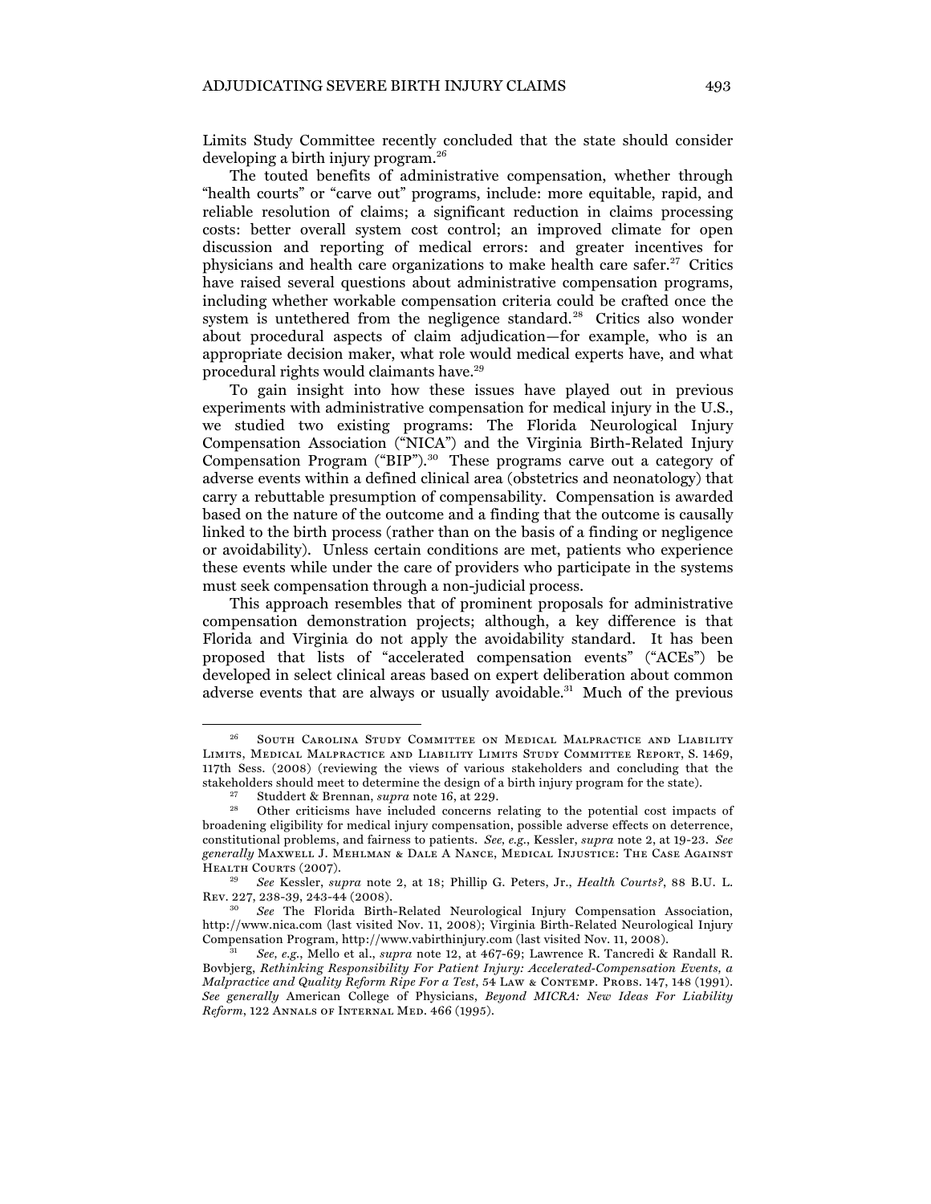Limits Study Committee recently concluded that the state should consider developing a birth injury program.[26]

The touted benefits of administrative compensation, whether through "health courts" or "carve out" programs, include: more equitable, rapid, and reliable resolution of claims; a significant reduction in claims processing costs: better overall system cost control; an improved climate for open discussion and reporting of medical errors: and greater incentives for physicians and health care organizations to make health care safer.[27] Critics have raised several questions about administrative compensation programs, including whether workable compensation criteria could be crafted once the system is untethered from the negligence standard.[28] Critics also wonder about procedural aspects of claim adjudication—for example, who is an appropriate decision maker, what role would medical experts have, and what procedural rights would claimants have.[29]

To gain insight into how these issues have played out in previous experiments with administrative compensation for medical injury in the U.S., we studied two existing programs: The Florida Neurological Injury Compensation Association ("NICA") and the Virginia Birth-Related Injury Compensation Program ("BIP").[30] These programs carve out a category of adverse events within a defined clinical area (obstetrics and neonatology) that carry a rebuttable presumption of compensability. Compensation is awarded based on the nature of the outcome and a finding that the outcome is causally linked to the birth process (rather than on the basis of a finding or negligence or avoidability). Unless certain conditions are met, patients who experience these events while under the care of providers who participate in the systems must seek compensation through a non-judicial process.

This approach resembles that of prominent proposals for administrative compensation demonstration projects; although, a key difference is that Florida and Virginia do not apply the avoidability standard. It has been proposed that lists of "accelerated compensation events" ("ACEs") be developed in select clinical areas based on expert deliberation about common adverse events that are always or usually avoidable.[31] Much of the previous

---

[26] South Carolina Study Committee on Medical Malpractice and Liability Limits, Medical Malpractice and Liability Limits Study Committee Report, S. 1469, 117th Sess. (2008) (reviewing the views of various stakeholders and concluding that the stakeholders should meet to determine the design of a birth injury program for the state).

[27] Studdert & Brennan, *supra* note 16, at 229.

[28] Other criticisms have included concerns relating to the potential cost impacts of broadening eligibility for medical injury compensation, possible adverse effects on deterrence, constitutional problems, and fairness to patients. *See, e.g.*, Kessler, *supra* note 2, at 19-23. *See generally* Maxwell J. Mehlman & Dale A Nance, Medical Injustice: The Case Against Health Courts (2007).

[29] *See* Kessler, *supra* note 2, at 18; Phillip G. Peters, Jr., *Health Courts?*, 88 B.U. L. Rev. 227, 238-39, 243-44 (2008).

[30] *See* The Florida Birth-Related Neurological Injury Compensation Association, http://www.nica.com (last visited Nov. 11, 2008); Virginia Birth-Related Neurological Injury Compensation Program, http://www.vabirthinjury.com (last visited Nov. 11, 2008).

[31] *See, e.g.*, Mello et al., *supra* note 12, at 467-69; Lawrence R. Tancredi & Randall R. Bovbjerg, *Rethinking Responsibility For Patient Injury: Accelerated-Compensation Events, a Malpractice and Quality Reform Ripe For a Test*, 54 Law & Contemp. Probs. 147, 148 (1991). *See generally* American College of Physicians, *Beyond MICRA: New Ideas For Liability Reform*, 122 Annals of Internal Med. 466 (1995).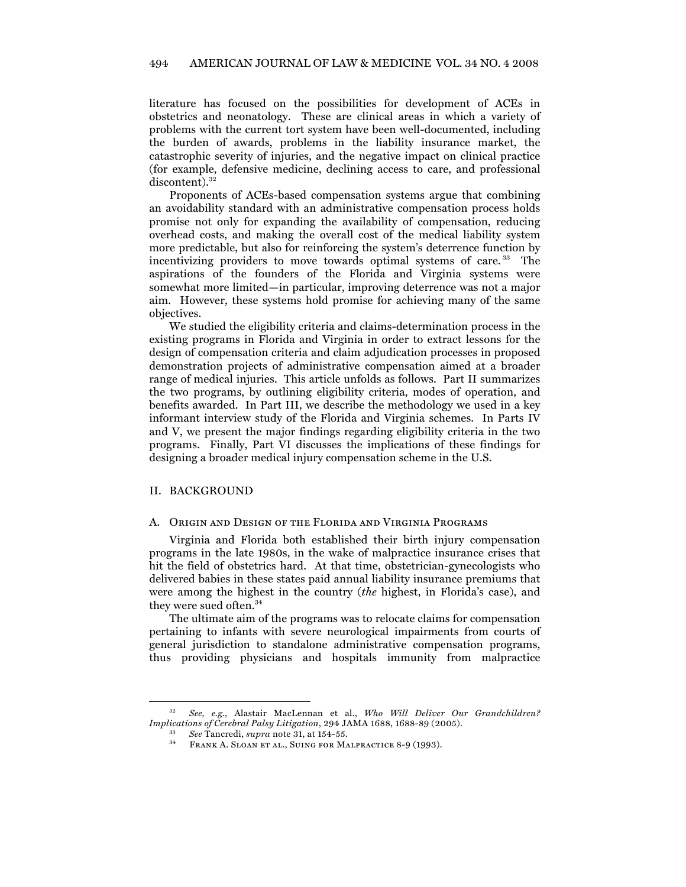literature has focused on the possibilities for development of ACEs in obstetrics and neonatology. These are clinical areas in which a variety of problems with the current tort system have been well-documented, including the burden of awards, problems in the liability insurance market, the catastrophic severity of injuries, and the negative impact on clinical practice (for example, defensive medicine, declining access to care, and professional discontent).[32]

Proponents of ACEs-based compensation systems argue that combining an avoidability standard with an administrative compensation process holds promise not only for expanding the availability of compensation, reducing overhead costs, and making the overall cost of the medical liability system more predictable, but also for reinforcing the system's deterrence function by incentivizing providers to move towards optimal systems of care.[33] The aspirations of the founders of the Florida and Virginia systems were somewhat more limited—in particular, improving deterrence was not a major aim. However, these systems hold promise for achieving many of the same objectives.

We studied the eligibility criteria and claims-determination process in the existing programs in Florida and Virginia in order to extract lessons for the design of compensation criteria and claim adjudication processes in proposed demonstration projects of administrative compensation aimed at a broader range of medical injuries. This article unfolds as follows. Part II summarizes the two programs, by outlining eligibility criteria, modes of operation, and benefits awarded. In Part III, we describe the methodology we used in a key informant interview study of the Florida and Virginia schemes. In Parts IV and V, we present the major findings regarding eligibility criteria in the two programs. Finally, Part VI discusses the implications of these findings for designing a broader medical injury compensation scheme in the U.S.

## II. BACKGROUND

### A. Origin and Design of the Florida and Virginia Programs

Virginia and Florida both established their birth injury compensation programs in the late 1980s, in the wake of malpractice insurance crises that hit the field of obstetrics hard. At that time, obstetrician-gynecologists who delivered babies in these states paid annual liability insurance premiums that were among the highest in the country (*the* highest, in Florida's case), and they were sued often.[34]

The ultimate aim of the programs was to relocate claims for compensation pertaining to infants with severe neurological impairments from courts of general jurisdiction to standalone administrative compensation programs, thus providing physicians and hospitals immunity from malpractice

---

[32] *See, e.g.*, Alastair MacLennan et al., *Who Will Deliver Our Grandchildren? Implications of Cerebral Palsy Litigation*, 294 JAMA 1688, 1688-89 (2005).

[33] *See* Tancredi, *supra* note 31, at 154-55.

[34] Frank A. Sloan et al., Suing for Malpractice 8-9 (1993).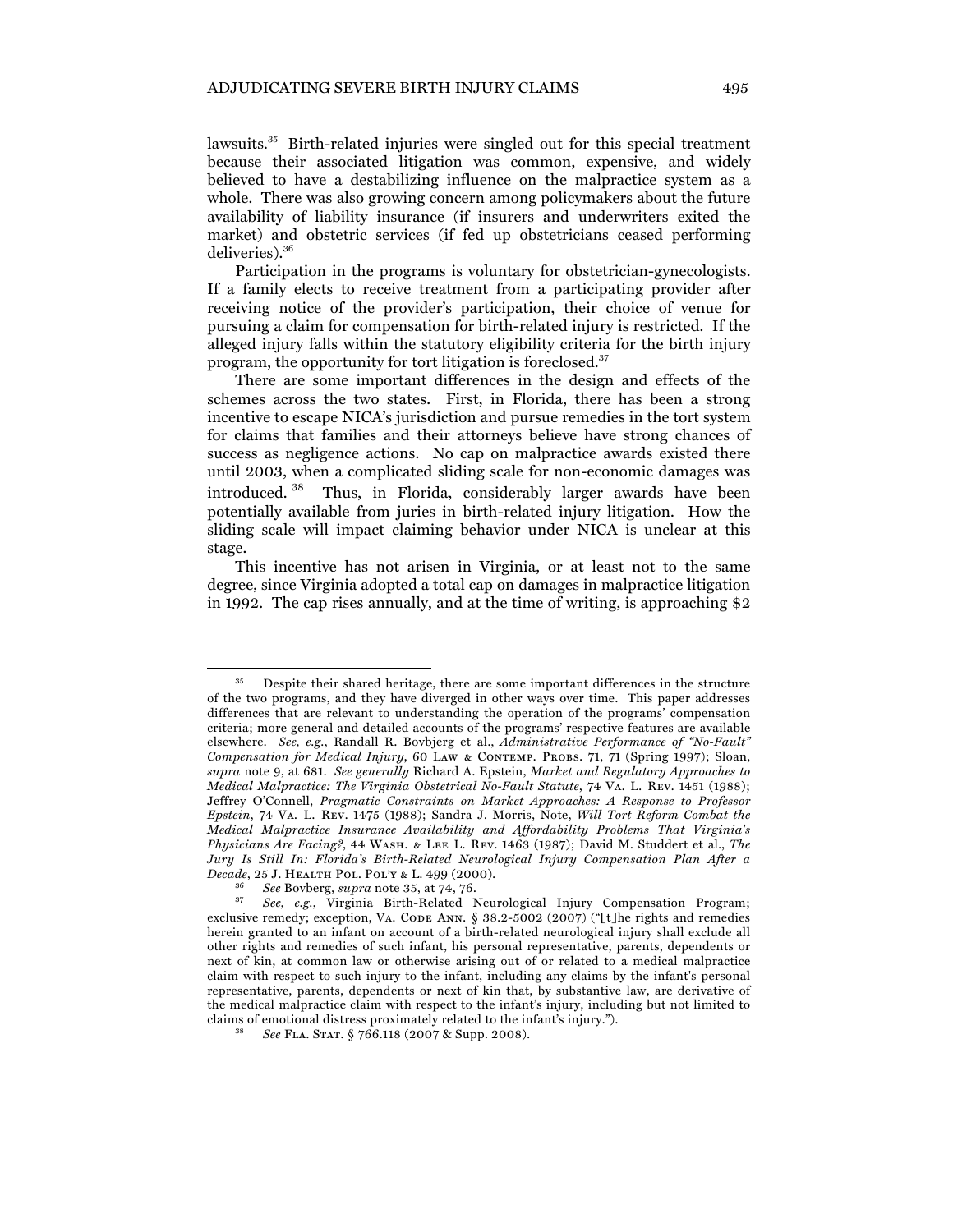lawsuits.[35] Birth-related injuries were singled out for this special treatment because their associated litigation was common, expensive, and widely believed to have a destabilizing influence on the malpractice system as a whole. There was also growing concern among policymakers about the future availability of liability insurance (if insurers and underwriters exited the market) and obstetric services (if fed up obstetricians ceased performing deliveries).[36]

Participation in the programs is voluntary for obstetrician-gynecologists. If a family elects to receive treatment from a participating provider after receiving notice of the provider's participation, their choice of venue for pursuing a claim for compensation for birth-related injury is restricted. If the alleged injury falls within the statutory eligibility criteria for the birth injury program, the opportunity for tort litigation is foreclosed.[37]

There are some important differences in the design and effects of the schemes across the two states. First, in Florida, there has been a strong incentive to escape NICA's jurisdiction and pursue remedies in the tort system for claims that families and their attorneys believe have strong chances of success as negligence actions. No cap on malpractice awards existed there until 2003, when a complicated sliding scale for non-economic damages was introduced.[38] Thus, in Florida, considerably larger awards have been potentially available from juries in birth-related injury litigation. How the sliding scale will impact claiming behavior under NICA is unclear at this stage.

This incentive has not arisen in Virginia, or at least not to the same degree, since Virginia adopted a total cap on damages in malpractice litigation in 1992. The cap rises annually, and at the time of writing, is approaching $2

---

[35] Despite their shared heritage, there are some important differences in the structure of the two programs, and they have diverged in other ways over time. This paper addresses differences that are relevant to understanding the operation of the programs' compensation criteria; more general and detailed accounts of the programs' respective features are available elsewhere. *See, e.g.*, Randall R. Bovbjerg et al., *Administrative Performance of "No-Fault" Compensation for Medical Injury*, 60 LAW & CONTEMP. PROBS. 71, 71 (Spring 1997); Sloan, *supra* note 9, at 681. *See generally* Richard A. Epstein, *Market and Regulatory Approaches to Medical Malpractice: The Virginia Obstetrical No-Fault Statute*, 74 VA. L. REV. 1451 (1988); Jeffrey O'Connell, *Pragmatic Constraints on Market Approaches: A Response to Professor Epstein*, 74 VA. L. REV. 1475 (1988); Sandra J. Morris, Note, *Will Tort Reform Combat the Medical Malpractice Insurance Availability and Affordability Problems That Virginia's Physicians Are Facing?*, 44 WASH. & LEE L. REV. 1463 (1987); David M. Studdert et al., *The Jury Is Still In: Florida's Birth-Related Neurological Injury Compensation Plan After a Decade*, 25 J. HEALTH POL. POL'Y & L. 499 (2000).

[36] *See* Bovberg, *supra* note 35, at 74, 76.

[37] *See, e.g.*, Virginia Birth-Related Neurological Injury Compensation Program; exclusive remedy; exception, VA. CODE ANN. § 38.2-5002 (2007) ("[t]he rights and remedies herein granted to an infant on account of a birth-related neurological injury shall exclude all other rights and remedies of such infant, his personal representative, parents, dependents or next of kin, at common law or otherwise arising out of or related to a medical malpractice claim with respect to such injury to the infant, including any claims by the infant's personal representative, parents, dependents or next of kin that, by substantive law, are derivative of the medical malpractice claim with respect to the infant's injury, including but not limited to claims of emotional distress proximately related to the infant's injury.").

[38] *See* FLA. STAT. § 766.118 (2007 & Supp. 2008).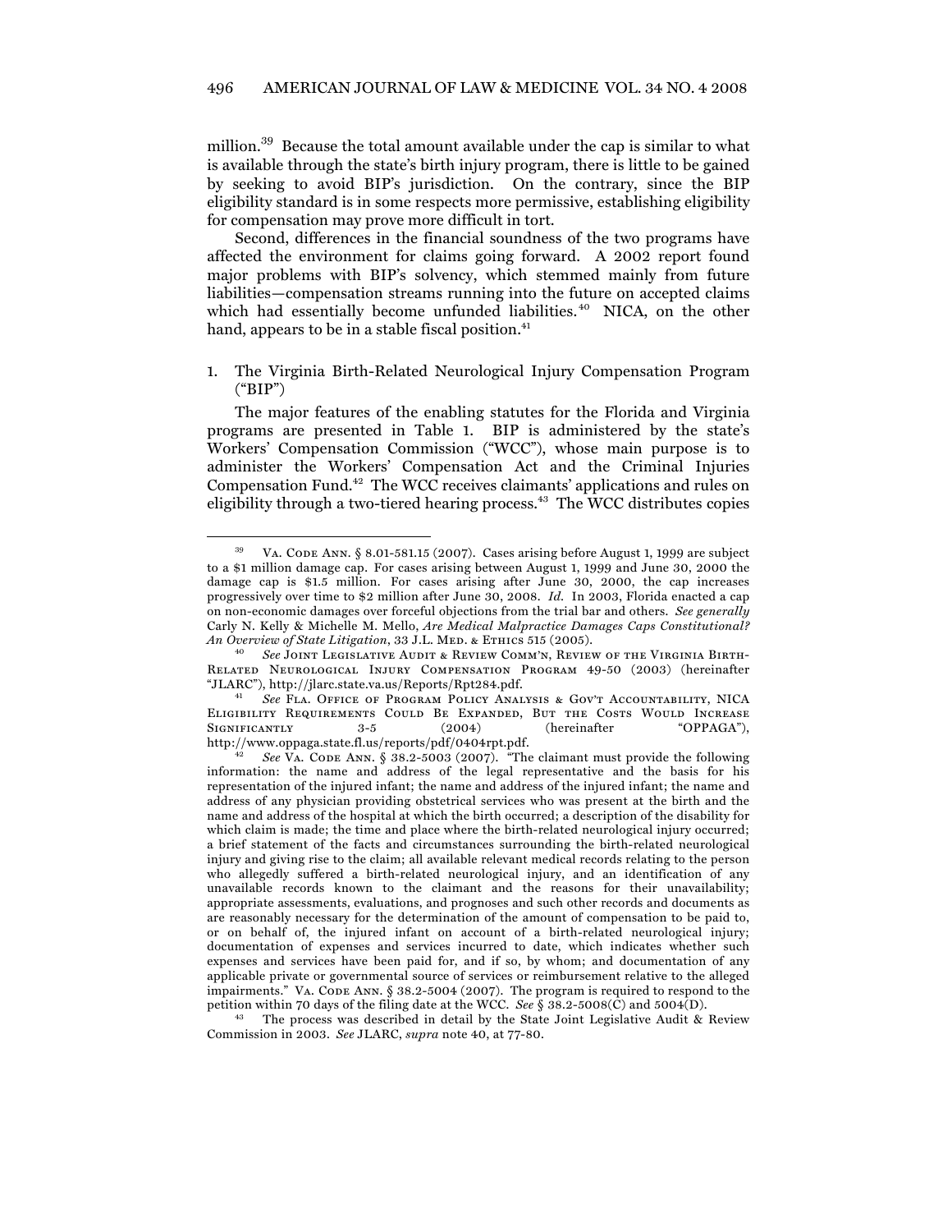million.[39] Because the total amount available under the cap is similar to what is available through the state's birth injury program, there is little to be gained by seeking to avoid BIP's jurisdiction. On the contrary, since the BIP eligibility standard is in some respects more permissive, establishing eligibility for compensation may prove more difficult in tort.

Second, differences in the financial soundness of the two programs have affected the environment for claims going forward. A 2002 report found major problems with BIP's solvency, which stemmed mainly from future liabilities—compensation streams running into the future on accepted claims which had essentially become unfunded liabilities.[40] NICA, on the other hand, appears to be in a stable fiscal position.[41]

1. The Virginia Birth-Related Neurological Injury Compensation Program ("BIP")

The major features of the enabling statutes for the Florida and Virginia programs are presented in Table 1. BIP is administered by the state's Workers' Compensation Commission ("WCC"), whose main purpose is to administer the Workers' Compensation Act and the Criminal Injuries Compensation Fund.[42] The WCC receives claimants' applications and rules on eligibility through a two-tiered hearing process.[43] The WCC distributes copies

---

[39] VA. CODE ANN. § 8.01-581.15 (2007). Cases arising before August 1, 1999 are subject to a $1 million damage cap. For cases arising between August 1, 1999 and June 30, 2000 the damage cap is $1.5 million. For cases arising after June 30, 2000, the cap increases progressively over time to $2 million after June 30, 2008. *Id.* In 2003, Florida enacted a cap on non-economic damages over forceful objections from the trial bar and others. *See generally* Carly N. Kelly & Michelle M. Mello, *Are Medical Malpractice Damages Caps Constitutional? An Overview of State Litigation*, 33 J.L. MED. & ETHICS 515 (2005).

[40] *See* JOINT LEGISLATIVE AUDIT & REVIEW COMM'N, REVIEW OF THE VIRGINIA BIRTH-RELATED NEUROLOGICAL INJURY COMPENSATION PROGRAM 49-50 (2003) (hereinafter "JLARC"), http://jlarc.state.va.us/Reports/Rpt284.pdf.

[41] *See* FLA. OFFICE OF PROGRAM POLICY ANALYSIS & GOV'T ACCOUNTABILITY, NICA ELIGIBILITY REQUIREMENTS COULD BE EXPANDED, BUT THE COSTS WOULD INCREASE SIGNIFICANTLY 3-5 (2004) (hereinafter "OPPAGA"), http://www.oppaga.state.fl.us/reports/pdf/0404rpt.pdf.

[42] *See* VA. CODE ANN. § 38.2-5003 (2007). "The claimant must provide the following information: the name and address of the legal representative and the basis for his representation of the injured infant; the name and address of the injured infant; the name and address of any physician providing obstetrical services who was present at the birth and the name and address of the hospital at which the birth occurred; a description of the disability for which claim is made; the time and place where the birth-related neurological injury occurred; a brief statement of the facts and circumstances surrounding the birth-related neurological injury and giving rise to the claim; all available relevant medical records relating to the person who allegedly suffered a birth-related neurological injury, and an identification of any unavailable records known to the claimant and the reasons for their unavailability; appropriate assessments, evaluations, and prognoses and such other records and documents as are reasonably necessary for the determination of the amount of compensation to be paid to, or on behalf of, the injured infant on account of a birth-related neurological injury; documentation of expenses and services incurred to date, which indicates whether such expenses and services have been paid for, and if so, by whom; and documentation of any applicable private or governmental source of services or reimbursement relative to the alleged impairments." VA. CODE ANN. § 38.2-5004 (2007). The program is required to respond to the petition within 70 days of the filing date at the WCC. *See* § 38.2-5008(C) and 5004(D).

[43] The process was described in detail by the State Joint Legislative Audit & Review Commission in 2003. *See* JLARC, *supra* note 40, at 77-80.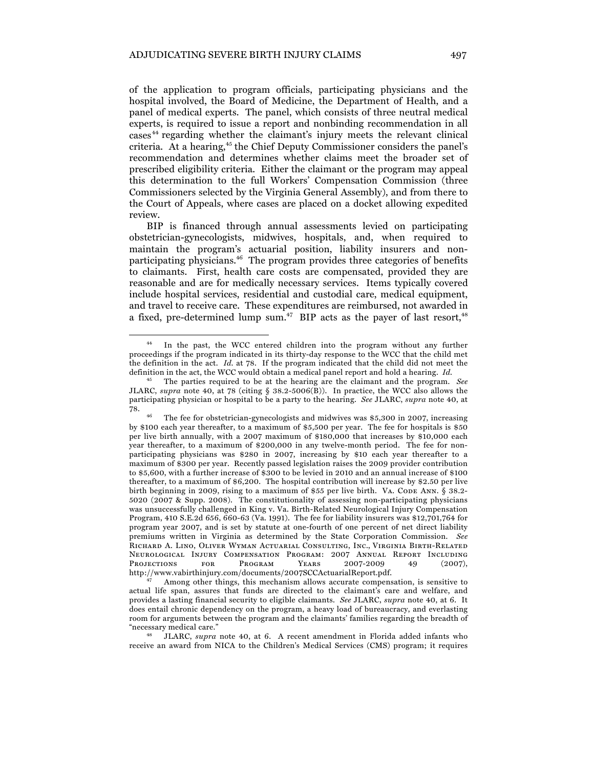of the application to program officials, participating physicians and the hospital involved, the Board of Medicine, the Department of Health, and a panel of medical experts. The panel, which consists of three neutral medical experts, is required to issue a report and nonbinding recommendation in all cases[44] regarding whether the claimant's injury meets the relevant clinical criteria. At a hearing,[45] the Chief Deputy Commissioner considers the panel's recommendation and determines whether claims meet the broader set of prescribed eligibility criteria. Either the claimant or the program may appeal this determination to the full Workers' Compensation Commission (three Commissioners selected by the Virginia General Assembly), and from there to the Court of Appeals, where cases are placed on a docket allowing expedited review.

BIP is financed through annual assessments levied on participating obstetrician-gynecologists, midwives, hospitals, and, when required to maintain the program's actuarial position, liability insurers and non-participating physicians.[46] The program provides three categories of benefits to claimants. First, health care costs are compensated, provided they are reasonable and are for medically necessary services. Items typically covered include hospital services, residential and custodial care, medical equipment, and travel to receive care. These expenditures are reimbursed, not awarded in a fixed, pre-determined lump sum.[47] BIP acts as the payer of last resort,[48]

---

[44] In the past, the WCC entered children into the program without any further proceedings if the program indicated in its thirty-day response to the WCC that the child met the definition in the act. *Id.* at 78. If the program indicated that the child did not meet the definition in the act, the WCC would obtain a medical panel report and hold a hearing. *Id.*

[45] The parties required to be at the hearing are the claimant and the program. *See* JLARC, *supra* note 40, at 78 (citing § 38.2-5006(B)). In practice, the WCC also allows the participating physician or hospital to be a party to the hearing. *See* JLARC, *supra* note 40, at 78.

[46] The fee for obstetrician-gynecologists and midwives was $5,300 in 2007, increasing by $100 each year thereafter, to a maximum of $5,500 per year. The fee for hospitals is $50 per live birth annually, with a 2007 maximum of $180,000 that increases by $10,000 each year thereafter, to a maximum of $200,000 in any twelve-month period. The fee for non-participating physicians was $280 in 2007, increasing by $10 each year thereafter to a maximum of $300 per year. Recently passed legislation raises the 2009 provider contribution to $5,600, with a further increase of $300 to be levied in 2010 and an annual increase of $100 thereafter, to a maximum of $6,200. The hospital contribution will increase by $2.50 per live birth beginning in 2009, rising to a maximum of $55 per live birth. VA. CODE ANN. § 38.2-5020 (2007 & Supp. 2008). The constitutionality of assessing non-participating physicians was unsuccessfully challenged in King v. Va. Birth-Related Neurological Injury Compensation Program, 410 S.E.2d 656, 660-63 (Va. 1991). The fee for liability insurers was $12,701,764 for program year 2007, and is set by statute at one-fourth of one percent of net direct liability premiums written in Virginia as determined by the State Corporation Commission. *See* RICHARD A. LINO, OLIVER WYMAN ACTUARIAL CONSULTING, INC., VIRGINIA BIRTH-RELATED NEUROLOGICAL INJURY COMPENSATION PROGRAM: 2007 ANNUAL REPORT INCLUDING PROJECTIONS FOR PROGRAM YEARS 2007-2009 49 (2007), http://www.vabirthinjury.com/documents/2007SCCActuarialReport.pdf.

[47] Among other things, this mechanism allows accurate compensation, is sensitive to actual life span, assures that funds are directed to the claimant's care and welfare, and provides a lasting financial security to eligible claimants. *See* JLARC, *supra* note 40, at 6. It does entail chronic dependency on the program, a heavy load of bureaucracy, and everlasting room for arguments between the program and the claimants' families regarding the breadth of "necessary medical care."

[48] JLARC, *supra* note 40, at 6. A recent amendment in Florida added infants who receive an award from NICA to the Children's Medical Services (CMS) program; it requires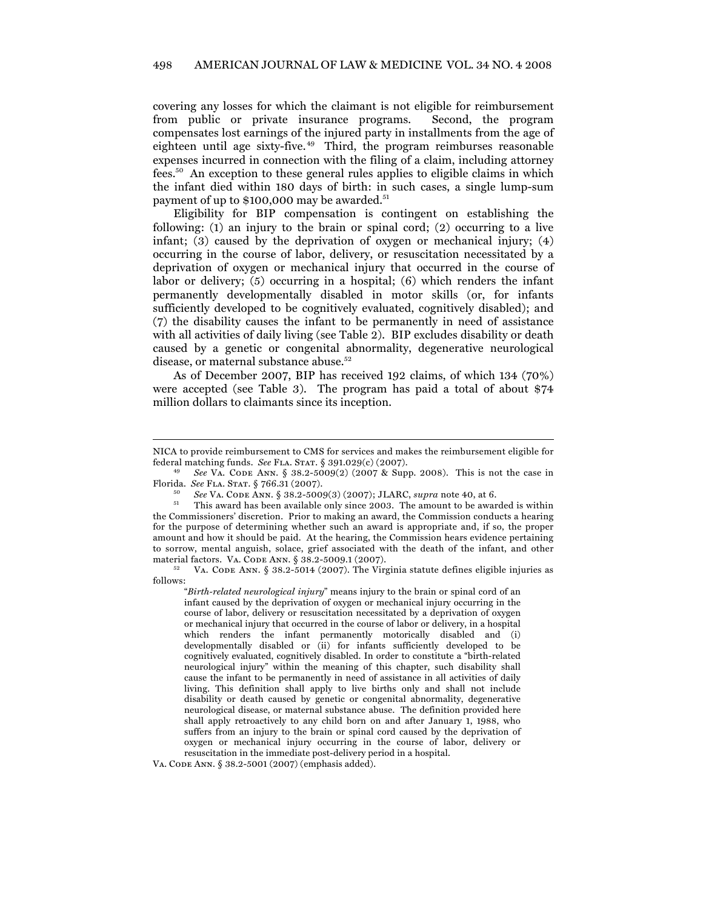covering any losses for which the claimant is not eligible for reimbursement from public or private insurance programs. Second, the program compensates lost earnings of the injured party in installments from the age of eighteen until age sixty-five.[49] Third, the program reimburses reasonable expenses incurred in connection with the filing of a claim, including attorney fees.[50] An exception to these general rules applies to eligible claims in which the infant died within 180 days of birth: in such cases, a single lump-sum payment of up to $100,000 may be awarded.[51]

Eligibility for BIP compensation is contingent on establishing the following: (1) an injury to the brain or spinal cord; (2) occurring to a live infant; (3) caused by the deprivation of oxygen or mechanical injury; (4) occurring in the course of labor, delivery, or resuscitation necessitated by a deprivation of oxygen or mechanical injury that occurred in the course of labor or delivery; (5) occurring in a hospital; (6) which renders the infant permanently developmentally disabled in motor skills (or, for infants sufficiently developed to be cognitively evaluated, cognitively disabled); and (7) the disability causes the infant to be permanently in need of assistance with all activities of daily living (see Table 2). BIP excludes disability or death caused by a genetic or congenital abnormality, degenerative neurological disease, or maternal substance abuse.[52]

As of December 2007, BIP has received 192 claims, of which 134 (70%) were accepted (see Table 3). The program has paid a total of about $74 million dollars to claimants since its inception.

---

NICA to provide reimbursement to CMS for services and makes the reimbursement eligible for federal matching funds. *See* FLA. STAT. § 391.029(c) (2007).

[49] *See* VA. CODE ANN. § 38.2-5009(2) (2007 & Supp. 2008). This is not the case in Florida. *See* FLA. STAT. § 766.31 (2007).

[50] *See* VA. CODE ANN. § 38.2-5009(3) (2007); JLARC, *supra* note 40, at 6.

[51] This award has been available only since 2003. The amount to be awarded is within the Commissioners' discretion. Prior to making an award, the Commission conducts a hearing for the purpose of determining whether such an award is appropriate and, if so, the proper amount and how it should be paid. At the hearing, the Commission hears evidence pertaining to sorrow, mental anguish, solace, grief associated with the death of the infant, and other material factors. VA. CODE ANN. § 38.2-5009.1 (2007).

[52] VA. CODE ANN. § 38.2-5014 (2007). The Virginia statute defines eligible injuries as follows:

> "*Birth-related neurological injury*" means injury to the brain or spinal cord of an infant caused by the deprivation of oxygen or mechanical injury occurring in the course of labor, delivery or resuscitation necessitated by a deprivation of oxygen or mechanical injury that occurred in the course of labor or delivery, in a hospital which renders the infant permanently motorically disabled and (i) developmentally disabled or (ii) for infants sufficiently developed to be cognitively evaluated, cognitively disabled. In order to constitute a "birth-related neurological injury" within the meaning of this chapter, such disability shall cause the infant to be permanently in need of assistance in all activities of daily living. This definition shall apply to live births only and shall not include disability or death caused by genetic or congenital abnormality, degenerative neurological disease, or maternal substance abuse. The definition provided here shall apply retroactively to any child born on and after January 1, 1988, who suffers from an injury to the brain or spinal cord caused by the deprivation of oxygen or mechanical injury occurring in the course of labor, delivery or resuscitation in the immediate post-delivery period in a hospital.

VA. CODE ANN. § 38.2-5001 (2007) (emphasis added).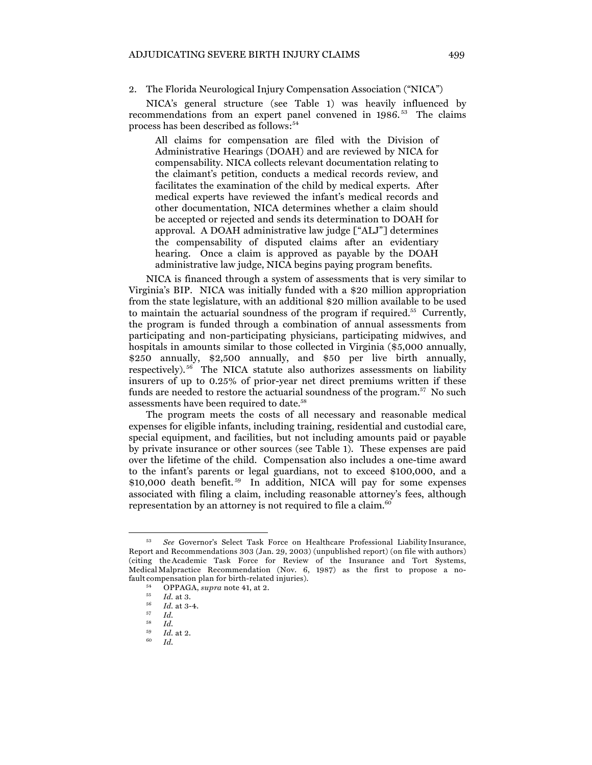2. The Florida Neurological Injury Compensation Association ("NICA")

NICA's general structure (see Table 1) was heavily influenced by recommendations from an expert panel convened in 1986.[53] The claims process has been described as follows:[54]

> All claims for compensation are filed with the Division of Administrative Hearings (DOAH) and are reviewed by NICA for compensability. NICA collects relevant documentation relating to the claimant's petition, conducts a medical records review, and facilitates the examination of the child by medical experts. After medical experts have reviewed the infant's medical records and other documentation, NICA determines whether a claim should be accepted or rejected and sends its determination to DOAH for approval. A DOAH administrative law judge ["ALJ"] determines the compensability of disputed claims after an evidentiary hearing. Once a claim is approved as payable by the DOAH administrative law judge, NICA begins paying program benefits.

NICA is financed through a system of assessments that is very similar to Virginia's BIP. NICA was initially funded with a $20 million appropriation from the state legislature, with an additional $20 million available to be used to maintain the actuarial soundness of the program if required.[55] Currently, the program is funded through a combination of annual assessments from participating and non-participating physicians, participating midwives, and hospitals in amounts similar to those collected in Virginia ($5,000 annually, $250 annually, $2,500 annually, and $50 per live birth annually, respectively).[56] The NICA statute also authorizes assessments on liability insurers of up to 0.25% of prior-year net direct premiums written if these funds are needed to restore the actuarial soundness of the program.[57] No such assessments have been required to date.[58]

The program meets the costs of all necessary and reasonable medical expenses for eligible infants, including training, residential and custodial care, special equipment, and facilities, but not including amounts paid or payable by private insurance or other sources (see Table 1). These expenses are paid over the lifetime of the child. Compensation also includes a one-time award to the infant's parents or legal guardians, not to exceed $100,000, and a $10,000 death benefit.[59] In addition, NICA will pay for some expenses associated with filing a claim, including reasonable attorney's fees, although representation by an attorney is not required to file a claim.[60]

---

[53] *See* Governor's Select Task Force on Healthcare Professional Liability Insurance, Report and Recommendations 303 (Jan. 29, 2003) (unpublished report) (on file with authors) (citing the Academic Task Force for Review of the Insurance and Tort Systems, Medical Malpractice Recommendation (Nov. 6, 1987) as the first to propose a no-fault compensation plan for birth-related injuries).

[54] OPPAGA, *supra* note 41, at 2.

[55] *Id.* at 3.

[56] *Id.* at 3-4.

[57] *Id.*

[58] *Id.*

[59] *Id.* at 2.

[60] *Id.*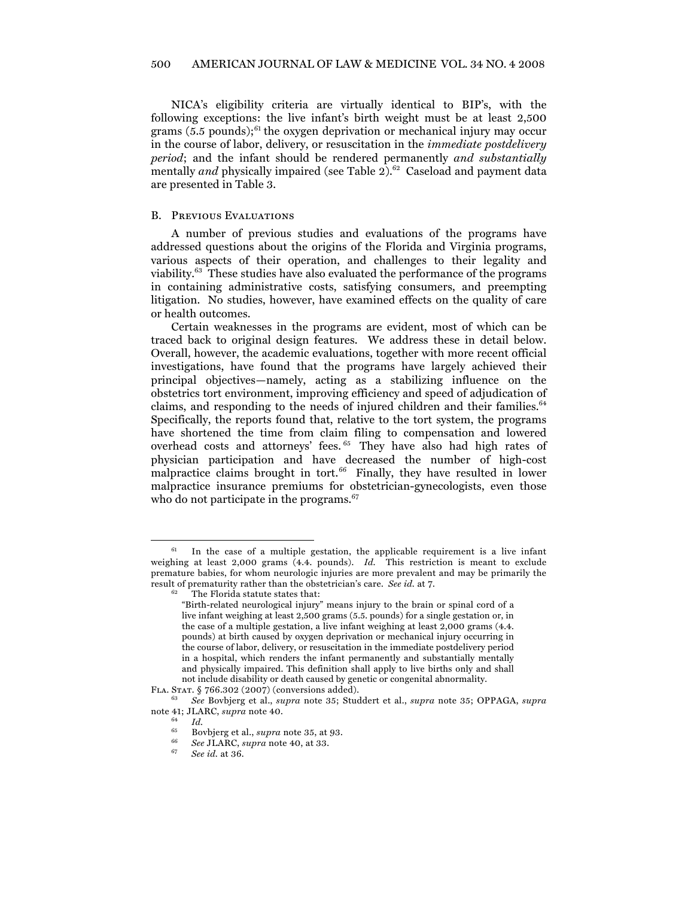NICA's eligibility criteria are virtually identical to BIP's, with the following exceptions: the live infant's birth weight must be at least 2,500 grams (5.5 pounds);[61] the oxygen deprivation or mechanical injury may occur in the course of labor, delivery, or resuscitation in the *immediate postdelivery period*; and the infant should be rendered permanently *and substantially* mentally *and* physically impaired (see Table 2).[62] Caseload and payment data are presented in Table 3.

## B. Previous Evaluations

A number of previous studies and evaluations of the programs have addressed questions about the origins of the Florida and Virginia programs, various aspects of their operation, and challenges to their legality and viability.[63] These studies have also evaluated the performance of the programs in containing administrative costs, satisfying consumers, and preempting litigation. No studies, however, have examined effects on the quality of care or health outcomes.

Certain weaknesses in the programs are evident, most of which can be traced back to original design features. We address these in detail below. Overall, however, the academic evaluations, together with more recent official investigations, have found that the programs have largely achieved their principal objectives—namely, acting as a stabilizing influence on the obstetrics tort environment, improving efficiency and speed of adjudication of claims, and responding to the needs of injured children and their families.[64] Specifically, the reports found that, relative to the tort system, the programs have shortened the time from claim filing to compensation and lowered overhead costs and attorneys' fees.[65] They have also had high rates of physician participation and have decreased the number of high-cost malpractice claims brought in tort.[66] Finally, they have resulted in lower malpractice insurance premiums for obstetrician-gynecologists, even those who do not participate in the programs.[67]

---

[61] In the case of a multiple gestation, the applicable requirement is a live infant weighing at least 2,000 grams (4.4. pounds). *Id.* This restriction is meant to exclude premature babies, for whom neurologic injuries are more prevalent and may be primarily the result of prematurity rather than the obstetrician's care. *See id.* at 7.

[62] The Florida statute states that:

> "Birth-related neurological injury" means injury to the brain or spinal cord of a live infant weighing at least 2,500 grams (5.5. pounds) for a single gestation or, in the case of a multiple gestation, a live infant weighing at least 2,000 grams (4.4. pounds) at birth caused by oxygen deprivation or mechanical injury occurring in the course of labor, delivery, or resuscitation in the immediate postdelivery period in a hospital, which renders the infant permanently and substantially mentally and physically impaired. This definition shall apply to live births only and shall not include disability or death caused by genetic or congenital abnormality.

FLA. STAT. § 766.302 (2007) (conversions added).

[63] *See* Bovbjerg et al., *supra* note 35; Studdert et al., *supra* note 35; OPPAGA, *supra* note 41; JLARC, *supra* note 40.

[64] *Id.*

[65] Bovbjerg et al., *supra* note 35, at 93.

[66] *See* JLARC, *supra* note 40, at 33.

[67] *See id.* at 36.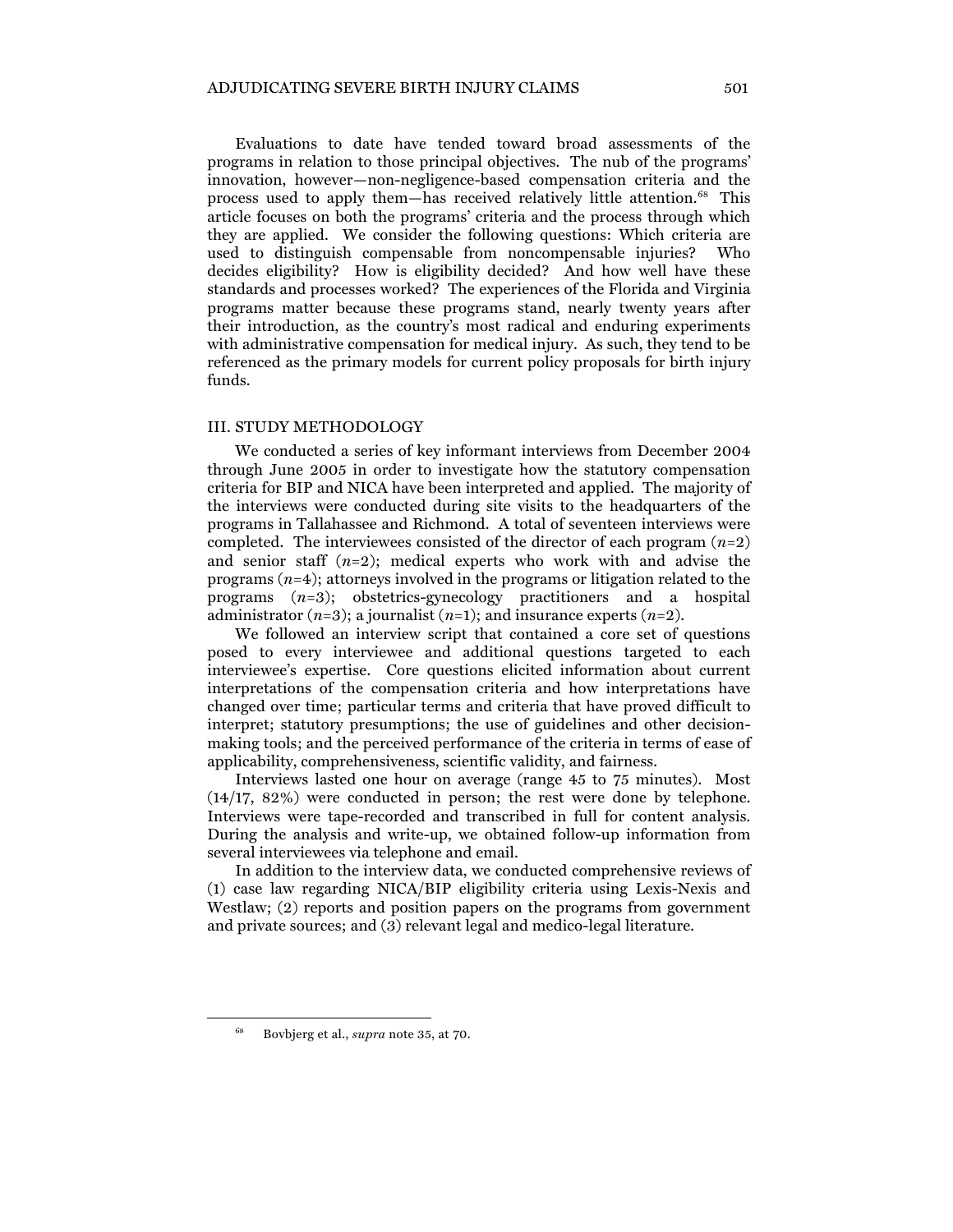Evaluations to date have tended toward broad assessments of the programs in relation to those principal objectives. The nub of the programs' innovation, however—non-negligence-based compensation criteria and the process used to apply them—has received relatively little attention.[68] This article focuses on both the programs' criteria and the process through which they are applied. We consider the following questions: Which criteria are used to distinguish compensable from noncompensable injuries? Who decides eligibility? How is eligibility decided? And how well have these standards and processes worked? The experiences of the Florida and Virginia programs matter because these programs stand, nearly twenty years after their introduction, as the country's most radical and enduring experiments with administrative compensation for medical injury. As such, they tend to be referenced as the primary models for current policy proposals for birth injury funds.

## III. STUDY METHODOLOGY

We conducted a series of key informant interviews from December 2004 through June 2005 in order to investigate how the statutory compensation criteria for BIP and NICA have been interpreted and applied. The majority of the interviews were conducted during site visits to the headquarters of the programs in Tallahassee and Richmond. A total of seventeen interviews were completed. The interviewees consisted of the director of each program ($n$=2) and senior staff ($n$=2); medical experts who work with and advise the programs ($n$=4); attorneys involved in the programs or litigation related to the programs ($n$=3); obstetrics-gynecology practitioners and a hospital administrator ($n$=3); a journalist ($n$=1); and insurance experts ($n$=2).

We followed an interview script that contained a core set of questions posed to every interviewee and additional questions targeted to each interviewee's expertise. Core questions elicited information about current interpretations of the compensation criteria and how interpretations have changed over time; particular terms and criteria that have proved difficult to interpret; statutory presumptions; the use of guidelines and other decision-making tools; and the perceived performance of the criteria in terms of ease of applicability, comprehensiveness, scientific validity, and fairness.

Interviews lasted one hour on average (range 45 to 75 minutes). Most (14/17, 82%) were conducted in person; the rest were done by telephone. Interviews were tape-recorded and transcribed in full for content analysis. During the analysis and write-up, we obtained follow-up information from several interviewees via telephone and email.

In addition to the interview data, we conducted comprehensive reviews of (1) case law regarding NICA/BIP eligibility criteria using Lexis-Nexis and Westlaw; (2) reports and position papers on the programs from government and private sources; and (3) relevant legal and medico-legal literature.

---

[68] Bovbjerg et al., *supra* note 35, at 70.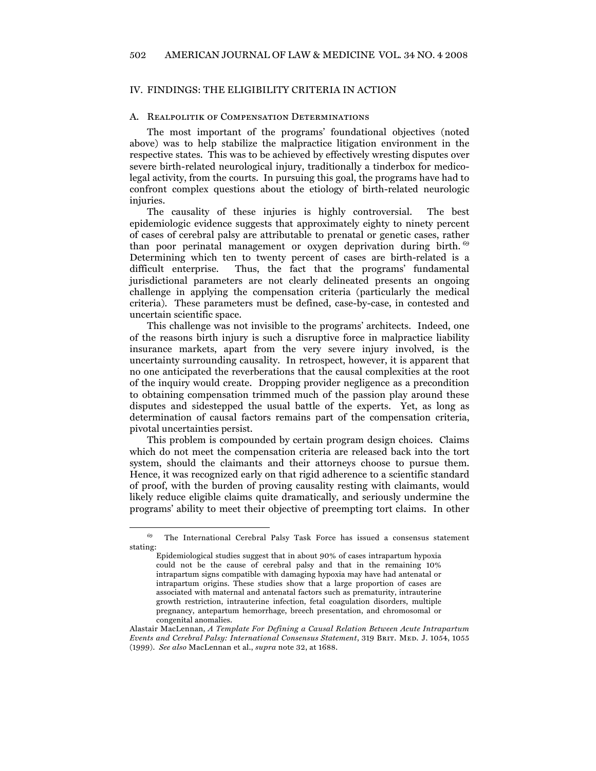## IV. FINDINGS: THE ELIGIBILITY CRITERIA IN ACTION

### A. Realpolitik of Compensation Determinations

The most important of the programs' foundational objectives (noted above) was to help stabilize the malpractice litigation environment in the respective states. This was to be achieved by effectively wresting disputes over severe birth-related neurological injury, traditionally a tinderbox for medico-legal activity, from the courts. In pursuing this goal, the programs have had to confront complex questions about the etiology of birth-related neurologic injuries.

The causality of these injuries is highly controversial. The best epidemiologic evidence suggests that approximately eighty to ninety percent of cases of cerebral palsy are attributable to prenatal or genetic cases, rather than poor perinatal management or oxygen deprivation during birth.[69] Determining which ten to twenty percent of cases are birth-related is a difficult enterprise. Thus, the fact that the programs' fundamental jurisdictional parameters are not clearly delineated presents an ongoing challenge in applying the compensation criteria (particularly the medical criteria). These parameters must be defined, case-by-case, in contested and uncertain scientific space.

This challenge was not invisible to the programs' architects. Indeed, one of the reasons birth injury is such a disruptive force in malpractice liability insurance markets, apart from the very severe injury involved, is the uncertainty surrounding causality. In retrospect, however, it is apparent that no one anticipated the reverberations that the causal complexities at the root of the inquiry would create. Dropping provider negligence as a precondition to obtaining compensation trimmed much of the passion play around these disputes and sidestepped the usual battle of the experts. Yet, as long as determination of causal factors remains part of the compensation criteria, pivotal uncertainties persist.

This problem is compounded by certain program design choices. Claims which do not meet the compensation criteria are released back into the tort system, should the claimants and their attorneys choose to pursue them. Hence, it was recognized early on that rigid adherence to a scientific standard of proof, with the burden of proving causality resting with claimants, would likely reduce eligible claims quite dramatically, and seriously undermine the programs' ability to meet their objective of preempting tort claims. In other

---

[69] The International Cerebral Palsy Task Force has issued a consensus statement stating:

> Epidemiological studies suggest that in about 90% of cases intrapartum hypoxia could not be the cause of cerebral palsy and that in the remaining 10% intrapartum signs compatible with damaging hypoxia may have had antenatal or intrapartum origins. These studies show that a large proportion of cases are associated with maternal and antenatal factors such as prematurity, intrauterine growth restriction, intrauterine infection, fetal coagulation disorders, multiple pregnancy, antepartum hemorrhage, breech presentation, and chromosomal or congenital anomalies.

Alastair MacLennan, *A Template For Defining a Causal Relation Between Acute Intrapartum Events and Cerebral Palsy: International Consensus Statement*, 319 Brit. Med. J. 1054, 1055 (1999). *See also* MacLennan et al., *supra* note 32, at 1688.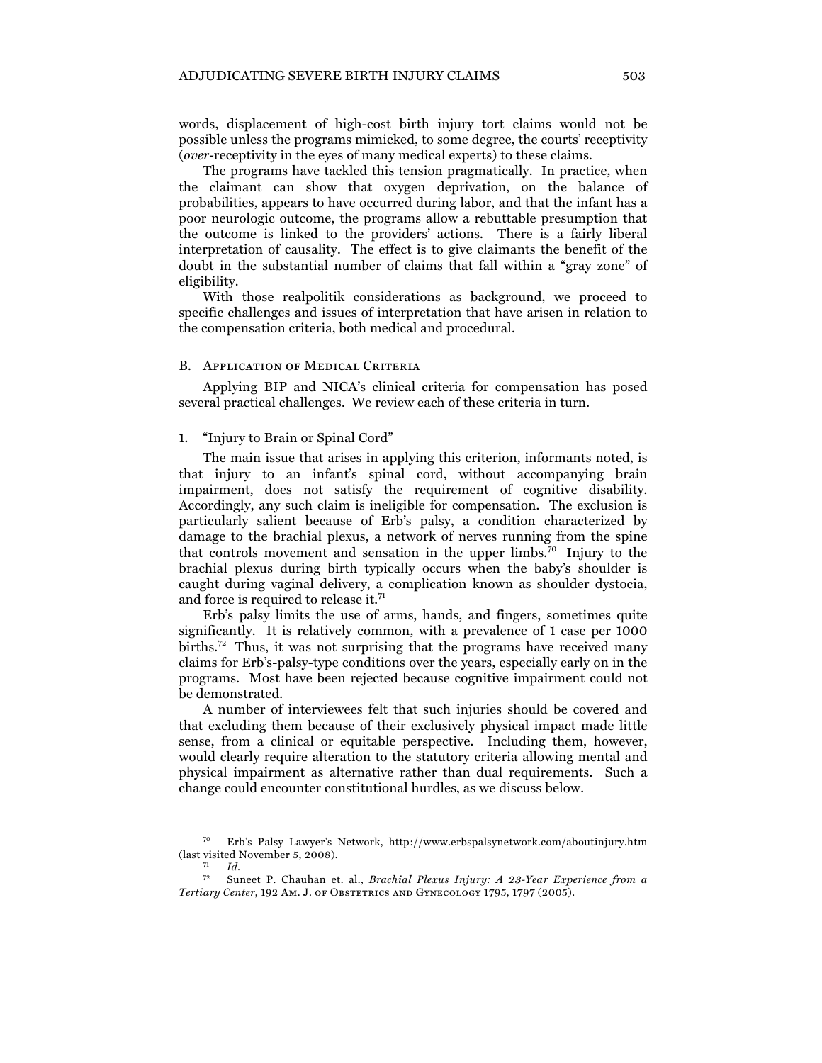words, displacement of high-cost birth injury tort claims would not be possible unless the programs mimicked, to some degree, the courts' receptivity (*over*-receptivity in the eyes of many medical experts) to these claims.

The programs have tackled this tension pragmatically. In practice, when the claimant can show that oxygen deprivation, on the balance of probabilities, appears to have occurred during labor, and that the infant has a poor neurologic outcome, the programs allow a rebuttable presumption that the outcome is linked to the providers' actions. There is a fairly liberal interpretation of causality. The effect is to give claimants the benefit of the doubt in the substantial number of claims that fall within a "gray zone" of eligibility.

With those realpolitik considerations as background, we proceed to specific challenges and issues of interpretation that have arisen in relation to the compensation criteria, both medical and procedural.

### B. Application of Medical Criteria

Applying BIP and NICA's clinical criteria for compensation has posed several practical challenges. We review each of these criteria in turn.

#### 1. "Injury to Brain or Spinal Cord"

The main issue that arises in applying this criterion, informants noted, is that injury to an infant's spinal cord, without accompanying brain impairment, does not satisfy the requirement of cognitive disability. Accordingly, any such claim is ineligible for compensation. The exclusion is particularly salient because of Erb's palsy, a condition characterized by damage to the brachial plexus, a network of nerves running from the spine that controls movement and sensation in the upper limbs.[70] Injury to the brachial plexus during birth typically occurs when the baby's shoulder is caught during vaginal delivery, a complication known as shoulder dystocia, and force is required to release it.[71]

Erb's palsy limits the use of arms, hands, and fingers, sometimes quite significantly. It is relatively common, with a prevalence of 1 case per 1000 births.[72] Thus, it was not surprising that the programs have received many claims for Erb's-palsy-type conditions over the years, especially early on in the programs. Most have been rejected because cognitive impairment could not be demonstrated.

A number of interviewees felt that such injuries should be covered and that excluding them because of their exclusively physical impact made little sense, from a clinical or equitable perspective. Including them, however, would clearly require alteration to the statutory criteria allowing mental and physical impairment as alternative rather than dual requirements. Such a change could encounter constitutional hurdles, as we discuss below.

---

[70] Erb's Palsy Lawyer's Network, http://www.erbspalsynetwork.com/aboutinjury.htm (last visited November 5, 2008).

[71] *Id.*

[72] Suneet P. Chauhan et. al., *Brachial Plexus Injury: A 23-Year Experience from a Tertiary Center*, 192 Am. J. of Obstetrics and Gynecology 1795, 1797 (2005).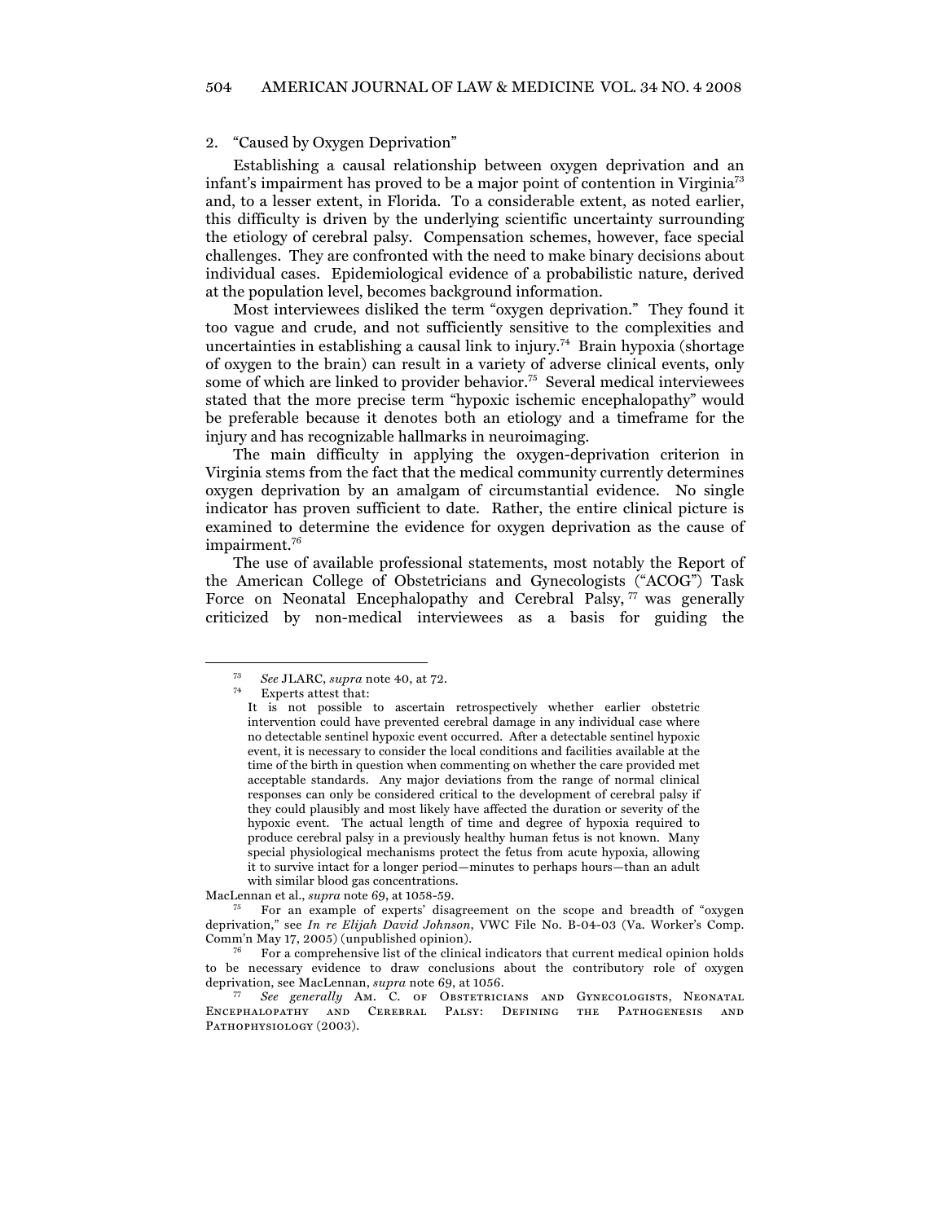2. "Caused by Oxygen Deprivation"

Establishing a causal relationship between oxygen deprivation and an infant's impairment has proved to be a major point of contention in Virginia[73] and, to a lesser extent, in Florida. To a considerable extent, as noted earlier, this difficulty is driven by the underlying scientific uncertainty surrounding the etiology of cerebral palsy. Compensation schemes, however, face special challenges. They are confronted with the need to make binary decisions about individual cases. Epidemiological evidence of a probabilistic nature, derived at the population level, becomes background information.

Most interviewees disliked the term "oxygen deprivation." They found it too vague and crude, and not sufficiently sensitive to the complexities and uncertainties in establishing a causal link to injury.[74] Brain hypoxia (shortage of oxygen to the brain) can result in a variety of adverse clinical events, only some of which are linked to provider behavior.[75] Several medical interviewees stated that the more precise term "hypoxic ischemic encephalopathy" would be preferable because it denotes both an etiology and a timeframe for the injury and has recognizable hallmarks in neuroimaging.

The main difficulty in applying the oxygen-deprivation criterion in Virginia stems from the fact that the medical community currently determines oxygen deprivation by an amalgam of circumstantial evidence. No single indicator has proven sufficient to date. Rather, the entire clinical picture is examined to determine the evidence for oxygen deprivation as the cause of impairment.[76]

The use of available professional statements, most notably the Report of the American College of Obstetricians and Gynecologists ("ACOG") Task Force on Neonatal Encephalopathy and Cerebral Palsy,[77] was generally criticized by non-medical interviewees as a basis for guiding the

---

[73] *See* JLARC, *supra* note 40, at 72.

[74] Experts attest that:

> It is not possible to ascertain retrospectively whether earlier obstetric intervention could have prevented cerebral damage in any individual case where no detectable sentinel hypoxic event occurred. After a detectable sentinel hypoxic event, it is necessary to consider the local conditions and facilities available at the time of the birth in question when commenting on whether the care provided met acceptable standards. Any major deviations from the range of normal clinical responses can only be considered critical to the development of cerebral palsy if they could plausibly and most likely have affected the duration or severity of the hypoxic event. The actual length of time and degree of hypoxia required to produce cerebral palsy in a previously healthy human fetus is not known. Many special physiological mechanisms protect the fetus from acute hypoxia, allowing it to survive intact for a longer period—minutes to perhaps hours—than an adult with similar blood gas concentrations.

MacLennan et al., *supra* note 69, at 1058-59.

[75] For an example of experts' disagreement on the scope and breadth of "oxygen deprivation," see *In re Elijah David Johnson*, VWC File No. B-04-03 (Va. Worker's Comp. Comm'n May 17, 2005) (unpublished opinion).

[76] For a comprehensive list of the clinical indicators that current medical opinion holds to be necessary evidence to draw conclusions about the contributory role of oxygen deprivation, see MacLennan, *supra* note 69, at 1056.

[77] *See generally* Am. C. of Obstetricians and Gynecologists, Neonatal Encephalopathy and Cerebral Palsy: Defining the Pathogenesis and Pathophysiology (2003).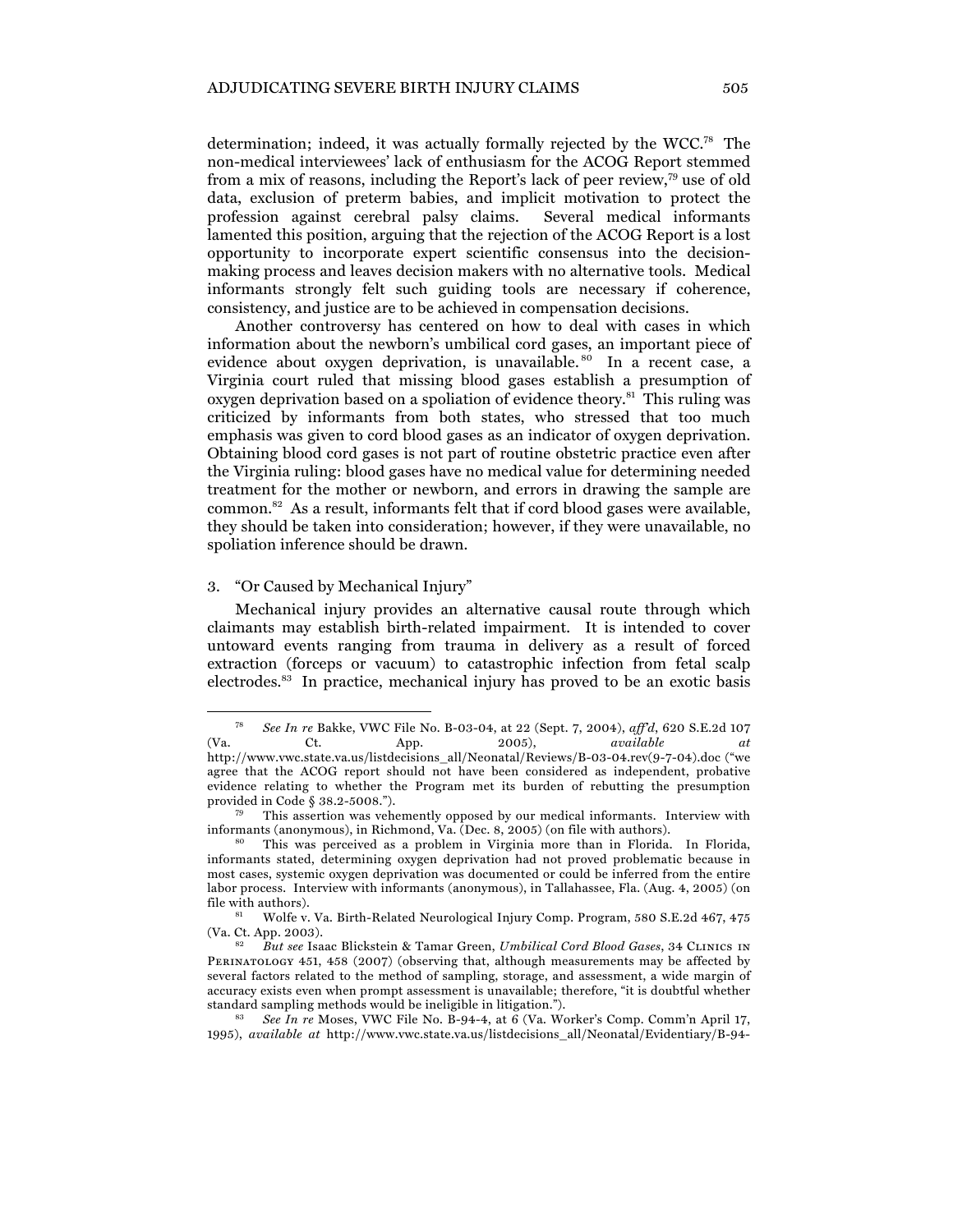determination; indeed, it was actually formally rejected by the WCC.[78] The non-medical interviewees' lack of enthusiasm for the ACOG Report stemmed from a mix of reasons, including the Report's lack of peer review,[79] use of old data, exclusion of preterm babies, and implicit motivation to protect the profession against cerebral palsy claims. Several medical informants lamented this position, arguing that the rejection of the ACOG Report is a lost opportunity to incorporate expert scientific consensus into the decision-making process and leaves decision makers with no alternative tools. Medical informants strongly felt such guiding tools are necessary if coherence, consistency, and justice are to be achieved in compensation decisions.

Another controversy has centered on how to deal with cases in which information about the newborn's umbilical cord gases, an important piece of evidence about oxygen deprivation, is unavailable.[80] In a recent case, a Virginia court ruled that missing blood gases establish a presumption of oxygen deprivation based on a spoliation of evidence theory.[81] This ruling was criticized by informants from both states, who stressed that too much emphasis was given to cord blood gases as an indicator of oxygen deprivation. Obtaining blood cord gases is not part of routine obstetric practice even after the Virginia ruling: blood gases have no medical value for determining needed treatment for the mother or newborn, and errors in drawing the sample are common.[82] As a result, informants felt that if cord blood gases were available, they should be taken into consideration; however, if they were unavailable, no spoliation inference should be drawn.

### 3. "Or Caused by Mechanical Injury"

Mechanical injury provides an alternative causal route through which claimants may establish birth-related impairment. It is intended to cover untoward events ranging from trauma in delivery as a result of forced extraction (forceps or vacuum) to catastrophic infection from fetal scalp electrodes.[83] In practice, mechanical injury has proved to be an exotic basis

---

[78] *See In re* Bakke, VWC File No. B-03-04, at 22 (Sept. 7, 2004), *aff'd*, 620 S.E.2d 107 (Va. Ct. App. 2005), *available at* http://www.vwc.state.va.us/listdecisions_all/Neonatal/Reviews/B-03-04.rev(9-7-04).doc ("we agree that the ACOG report should not have been considered as independent, probative evidence relating to whether the Program met its burden of rebutting the presumption provided in Code § 38.2-5008.").

[79] This assertion was vehemently opposed by our medical informants. Interview with informants (anonymous), in Richmond, Va. (Dec. 8, 2005) (on file with authors).

[80] This was perceived as a problem in Virginia more than in Florida. In Florida, informants stated, determining oxygen deprivation had not proved problematic because in most cases, systemic oxygen deprivation was documented or could be inferred from the entire labor process. Interview with informants (anonymous), in Tallahassee, Fla. (Aug. 4, 2005) (on file with authors).

[81] Wolfe v. Va. Birth-Related Neurological Injury Comp. Program, 580 S.E.2d 467, 475 (Va. Ct. App. 2003).

[82] *But see* Isaac Blickstein & Tamar Green, *Umbilical Cord Blood Gases*, 34 CLINICS IN PERINATOLOGY 451, 458 (2007) (observing that, although measurements may be affected by several factors related to the method of sampling, storage, and assessment, a wide margin of accuracy exists even when prompt assessment is unavailable; therefore, "it is doubtful whether standard sampling methods would be ineligible in litigation.").

[83] *See In re* Moses, VWC File No. B-94-4, at 6 (Va. Worker's Comp. Comm'n April 17, 1995), *available at* http://www.vwc.state.va.us/listdecisions_all/Neonatal/Evidentiary/B-94-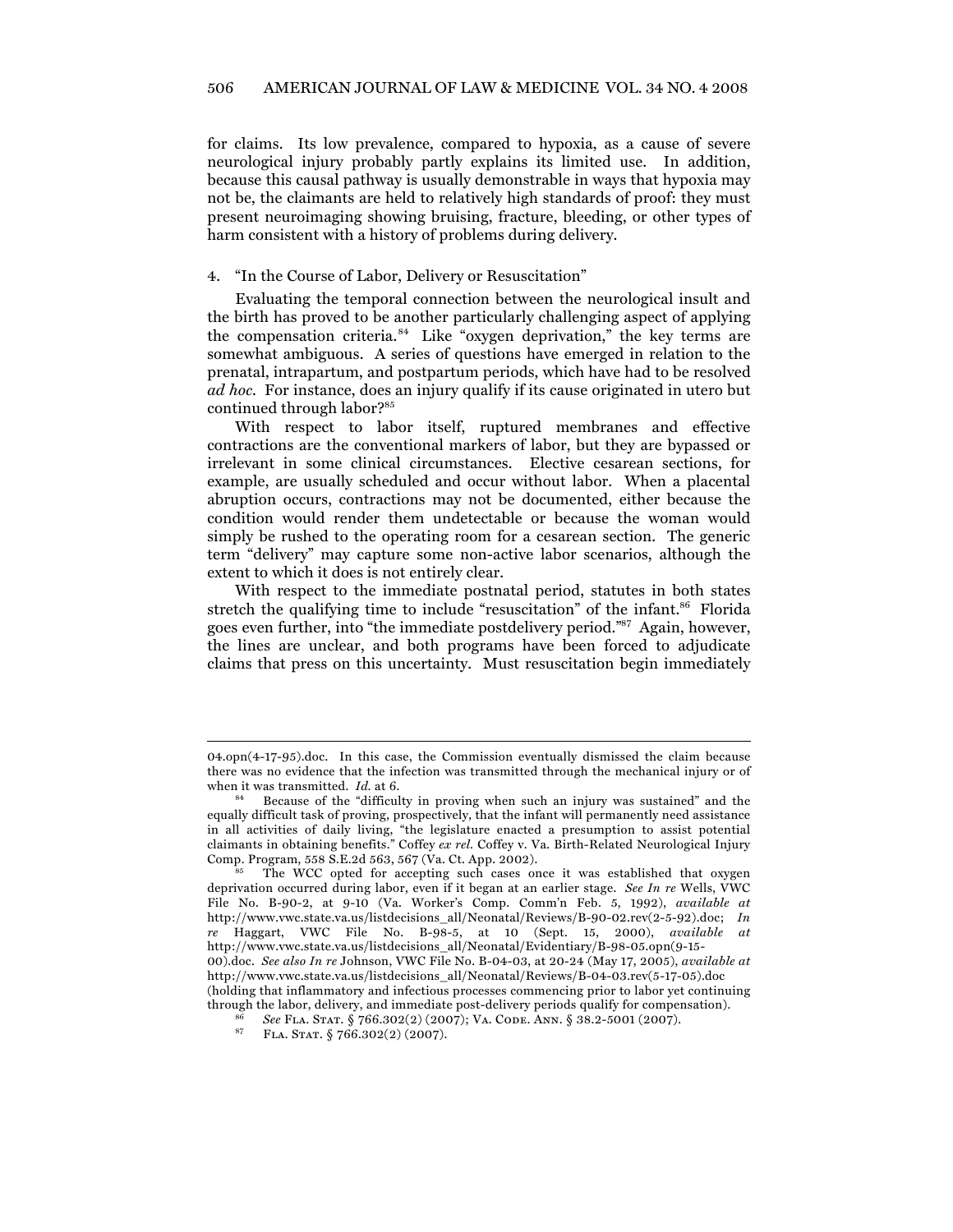for claims. Its low prevalence, compared to hypoxia, as a cause of severe neurological injury probably partly explains its limited use. In addition, because this causal pathway is usually demonstrable in ways that hypoxia may not be, the claimants are held to relatively high standards of proof: they must present neuroimaging showing bruising, fracture, bleeding, or other types of harm consistent with a history of problems during delivery.

4. "In the Course of Labor, Delivery or Resuscitation"

Evaluating the temporal connection between the neurological insult and the birth has proved to be another particularly challenging aspect of applying the compensation criteria.[84] Like "oxygen deprivation," the key terms are somewhat ambiguous. A series of questions have emerged in relation to the prenatal, intrapartum, and postpartum periods, which have had to be resolved *ad hoc*. For instance, does an injury qualify if its cause originated in utero but continued through labor?[85]

With respect to labor itself, ruptured membranes and effective contractions are the conventional markers of labor, but they are bypassed or irrelevant in some clinical circumstances. Elective cesarean sections, for example, are usually scheduled and occur without labor. When a placental abruption occurs, contractions may not be documented, either because the condition would render them undetectable or because the woman would simply be rushed to the operating room for a cesarean section. The generic term "delivery" may capture some non-active labor scenarios, although the extent to which it does is not entirely clear.

With respect to the immediate postnatal period, statutes in both states stretch the qualifying time to include "resuscitation" of the infant.[86] Florida goes even further, into "the immediate postdelivery period."[87] Again, however, the lines are unclear, and both programs have been forced to adjudicate claims that press on this uncertainty. Must resuscitation begin immediately

---

04.opn(4-17-95).doc. In this case, the Commission eventually dismissed the claim because there was no evidence that the infection was transmitted through the mechanical injury or of when it was transmitted. *Id.* at 6.

[84] Because of the "difficulty in proving when such an injury was sustained" and the equally difficult task of proving, prospectively, that the infant will permanently need assistance in all activities of daily living, "the legislature enacted a presumption to assist potential claimants in obtaining benefits." Coffey *ex rel.* Coffey v. Va. Birth-Related Neurological Injury Comp. Program, 558 S.E.2d 563, 567 (Va. Ct. App. 2002).

[85] The WCC opted for accepting such cases once it was established that oxygen deprivation occurred during labor, even if it began at an earlier stage. *See In re* Wells, VWC File No. B-90-2, at 9-10 (Va. Worker's Comp. Comm'n Feb. 5, 1992), *available at* http://www.vwc.state.va.us/listdecisions_all/Neonatal/Reviews/B-90-02.rev(2-5-92).doc; *In re* Haggart, VWC File No. B-98-5, at 10 (Sept. 15, 2000), *available at* http://www.vwc.state.va.us/listdecisions_all/Neonatal/Evidentiary/B-98-05.opn(9-15-00).doc. *See also In re* Johnson, VWC File No. B-04-03, at 20-24 (May 17, 2005), *available at* http://www.vwc.state.va.us/listdecisions_all/Neonatal/Reviews/B-04-03.rev(5-17-05).doc (holding that inflammatory and infectious processes commencing prior to labor yet continuing through the labor, delivery, and immediate post-delivery periods qualify for compensation).

[86] *See* FLA. STAT. § 766.302(2) (2007); VA. CODE. ANN. § 38.2-5001 (2007).

[87] FLA. STAT. § 766.302(2) (2007).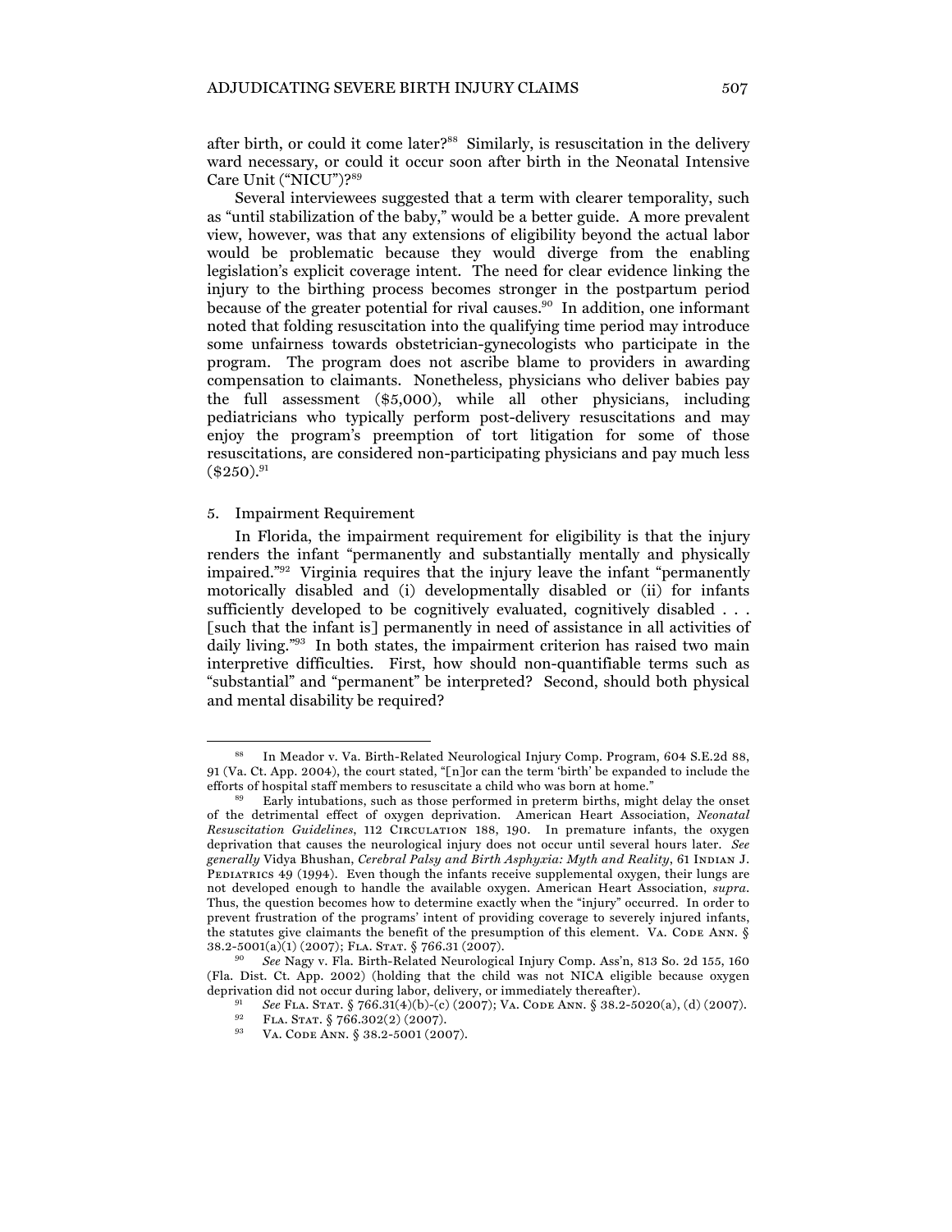after birth, or could it come later?[88] Similarly, is resuscitation in the delivery ward necessary, or could it occur soon after birth in the Neonatal Intensive Care Unit ("NICU")?[89]

Several interviewees suggested that a term with clearer temporality, such as "until stabilization of the baby," would be a better guide. A more prevalent view, however, was that any extensions of eligibility beyond the actual labor would be problematic because they would diverge from the enabling legislation's explicit coverage intent. The need for clear evidence linking the injury to the birthing process becomes stronger in the postpartum period because of the greater potential for rival causes.[90] In addition, one informant noted that folding resuscitation into the qualifying time period may introduce some unfairness towards obstetrician-gynecologists who participate in the program. The program does not ascribe blame to providers in awarding compensation to claimants. Nonetheless, physicians who deliver babies pay the full assessment ($5,000), while all other physicians, including pediatricians who typically perform post-delivery resuscitations and may enjoy the program's preemption of tort litigation for some of those resuscitations, are considered non-participating physicians and pay much less ($250).[91]

5. Impairment Requirement

In Florida, the impairment requirement for eligibility is that the injury renders the infant "permanently and substantially mentally and physically impaired."[92] Virginia requires that the injury leave the infant "permanently motorically disabled and (i) developmentally disabled or (ii) for infants sufficiently developed to be cognitively evaluated, cognitively disabled . . . [such that the infant is] permanently in need of assistance in all activities of daily living."[93] In both states, the impairment criterion has raised two main interpretive difficulties. First, how should non-quantifiable terms such as "substantial" and "permanent" be interpreted? Second, should both physical and mental disability be required?

---

[88] In Meador v. Va. Birth-Related Neurological Injury Comp. Program, 604 S.E.2d 88, 91 (Va. Ct. App. 2004), the court stated, "[n]or can the term 'birth' be expanded to include the efforts of hospital staff members to resuscitate a child who was born at home."

[89] Early intubations, such as those performed in preterm births, might delay the onset of the detrimental effect of oxygen deprivation. American Heart Association, *Neonatal Resuscitation Guidelines*, 112 CIRCULATION 188, 190. In premature infants, the oxygen deprivation that causes the neurological injury does not occur until several hours later. *See generally* Vidya Bhushan, *Cerebral Palsy and Birth Asphyxia: Myth and Reality*, 61 INDIAN J. PEDIATRICS 49 (1994). Even though the infants receive supplemental oxygen, their lungs are not developed enough to handle the available oxygen. American Heart Association, *supra*. Thus, the question becomes how to determine exactly when the "injury" occurred. In order to prevent frustration of the programs' intent of providing coverage to severely injured infants, the statutes give claimants the benefit of the presumption of this element. VA. CODE ANN. § 38.2-5001(a)(1) (2007); FLA. STAT. § 766.31 (2007).

[90] *See* Nagy v. Fla. Birth-Related Neurological Injury Comp. Ass'n, 813 So. 2d 155, 160 (Fla. Dist. Ct. App. 2002) (holding that the child was not NICA eligible because oxygen deprivation did not occur during labor, delivery, or immediately thereafter).

[91] *See* FLA. STAT. § 766.31(4)(b)-(c) (2007); VA. CODE ANN. § 38.2-5020(a), (d) (2007).

[92] FLA. STAT. § 766.302(2) (2007).

[93] VA. CODE ANN. § 38.2-5001 (2007).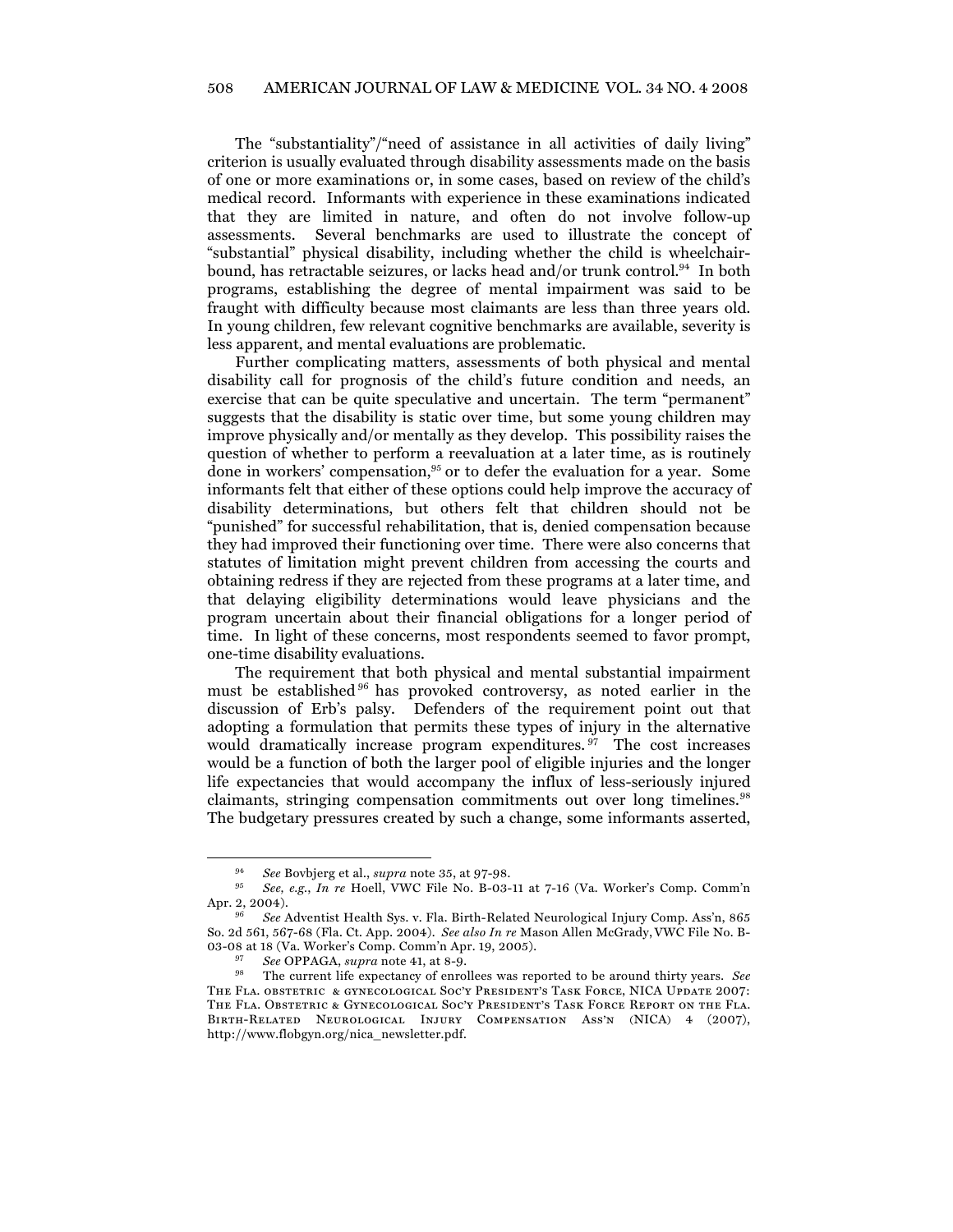The "substantiality"/"need of assistance in all activities of daily living" criterion is usually evaluated through disability assessments made on the basis of one or more examinations or, in some cases, based on review of the child's medical record. Informants with experience in these examinations indicated that they are limited in nature, and often do not involve follow-up assessments. Several benchmarks are used to illustrate the concept of "substantial" physical disability, including whether the child is wheelchair-bound, has retractable seizures, or lacks head and/or trunk control.[94] In both programs, establishing the degree of mental impairment was said to be fraught with difficulty because most claimants are less than three years old. In young children, few relevant cognitive benchmarks are available, severity is less apparent, and mental evaluations are problematic.

Further complicating matters, assessments of both physical and mental disability call for prognosis of the child's future condition and needs, an exercise that can be quite speculative and uncertain. The term "permanent" suggests that the disability is static over time, but some young children may improve physically and/or mentally as they develop. This possibility raises the question of whether to perform a reevaluation at a later time, as is routinely done in workers' compensation,[95] or to defer the evaluation for a year. Some informants felt that either of these options could help improve the accuracy of disability determinations, but others felt that children should not be "punished" for successful rehabilitation, that is, denied compensation because they had improved their functioning over time. There were also concerns that statutes of limitation might prevent children from accessing the courts and obtaining redress if they are rejected from these programs at a later time, and that delaying eligibility determinations would leave physicians and the program uncertain about their financial obligations for a longer period of time. In light of these concerns, most respondents seemed to favor prompt, one-time disability evaluations.

The requirement that both physical and mental substantial impairment must be established[96] has provoked controversy, as noted earlier in the discussion of Erb's palsy. Defenders of the requirement point out that adopting a formulation that permits these types of injury in the alternative would dramatically increase program expenditures.[97] The cost increases would be a function of both the larger pool of eligible injuries and the longer life expectancies that would accompany the influx of less-seriously injured claimants, stringing compensation commitments out over long timelines.[98] The budgetary pressures created by such a change, some informants asserted,

---

[94] *See* Bovbjerg et al., *supra* note 35, at 97-98.

[95] *See, e.g.*, *In re* Hoell, VWC File No. B-03-11 at 7-16 (Va. Worker's Comp. Comm'n Apr. 2, 2004).

[96] *See* Adventist Health Sys. v. Fla. Birth-Related Neurological Injury Comp. Ass'n, 865 So. 2d 561, 567-68 (Fla. Ct. App. 2004). *See also In re* Mason Allen McGrady, VWC File No. B-03-08 at 18 (Va. Worker's Comp. Comm'n Apr. 19, 2005).

[97] *See* OPPAGA, *supra* note 41, at 8-9.

[98] The current life expectancy of enrollees was reported to be around thirty years. *See* THE FLA. OBSTETRIC & GYNECOLOGICAL SOC'Y PRESIDENT'S TASK FORCE, NICA UPDATE 2007: THE FLA. OBSTETRIC & GYNECOLOGICAL SOC'Y PRESIDENT'S TASK FORCE REPORT ON THE FLA. BIRTH-RELATED NEUROLOGICAL INJURY COMPENSATION ASS'N (NICA) 4 (2007), http://www.flobgyn.org/nica_newsletter.pdf.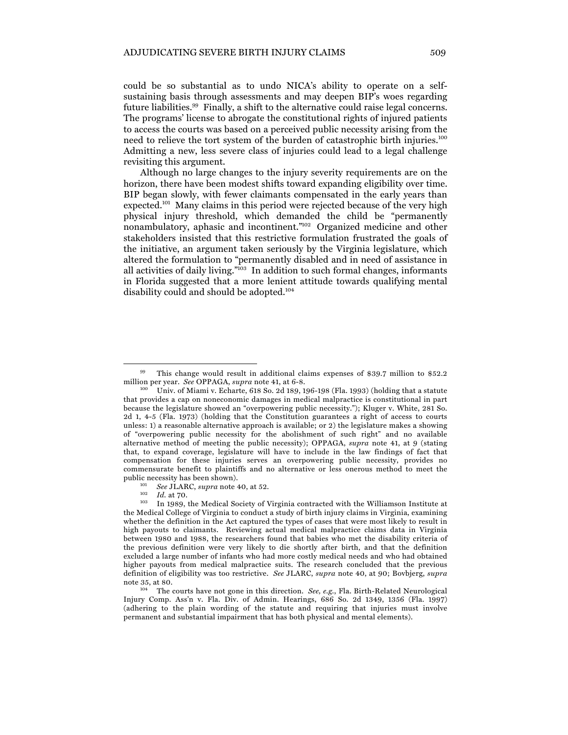could be so substantial as to undo NICA's ability to operate on a self-sustaining basis through assessments and may deepen BIP's woes regarding future liabilities.[99] Finally, a shift to the alternative could raise legal concerns. The programs' license to abrogate the constitutional rights of injured patients to access the courts was based on a perceived public necessity arising from the need to relieve the tort system of the burden of catastrophic birth injuries.[100] Admitting a new, less severe class of injuries could lead to a legal challenge revisiting this argument.

Although no large changes to the injury severity requirements are on the horizon, there have been modest shifts toward expanding eligibility over time. BIP began slowly, with fewer claimants compensated in the early years than expected.[101] Many claims in this period were rejected because of the very high physical injury threshold, which demanded the child be "permanently nonambulatory, aphasic and incontinent."[102] Organized medicine and other stakeholders insisted that this restrictive formulation frustrated the goals of the initiative, an argument taken seriously by the Virginia legislature, which altered the formulation to "permanently disabled and in need of assistance in all activities of daily living."[103] In addition to such formal changes, informants in Florida suggested that a more lenient attitude towards qualifying mental disability could and should be adopted.[104]

---

[99] This change would result in additional claims expenses of $39.7 million to $52.2 million per year. *See* OPPAGA, *supra* note 41, at 6-8.

[100] Univ. of Miami v. Echarte, 618 So. 2d 189, 196-198 (Fla. 1993) (holding that a statute that provides a cap on noneconomic damages in medical malpractice is constitutional in part because the legislature showed an "overpowering public necessity."); Kluger v. White, 281 So. 2d 1, 4-5 (Fla. 1973) (holding that the Constitution guarantees a right of access to courts unless: 1) a reasonable alternative approach is available; or 2) the legislature makes a showing of "overpowering public necessity for the abolishment of such right" and no available alternative method of meeting the public necessity); OPPAGA, *supra* note 41, at 9 (stating that, to expand coverage, legislature will have to include in the law findings of fact that compensation for these injuries serves an overpowering public necessity, provides no commensurate benefit to plaintiffs and no alternative or less onerous method to meet the public necessity has been shown).

[101] *See* JLARC, *supra* note 40, at 52.

[102] *Id.* at 70.

[103] In 1989, the Medical Society of Virginia contracted with the Williamson Institute at the Medical College of Virginia to conduct a study of birth injury claims in Virginia, examining whether the definition in the Act captured the types of cases that were most likely to result in high payouts to claimants. Reviewing actual medical malpractice claims data in Virginia between 1980 and 1988, the researchers found that babies who met the disability criteria of the previous definition were very likely to die shortly after birth, and that the definition excluded a large number of infants who had more costly medical needs and who had obtained higher payouts from medical malpractice suits. The research concluded that the previous definition of eligibility was too restrictive. *See* JLARC, *supra* note 40, at 90; Bovbjerg, *supra* note 35, at 80.

[104] The courts have not gone in this direction. *See, e.g.*, Fla. Birth-Related Neurological Injury Comp. Ass'n v. Fla. Div. of Admin. Hearings, 686 So. 2d 1349, 1356 (Fla. 1997) (adhering to the plain wording of the statute and requiring that injuries must involve permanent and substantial impairment that has both physical and mental elements).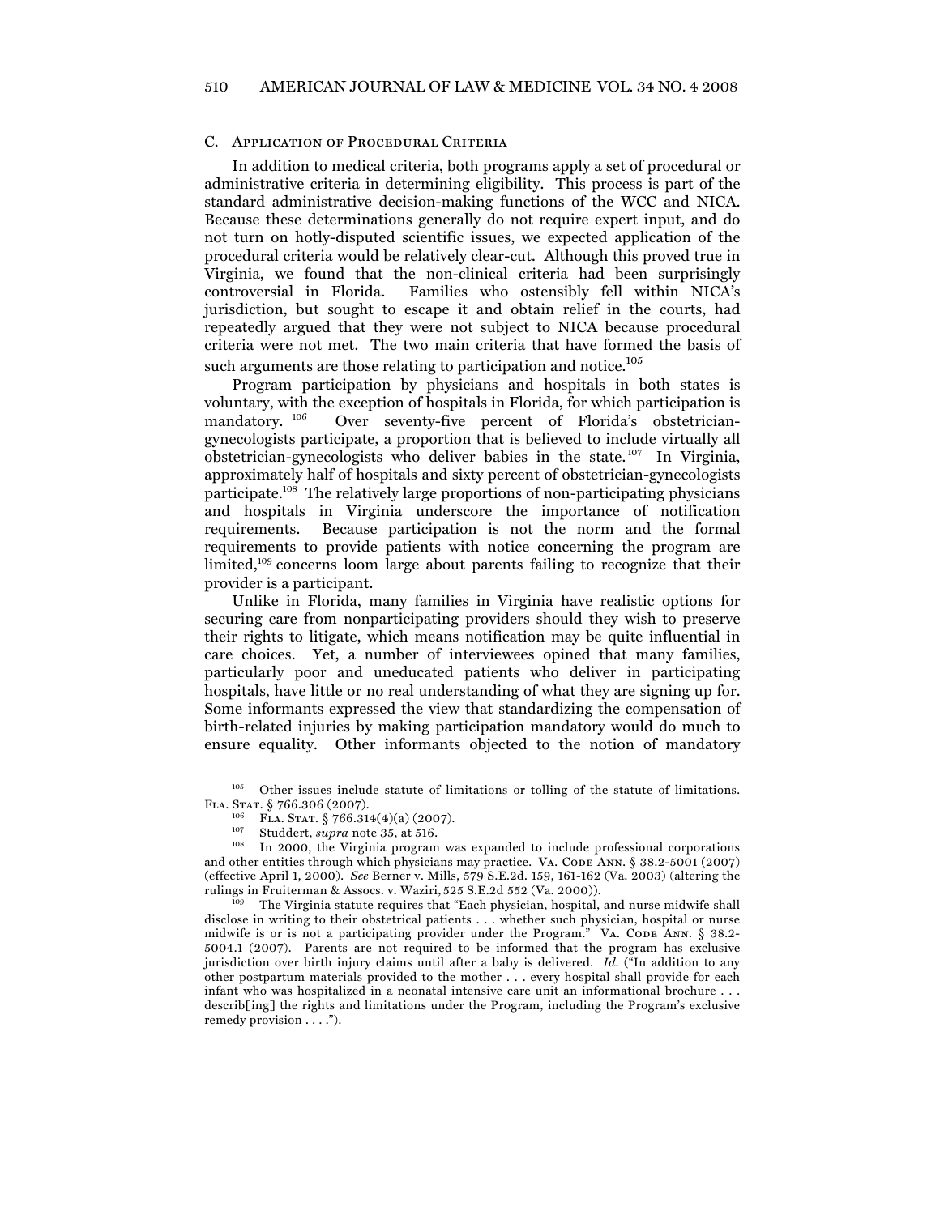### C. Application of Procedural Criteria

In addition to medical criteria, both programs apply a set of procedural or administrative criteria in determining eligibility. This process is part of the standard administrative decision-making functions of the WCC and NICA. Because these determinations generally do not require expert input, and do not turn on hotly-disputed scientific issues, we expected application of the procedural criteria would be relatively clear-cut. Although this proved true in Virginia, we found that the non-clinical criteria had been surprisingly controversial in Florida. Families who ostensibly fell within NICA's jurisdiction, but sought to escape it and obtain relief in the courts, had repeatedly argued that they were not subject to NICA because procedural criteria were not met. The two main criteria that have formed the basis of such arguments are those relating to participation and notice.[105]

Program participation by physicians and hospitals in both states is voluntary, with the exception of hospitals in Florida, for which participation is mandatory.[106] Over seventy-five percent of Florida's obstetrician-gynecologists participate, a proportion that is believed to include virtually all obstetrician-gynecologists who deliver babies in the state.[107] In Virginia, approximately half of hospitals and sixty percent of obstetrician-gynecologists participate.[108] The relatively large proportions of non-participating physicians and hospitals in Virginia underscore the importance of notification requirements. Because participation is not the norm and the formal requirements to provide patients with notice concerning the program are limited,[109] concerns loom large about parents failing to recognize that their provider is a participant.

Unlike in Florida, many families in Virginia have realistic options for securing care from nonparticipating providers should they wish to preserve their rights to litigate, which means notification may be quite influential in care choices. Yet, a number of interviewees opined that many families, particularly poor and uneducated patients who deliver in participating hospitals, have little or no real understanding of what they are signing up for. Some informants expressed the view that standardizing the compensation of birth-related injuries by making participation mandatory would do much to ensure equality. Other informants objected to the notion of mandatory

---

[105] Other issues include statute of limitations or tolling of the statute of limitations. FLA. STAT. § 766.306 (2007).

[106] FLA. STAT. § 766.314(4)(a) (2007).

[107] Studdert, *supra* note 35, at 516.

[108] In 2000, the Virginia program was expanded to include professional corporations and other entities through which physicians may practice. VA. CODE ANN. § 38.2-5001 (2007) (effective April 1, 2000). *See* Berner v. Mills, 579 S.E.2d. 159, 161-162 (Va. 2003) (altering the rulings in Fruiterman & Assocs. v. Waziri, 525 S.E.2d 552 (Va. 2000)).

[109] The Virginia statute requires that "Each physician, hospital, and nurse midwife shall disclose in writing to their obstetrical patients . . . whether such physician, hospital or nurse midwife is or is not a participating provider under the Program." VA. CODE ANN. § 38.2-5004.1 (2007). Parents are not required to be informed that the program has exclusive jurisdiction over birth injury claims until after a baby is delivered. *Id.* ("In addition to any other postpartum materials provided to the mother . . . every hospital shall provide for each infant who was hospitalized in a neonatal intensive care unit an informational brochure . . . describ[ing] the rights and limitations under the Program, including the Program's exclusive remedy provision . . . .").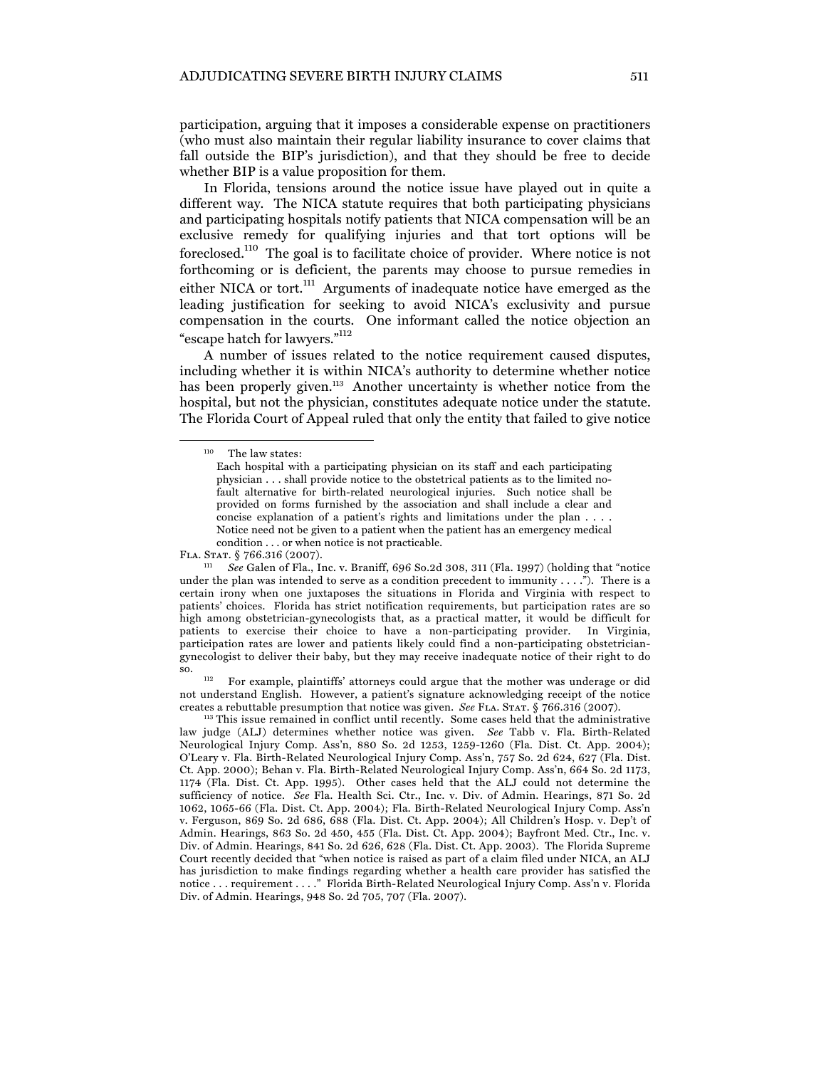participation, arguing that it imposes a considerable expense on practitioners (who must also maintain their regular liability insurance to cover claims that fall outside the BIP's jurisdiction), and that they should be free to decide whether BIP is a value proposition for them.

In Florida, tensions around the notice issue have played out in quite a different way. The NICA statute requires that both participating physicians and participating hospitals notify patients that NICA compensation will be an exclusive remedy for qualifying injuries and that tort options will be foreclosed.[110] The goal is to facilitate choice of provider. Where notice is not forthcoming or is deficient, the parents may choose to pursue remedies in either NICA or tort.[111] Arguments of inadequate notice have emerged as the leading justification for seeking to avoid NICA's exclusivity and pursue compensation in the courts. One informant called the notice objection an "escape hatch for lawyers."[112]

A number of issues related to the notice requirement caused disputes, including whether it is within NICA's authority to determine whether notice has been properly given.[113] Another uncertainty is whether notice from the hospital, but not the physician, constitutes adequate notice under the statute. The Florida Court of Appeal ruled that only the entity that failed to give notice

---

[110] The law states:

> Each hospital with a participating physician on its staff and each participating physician . . . shall provide notice to the obstetrical patients as to the limited no-fault alternative for birth-related neurological injuries. Such notice shall be provided on forms furnished by the association and shall include a clear and concise explanation of a patient's rights and limitations under the plan . . . . Notice need not be given to a patient when the patient has an emergency medical condition . . . or when notice is not practicable.

FLA. STAT. § 766.316 (2007).

[111] *See* Galen of Fla., Inc. v. Braniff, 696 So.2d 308, 311 (Fla. 1997) (holding that "notice under the plan was intended to serve as a condition precedent to immunity . . . ."). There is a certain irony when one juxtaposes the situations in Florida and Virginia with respect to patients' choices. Florida has strict notification requirements, but participation rates are so high among obstetrician-gynecologists that, as a practical matter, it would be difficult for patients to exercise their choice to have a non-participating provider. In Virginia, participation rates are lower and patients likely could find a non-participating obstetrician-gynecologist to deliver their baby, but they may receive inadequate notice of their right to do so.

[112] For example, plaintiffs' attorneys could argue that the mother was underage or did not understand English. However, a patient's signature acknowledging receipt of the notice creates a rebuttable presumption that notice was given. *See* FLA. STAT. § 766.316 (2007).

[113] This issue remained in conflict until recently. Some cases held that the administrative law judge (ALJ) determines whether notice was given. *See* Tabb v. Fla. Birth-Related Neurological Injury Comp. Ass'n, 880 So. 2d 1253, 1259-1260 (Fla. Dist. Ct. App. 2004); O'Leary v. Fla. Birth-Related Neurological Injury Comp. Ass'n, 757 So. 2d 624, 627 (Fla. Dist. Ct. App. 2000); Behan v. Fla. Birth-Related Neurological Injury Comp. Ass'n, 664 So. 2d 1173, 1174 (Fla. Dist. Ct. App. 1995). Other cases held that the ALJ could not determine the sufficiency of notice. *See* Fla. Health Sci. Ctr., Inc. v. Div. of Admin. Hearings, 871 So. 2d 1062, 1065-66 (Fla. Dist. Ct. App. 2004); Fla. Birth-Related Neurological Injury Comp. Ass'n v. Ferguson, 869 So. 2d 686, 688 (Fla. Dist. Ct. App. 2004); All Children's Hosp. v. Dep't of Admin. Hearings, 863 So. 2d 450, 455 (Fla. Dist. Ct. App. 2004); Bayfront Med. Ctr., Inc. v. Div. of Admin. Hearings, 841 So. 2d 626, 628 (Fla. Dist. Ct. App. 2003). The Florida Supreme Court recently decided that "when notice is raised as part of a claim filed under NICA, an ALJ has jurisdiction to make findings regarding whether a health care provider has satisfied the notice . . . requirement . . . ." Florida Birth-Related Neurological Injury Comp. Ass'n v. Florida Div. of Admin. Hearings, 948 So. 2d 705, 707 (Fla. 2007).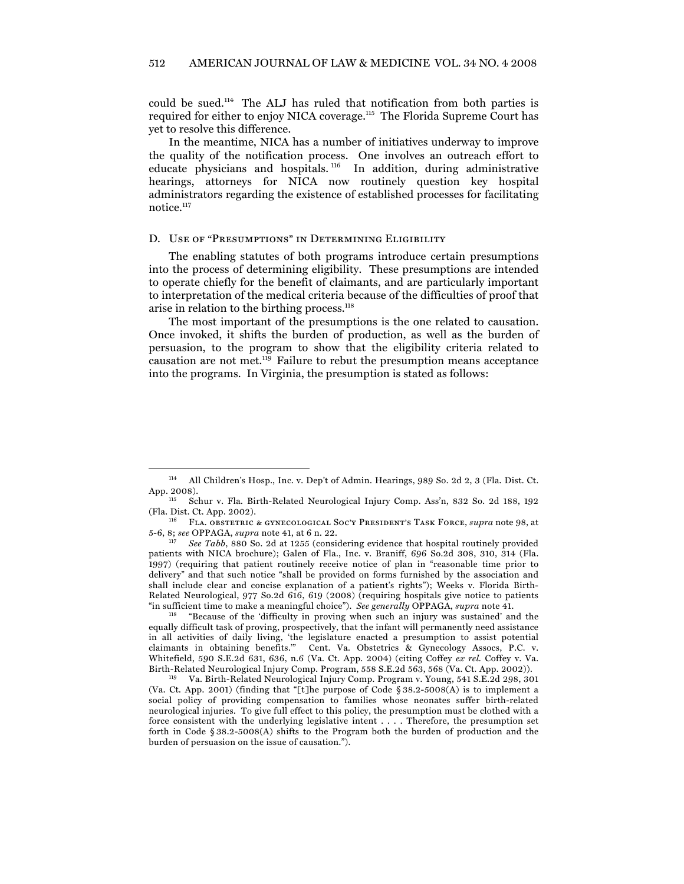could be sued.[114] The ALJ has ruled that notification from both parties is required for either to enjoy NICA coverage.[115] The Florida Supreme Court has yet to resolve this difference.

In the meantime, NICA has a number of initiatives underway to improve the quality of the notification process. One involves an outreach effort to educate physicians and hospitals.[116] In addition, during administrative hearings, attorneys for NICA now routinely question key hospital administrators regarding the existence of established processes for facilitating notice.[117]

### D. Use of "Presumptions" in Determining Eligibility

The enabling statutes of both programs introduce certain presumptions into the process of determining eligibility. These presumptions are intended to operate chiefly for the benefit of claimants, and are particularly important to interpretation of the medical criteria because of the difficulties of proof that arise in relation to the birthing process.[118]

The most important of the presumptions is the one related to causation. Once invoked, it shifts the burden of production, as well as the burden of persuasion, to the program to show that the eligibility criteria related to causation are not met.[119] Failure to rebut the presumption means acceptance into the programs. In Virginia, the presumption is stated as follows:

---

[114] All Children's Hosp., Inc. v. Dep't of Admin. Hearings, 989 So. 2d 2, 3 (Fla. Dist. Ct. App. 2008).

[115] Schur v. Fla. Birth-Related Neurological Injury Comp. Ass'n, 832 So. 2d 188, 192 (Fla. Dist. Ct. App. 2002).

[116] Fla. Obstetric & Gynecological Soc'y President's Task Force, *supra* note 98, at 5-6, 8; *see* OPPAGA, *supra* note 41, at 6 n. 22.

[117] *See Tabb*, 880 So. 2d at 1255 (considering evidence that hospital routinely provided patients with NICA brochure); Galen of Fla., Inc. v. Braniff, 696 So.2d 308, 310, 314 (Fla. 1997) (requiring that patient routinely receive notice of plan in "reasonable time prior to delivery" and that such notice "shall be provided on forms furnished by the association and shall include clear and concise explanation of a patient's rights"); Weeks v. Florida Birth-Related Neurological, 977 So.2d 616, 619 (2008) (requiring hospitals give notice to patients "in sufficient time to make a meaningful choice"). *See generally* OPPAGA, *supra* note 41.

[118] "Because of the 'difficulty in proving when such an injury was sustained' and the equally difficult task of proving, prospectively, that the infant will permanently need assistance in all activities of daily living, 'the legislature enacted a presumption to assist potential claimants in obtaining benefits.'" Cent. Va. Obstetrics & Gynecology Assocs, P.C. v. Whitefield, 590 S.E.2d 631, 636, n.6 (Va. Ct. App. 2004) (citing Coffey *ex rel.* Coffey v. Va. Birth-Related Neurological Injury Comp. Program, 558 S.E.2d 563, 568 (Va. Ct. App. 2002)).

[119] Va. Birth-Related Neurological Injury Comp. Program v. Young, 541 S.E.2d 298, 301 (Va. Ct. App. 2001) (finding that "[t]he purpose of Code § 38.2-5008(A) is to implement a social policy of providing compensation to families whose neonates suffer birth-related neurological injuries. To give full effect to this policy, the presumption must be clothed with a force consistent with the underlying legislative intent . . . . Therefore, the presumption set forth in Code § 38.2-5008(A) shifts to the Program both the burden of production and the burden of persuasion on the issue of causation.").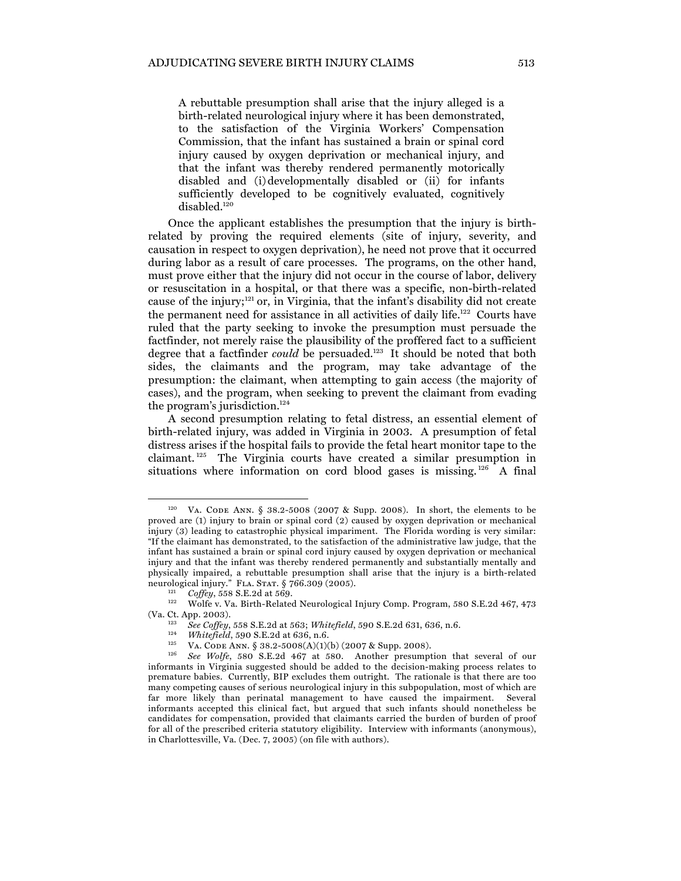> A rebuttable presumption shall arise that the injury alleged is a birth-related neurological injury where it has been demonstrated, to the satisfaction of the Virginia Workers' Compensation Commission, that the infant has sustained a brain or spinal cord injury caused by oxygen deprivation or mechanical injury, and that the infant was thereby rendered permanently motorically disabled and (i) developmentally disabled or (ii) for infants sufficiently developed to be cognitively evaluated, cognitively disabled.[120]

Once the applicant establishes the presumption that the injury is birth-related by proving the required elements (site of injury, severity, and causation in respect to oxygen deprivation), he need not prove that it occurred during labor as a result of care processes. The programs, on the other hand, must prove either that the injury did not occur in the course of labor, delivery or resuscitation in a hospital, or that there was a specific, non-birth-related cause of the injury;[121] or, in Virginia, that the infant's disability did not create the permanent need for assistance in all activities of daily life.[122] Courts have ruled that the party seeking to invoke the presumption must persuade the factfinder, not merely raise the plausibility of the proffered fact to a sufficient degree that a factfinder *could* be persuaded.[123] It should be noted that both sides, the claimants and the program, may take advantage of the presumption: the claimant, when attempting to gain access (the majority of cases), and the program, when seeking to prevent the claimant from evading the program's jurisdiction.[124]

A second presumption relating to fetal distress, an essential element of birth-related injury, was added in Virginia in 2003. A presumption of fetal distress arises if the hospital fails to provide the fetal heart monitor tape to the claimant.[125] The Virginia courts have created a similar presumption in situations where information on cord blood gases is missing.[126] A final

---

[120] VA. CODE ANN. § 38.2-5008 (2007 & Supp. 2008). In short, the elements to be proved are (1) injury to brain or spinal cord (2) caused by oxygen deprivation or mechanical injury (3) leading to catastrophic physical impariment. The Florida wording is very similar: "If the claimant has demonstrated, to the satisfaction of the administrative law judge, that the infant has sustained a brain or spinal cord injury caused by oxygen deprivation or mechanical injury and that the infant was thereby rendered permanently and substantially mentally and physically impaired, a rebuttable presumption shall arise that the injury is a birth-related neurological injury." FLA. STAT. § 766.309 (2005).

[121] *Coffey*, 558 S.E.2d at 569.

[122] Wolfe v. Va. Birth-Related Neurological Injury Comp. Program, 580 S.E.2d 467, 473 (Va. Ct. App. 2003).

[123] *See Coffey*, 558 S.E.2d at 563; *Whitefield*, 590 S.E.2d 631, 636, n.6.

[124] *Whitefield*, 590 S.E.2d at 636, n.6.

[125] VA. CODE ANN. § 38.2-5008(A)(1)(b) (2007 & Supp. 2008).

[126] *See Wolfe*, 580 S.E.2d 467 at 580. Another presumption that several of our informants in Virginia suggested should be added to the decision-making process relates to premature babies. Currently, BIP excludes them outright. The rationale is that there are too many competing causes of serious neurological injury in this subpopulation, most of which are far more likely than perinatal management to have caused the impairment. Several informants accepted this clinical fact, but argued that such infants should nonetheless be candidates for compensation, provided that claimants carried the burden of burden of proof for all of the prescribed criteria statutory eligibility. Interview with informants (anonymous), in Charlottesville, Va. (Dec. 7, 2005) (on file with authors).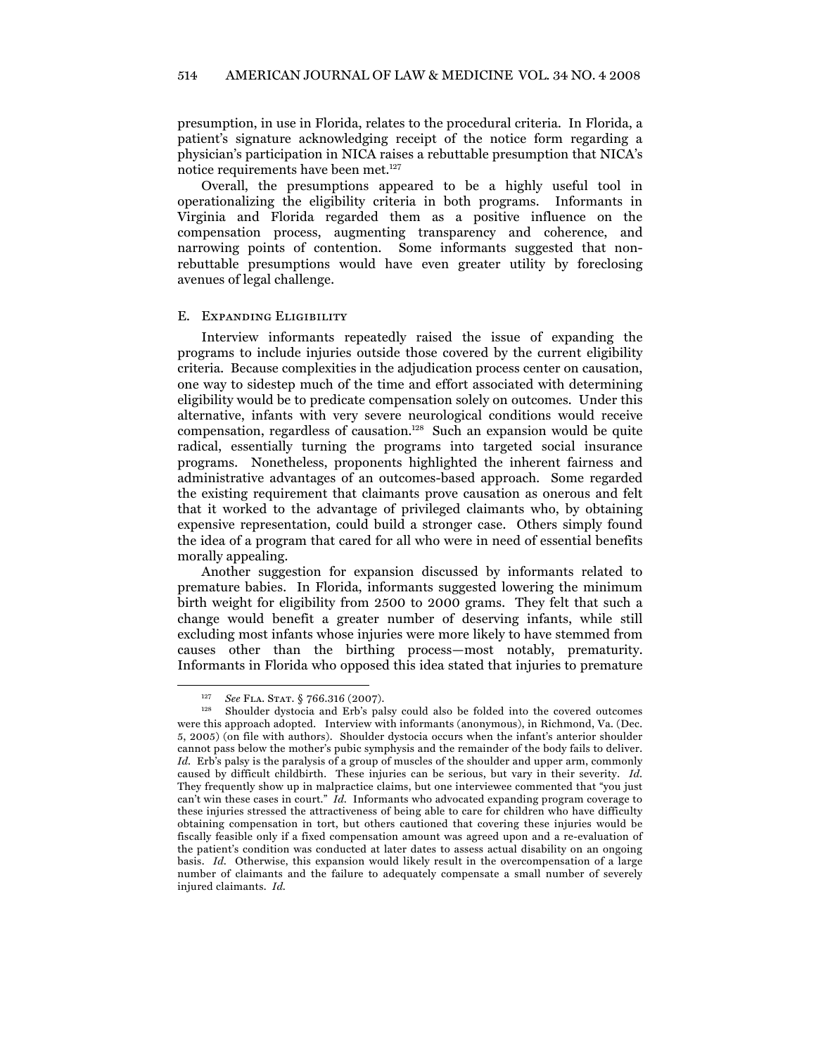presumption, in use in Florida, relates to the procedural criteria. In Florida, a patient's signature acknowledging receipt of the notice form regarding a physician's participation in NICA raises a rebuttable presumption that NICA's notice requirements have been met.[127]

Overall, the presumptions appeared to be a highly useful tool in operationalizing the eligibility criteria in both programs. Informants in Virginia and Florida regarded them as a positive influence on the compensation process, augmenting transparency and coherence, and narrowing points of contention. Some informants suggested that non-rebuttable presumptions would have even greater utility by foreclosing avenues of legal challenge.

## E. Expanding Eligibility

Interview informants repeatedly raised the issue of expanding the programs to include injuries outside those covered by the current eligibility criteria. Because complexities in the adjudication process center on causation, one way to sidestep much of the time and effort associated with determining eligibility would be to predicate compensation solely on outcomes. Under this alternative, infants with very severe neurological conditions would receive compensation, regardless of causation.[128] Such an expansion would be quite radical, essentially turning the programs into targeted social insurance programs. Nonetheless, proponents highlighted the inherent fairness and administrative advantages of an outcomes-based approach. Some regarded the existing requirement that claimants prove causation as onerous and felt that it worked to the advantage of privileged claimants who, by obtaining expensive representation, could build a stronger case. Others simply found the idea of a program that cared for all who were in need of essential benefits morally appealing.

Another suggestion for expansion discussed by informants related to premature babies. In Florida, informants suggested lowering the minimum birth weight for eligibility from 2500 to 2000 grams. They felt that such a change would benefit a greater number of deserving infants, while still excluding most infants whose injuries were more likely to have stemmed from causes other than the birthing process—most notably, prematurity. Informants in Florida who opposed this idea stated that injuries to premature

---

[127] *See* Fla. Stat. § 766.316 (2007).

[128] Shoulder dystocia and Erb's palsy could also be folded into the covered outcomes were this approach adopted. Interview with informants (anonymous), in Richmond, Va. (Dec. 5, 2005) (on file with authors). Shoulder dystocia occurs when the infant's anterior shoulder cannot pass below the mother's pubic symphysis and the remainder of the body fails to deliver. *Id.* Erb's palsy is the paralysis of a group of muscles of the shoulder and upper arm, commonly caused by difficult childbirth. These injuries can be serious, but vary in their severity. *Id.* They frequently show up in malpractice claims, but one interviewee commented that "you just can't win these cases in court." *Id.* Informants who advocated expanding program coverage to these injuries stressed the attractiveness of being able to care for children who have difficulty obtaining compensation in tort, but others cautioned that covering these injuries would be fiscally feasible only if a fixed compensation amount was agreed upon and a re-evaluation of the patient's condition was conducted at later dates to assess actual disability on an ongoing basis. *Id.* Otherwise, this expansion would likely result in the overcompensation of a large number of claimants and the failure to adequately compensate a small number of severely injured claimants. *Id.*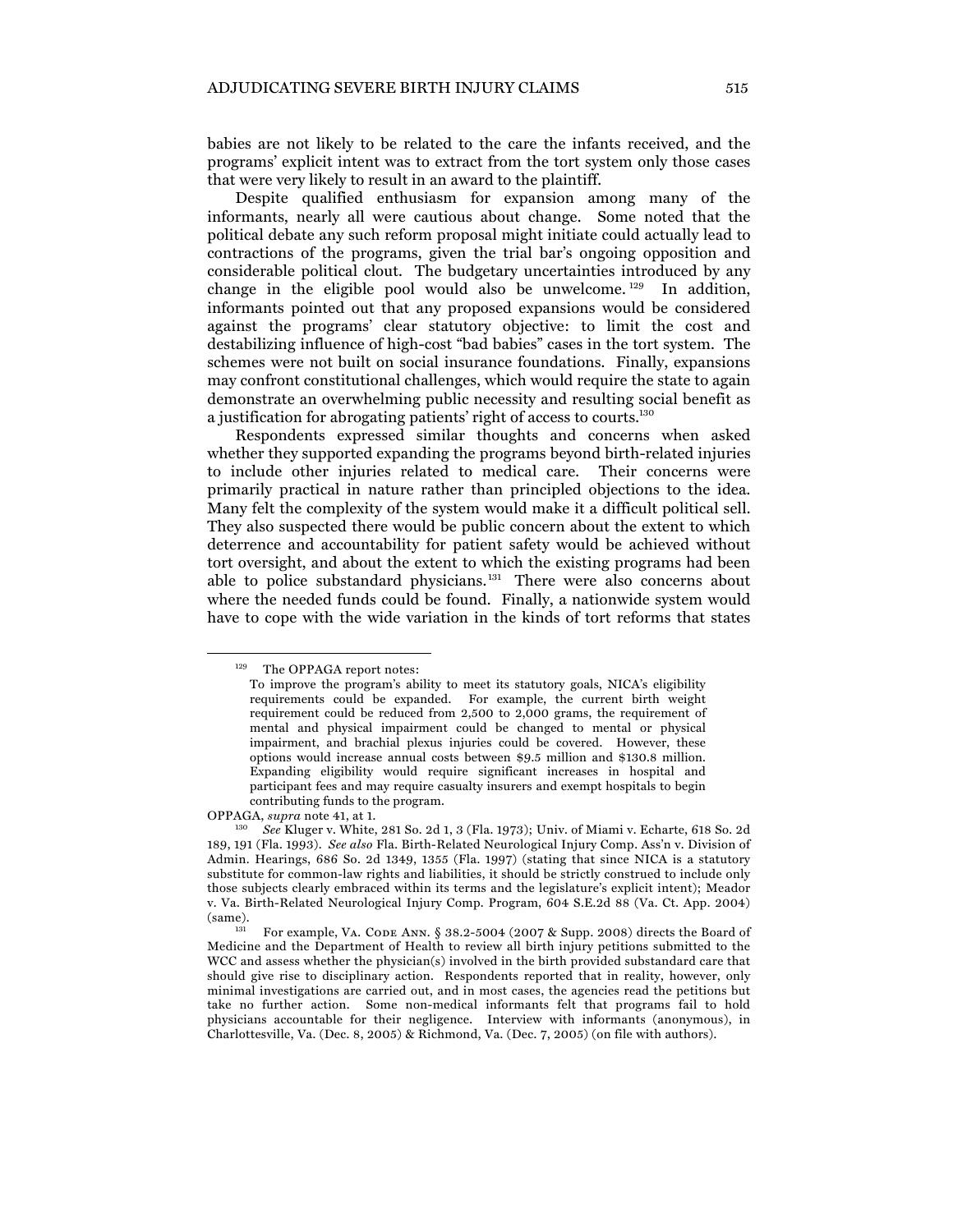babies are not likely to be related to the care the infants received, and the programs' explicit intent was to extract from the tort system only those cases that were very likely to result in an award to the plaintiff.

Despite qualified enthusiasm for expansion among many of the informants, nearly all were cautious about change. Some noted that the political debate any such reform proposal might initiate could actually lead to contractions of the programs, given the trial bar's ongoing opposition and considerable political clout. The budgetary uncertainties introduced by any change in the eligible pool would also be unwelcome.[129] In addition, informants pointed out that any proposed expansions would be considered against the programs' clear statutory objective: to limit the cost and destabilizing influence of high-cost "bad babies" cases in the tort system. The schemes were not built on social insurance foundations. Finally, expansions may confront constitutional challenges, which would require the state to again demonstrate an overwhelming public necessity and resulting social benefit as a justification for abrogating patients' right of access to courts.[130]

Respondents expressed similar thoughts and concerns when asked whether they supported expanding the programs beyond birth-related injuries to include other injuries related to medical care. Their concerns were primarily practical in nature rather than principled objections to the idea. Many felt the complexity of the system would make it a difficult political sell. They also suspected there would be public concern about the extent to which deterrence and accountability for patient safety would be achieved without tort oversight, and about the extent to which the existing programs had been able to police substandard physicians.[131] There were also concerns about where the needed funds could be found. Finally, a nationwide system would have to cope with the wide variation in the kinds of tort reforms that states

---

[129] The OPPAGA report notes:

> To improve the program's ability to meet its statutory goals, NICA's eligibility requirements could be expanded. For example, the current birth weight requirement could be reduced from 2,500 to 2,000 grams, the requirement of mental and physical impairment could be changed to mental or physical impairment, and brachial plexus injuries could be covered. However, these options would increase annual costs between $9.5 million and $130.8 million. Expanding eligibility would require significant increases in hospital and participant fees and may require casualty insurers and exempt hospitals to begin contributing funds to the program.

OPPAGA, *supra* note 41, at 1.

[130] *See* Kluger v. White, 281 So. 2d 1, 3 (Fla. 1973); Univ. of Miami v. Echarte, 618 So. 2d 189, 191 (Fla. 1993). *See also* Fla. Birth-Related Neurological Injury Comp. Ass'n v. Division of Admin. Hearings, 686 So. 2d 1349, 1355 (Fla. 1997) (stating that since NICA is a statutory substitute for common-law rights and liabilities, it should be strictly construed to include only those subjects clearly embraced within its terms and the legislature's explicit intent); Meador v. Va. Birth-Related Neurological Injury Comp. Program, 604 S.E.2d 88 (Va. Ct. App. 2004) (same).

[131] For example, VA. CODE ANN. § 38.2-5004 (2007 & Supp. 2008) directs the Board of Medicine and the Department of Health to review all birth injury petitions submitted to the WCC and assess whether the physician(s) involved in the birth provided substandard care that should give rise to disciplinary action. Respondents reported that in reality, however, only minimal investigations are carried out, and in most cases, the agencies read the petitions but take no further action. Some non-medical informants felt that programs fail to hold physicians accountable for their negligence. Interview with informants (anonymous), in Charlottesville, Va. (Dec. 8, 2005) & Richmond, Va. (Dec. 7, 2005) (on file with authors).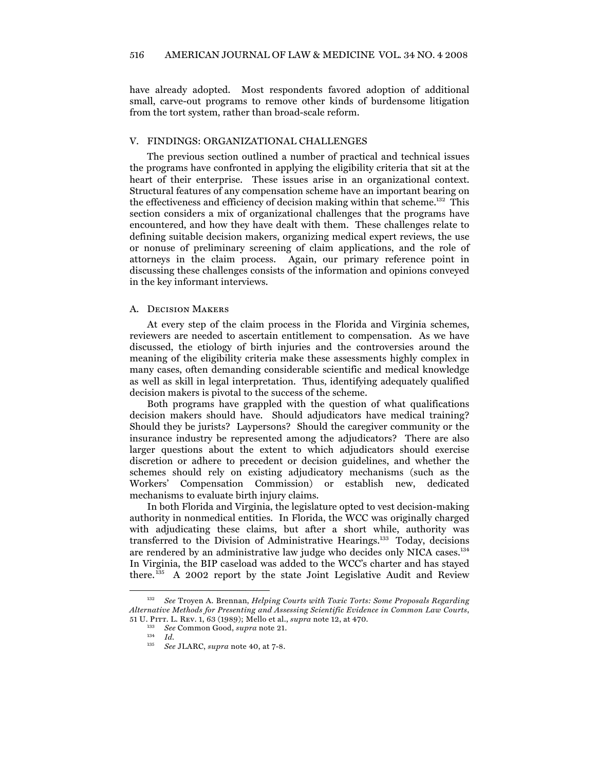have already adopted. Most respondents favored adoption of additional small, carve-out programs to remove other kinds of burdensome litigation from the tort system, rather than broad-scale reform.

## V. FINDINGS: ORGANIZATIONAL CHALLENGES

The previous section outlined a number of practical and technical issues the programs have confronted in applying the eligibility criteria that sit at the heart of their enterprise. These issues arise in an organizational context. Structural features of any compensation scheme have an important bearing on the effectiveness and efficiency of decision making within that scheme.[132] This section considers a mix of organizational challenges that the programs have encountered, and how they have dealt with them. These challenges relate to defining suitable decision makers, organizing medical expert reviews, the use or nonuse of preliminary screening of claim applications, and the role of attorneys in the claim process. Again, our primary reference point in discussing these challenges consists of the information and opinions conveyed in the key informant interviews.

### A. Decision Makers

At every step of the claim process in the Florida and Virginia schemes, reviewers are needed to ascertain entitlement to compensation. As we have discussed, the etiology of birth injuries and the controversies around the meaning of the eligibility criteria make these assessments highly complex in many cases, often demanding considerable scientific and medical knowledge as well as skill in legal interpretation. Thus, identifying adequately qualified decision makers is pivotal to the success of the scheme.

Both programs have grappled with the question of what qualifications decision makers should have. Should adjudicators have medical training? Should they be jurists? Laypersons? Should the caregiver community or the insurance industry be represented among the adjudicators? There are also larger questions about the extent to which adjudicators should exercise discretion or adhere to precedent or decision guidelines, and whether the schemes should rely on existing adjudicatory mechanisms (such as the Workers' Compensation Commission) or establish new, dedicated mechanisms to evaluate birth injury claims.

In both Florida and Virginia, the legislature opted to vest decision-making authority in nonmedical entities. In Florida, the WCC was originally charged with adjudicating these claims, but after a short while, authority was transferred to the Division of Administrative Hearings.[133] Today, decisions are rendered by an administrative law judge who decides only NICA cases.[134] In Virginia, the BIP caseload was added to the WCC's charter and has stayed there.[135] A 2002 report by the state Joint Legislative Audit and Review

---

[132] *See* Troyen A. Brennan, *Helping Courts with Toxic Torts: Some Proposals Regarding Alternative Methods for Presenting and Assessing Scientific Evidence in Common Law Courts*, 51 U. Pitt. L. Rev. 1, 63 (1989); Mello et al., *supra* note 12, at 470.

[133] *See* Common Good, *supra* note 21.

[134] *Id.*

[135] *See* JLARC, *supra* note 40, at 7-8.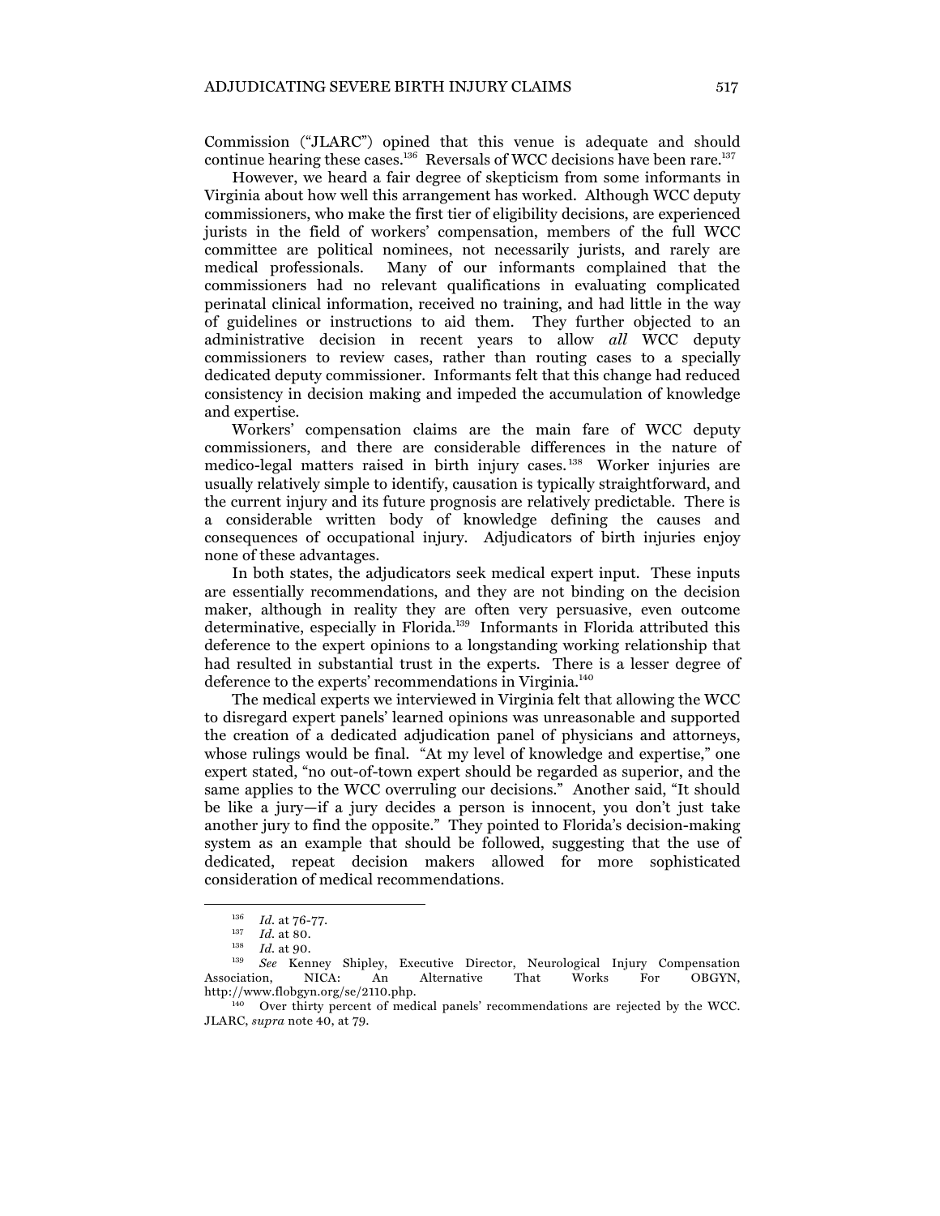Commission ("JLARC") opined that this venue is adequate and should continue hearing these cases.[136] Reversals of WCC decisions have been rare.[137]

However, we heard a fair degree of skepticism from some informants in Virginia about how well this arrangement has worked. Although WCC deputy commissioners, who make the first tier of eligibility decisions, are experienced jurists in the field of workers' compensation, members of the full WCC committee are political nominees, not necessarily jurists, and rarely are medical professionals. Many of our informants complained that the commissioners had no relevant qualifications in evaluating complicated perinatal clinical information, received no training, and had little in the way of guidelines or instructions to aid them. They further objected to an administrative decision in recent years to allow *all* WCC deputy commissioners to review cases, rather than routing cases to a specially dedicated deputy commissioner. Informants felt that this change had reduced consistency in decision making and impeded the accumulation of knowledge and expertise.

Workers' compensation claims are the main fare of WCC deputy commissioners, and there are considerable differences in the nature of medico-legal matters raised in birth injury cases.[138] Worker injuries are usually relatively simple to identify, causation is typically straightforward, and the current injury and its future prognosis are relatively predictable. There is a considerable written body of knowledge defining the causes and consequences of occupational injury. Adjudicators of birth injuries enjoy none of these advantages.

In both states, the adjudicators seek medical expert input. These inputs are essentially recommendations, and they are not binding on the decision maker, although in reality they are often very persuasive, even outcome determinative, especially in Florida.[139] Informants in Florida attributed this deference to the expert opinions to a longstanding working relationship that had resulted in substantial trust in the experts. There is a lesser degree of deference to the experts' recommendations in Virginia.[140]

The medical experts we interviewed in Virginia felt that allowing the WCC to disregard expert panels' learned opinions was unreasonable and supported the creation of a dedicated adjudication panel of physicians and attorneys, whose rulings would be final. "At my level of knowledge and expertise," one expert stated, "no out-of-town expert should be regarded as superior, and the same applies to the WCC overruling our decisions." Another said, "It should be like a jury—if a jury decides a person is innocent, you don't just take another jury to find the opposite." They pointed to Florida's decision-making system as an example that should be followed, suggesting that the use of dedicated, repeat decision makers allowed for more sophisticated consideration of medical recommendations.

---

[136] *Id.* at 76-77.

[137] *Id.* at 80.

[138] *Id.* at 90.

[139] *See* Kenney Shipley, Executive Director, Neurological Injury Compensation Association, NICA: An Alternative That Works For OBGYN, http://www.flobgyn.org/se/2110.php.

[140] Over thirty percent of medical panels' recommendations are rejected by the WCC. JLARC, *supra* note 40, at 79.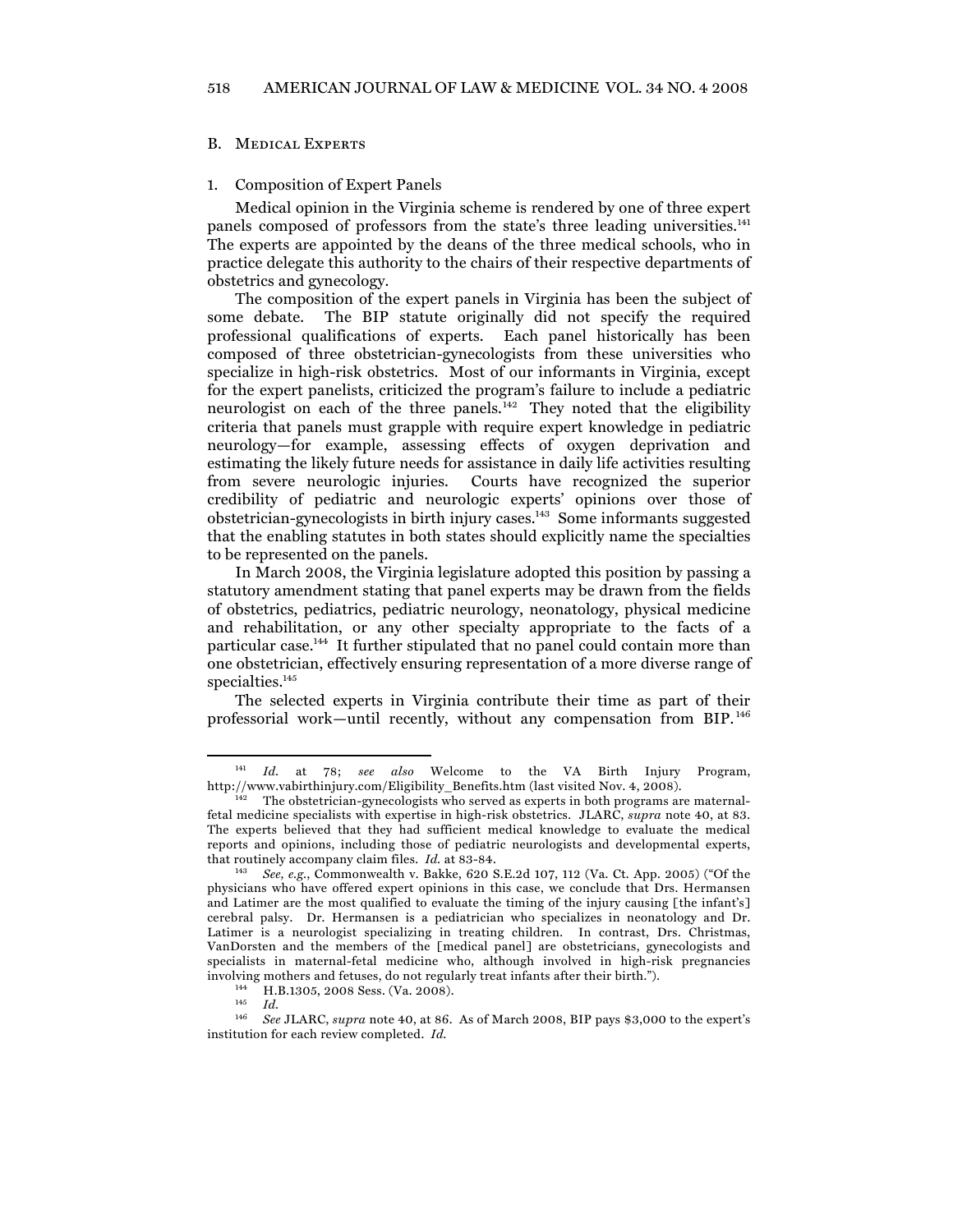## B. Medical Experts

### 1. Composition of Expert Panels

Medical opinion in the Virginia scheme is rendered by one of three expert panels composed of professors from the state's three leading universities.[141] The experts are appointed by the deans of the three medical schools, who in practice delegate this authority to the chairs of their respective departments of obstetrics and gynecology.

The composition of the expert panels in Virginia has been the subject of some debate. The BIP statute originally did not specify the required professional qualifications of experts. Each panel historically has been composed of three obstetrician-gynecologists from these universities who specialize in high-risk obstetrics. Most of our informants in Virginia, except for the expert panelists, criticized the program's failure to include a pediatric neurologist on each of the three panels.[142] They noted that the eligibility criteria that panels must grapple with require expert knowledge in pediatric neurology—for example, assessing effects of oxygen deprivation and estimating the likely future needs for assistance in daily life activities resulting from severe neurologic injuries. Courts have recognized the superior credibility of pediatric and neurologic experts' opinions over those of obstetrician-gynecologists in birth injury cases.[143] Some informants suggested that the enabling statutes in both states should explicitly name the specialties to be represented on the panels.

In March 2008, the Virginia legislature adopted this position by passing a statutory amendment stating that panel experts may be drawn from the fields of obstetrics, pediatrics, pediatric neurology, neonatology, physical medicine and rehabilitation, or any other specialty appropriate to the facts of a particular case.[144] It further stipulated that no panel could contain more than one obstetrician, effectively ensuring representation of a more diverse range of specialties.[145]

The selected experts in Virginia contribute their time as part of their professorial work—until recently, without any compensation from BIP.[146]

---

[141] *Id.* at 78; *see also* Welcome to the VA Birth Injury Program, http://www.vabirthinjury.com/Eligibility_Benefits.htm (last visited Nov. 4, 2008).

[142] The obstetrician-gynecologists who served as experts in both programs are maternal-fetal medicine specialists with expertise in high-risk obstetrics. JLARC, *supra* note 40, at 83. The experts believed that they had sufficient medical knowledge to evaluate the medical reports and opinions, including those of pediatric neurologists and developmental experts, that routinely accompany claim files. *Id.* at 83-84.

[143] *See, e.g.*, Commonwealth v. Bakke, 620 S.E.2d 107, 112 (Va. Ct. App. 2005) ("Of the physicians who have offered expert opinions in this case, we conclude that Drs. Hermansen and Latimer are the most qualified to evaluate the timing of the injury causing [the infant's] cerebral palsy. Dr. Hermansen is a pediatrician who specializes in neonatology and Dr. Latimer is a neurologist specializing in treating children. In contrast, Drs. Christmas, VanDorsten and the members of the [medical panel] are obstetricians, gynecologists and specialists in maternal-fetal medicine who, although involved in high-risk pregnancies involving mothers and fetuses, do not regularly treat infants after their birth.").

[144] H.B.1305, 2008 Sess. (Va. 2008).

[145] *Id.*

[146] *See* JLARC, *supra* note 40, at 86. As of March 2008, BIP pays $3,000 to the expert's institution for each review completed. *Id.*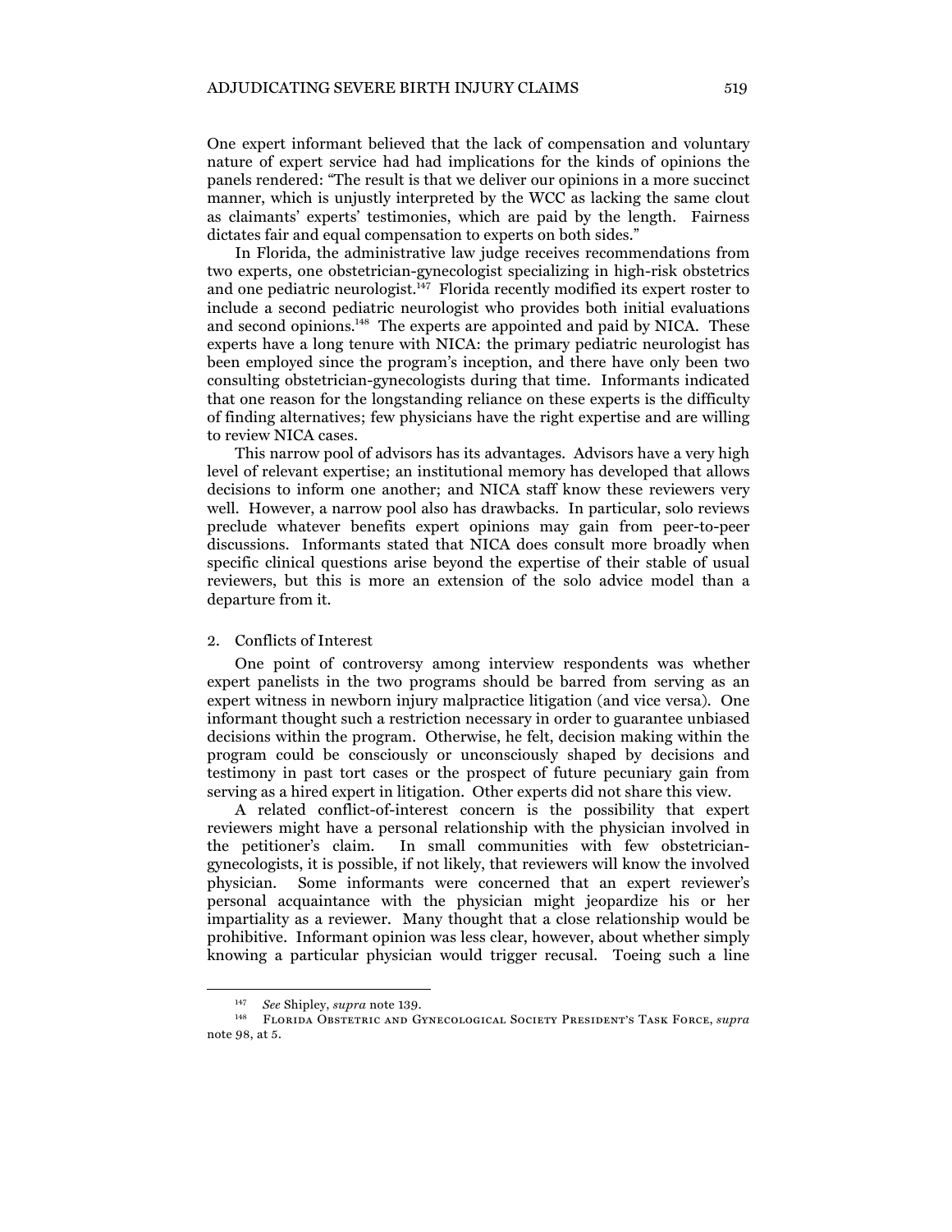One expert informant believed that the lack of compensation and voluntary nature of expert service had had implications for the kinds of opinions the panels rendered: "The result is that we deliver our opinions in a more succinct manner, which is unjustly interpreted by the WCC as lacking the same clout as claimants' experts' testimonies, which are paid by the length. Fairness dictates fair and equal compensation to experts on both sides."

In Florida, the administrative law judge receives recommendations from two experts, one obstetrician-gynecologist specializing in high-risk obstetrics and one pediatric neurologist.[147] Florida recently modified its expert roster to include a second pediatric neurologist who provides both initial evaluations and second opinions.[148] The experts are appointed and paid by NICA. These experts have a long tenure with NICA: the primary pediatric neurologist has been employed since the program's inception, and there have only been two consulting obstetrician-gynecologists during that time. Informants indicated that one reason for the longstanding reliance on these experts is the difficulty of finding alternatives; few physicians have the right expertise and are willing to review NICA cases.

This narrow pool of advisors has its advantages. Advisors have a very high level of relevant expertise; an institutional memory has developed that allows decisions to inform one another; and NICA staff know these reviewers very well. However, a narrow pool also has drawbacks. In particular, solo reviews preclude whatever benefits expert opinions may gain from peer-to-peer discussions. Informants stated that NICA does consult more broadly when specific clinical questions arise beyond the expertise of their stable of usual reviewers, but this is more an extension of the solo advice model than a departure from it.

2. Conflicts of Interest

One point of controversy among interview respondents was whether expert panelists in the two programs should be barred from serving as an expert witness in newborn injury malpractice litigation (and vice versa). One informant thought such a restriction necessary in order to guarantee unbiased decisions within the program. Otherwise, he felt, decision making within the program could be consciously or unconsciously shaped by decisions and testimony in past tort cases or the prospect of future pecuniary gain from serving as a hired expert in litigation. Other experts did not share this view.

A related conflict-of-interest concern is the possibility that expert reviewers might have a personal relationship with the physician involved in the petitioner's claim. In small communities with few obstetrician-gynecologists, it is possible, if not likely, that reviewers will know the involved physician. Some informants were concerned that an expert reviewer's personal acquaintance with the physician might jeopardize his or her impartiality as a reviewer. Many thought that a close relationship would be prohibitive. Informant opinion was less clear, however, about whether simply knowing a particular physician would trigger recusal. Toeing such a line

---

[147] *See* Shipley, *supra* note 139.

[148] Florida Obstetric and Gynecological Society President's Task Force, *supra* note 98, at 5.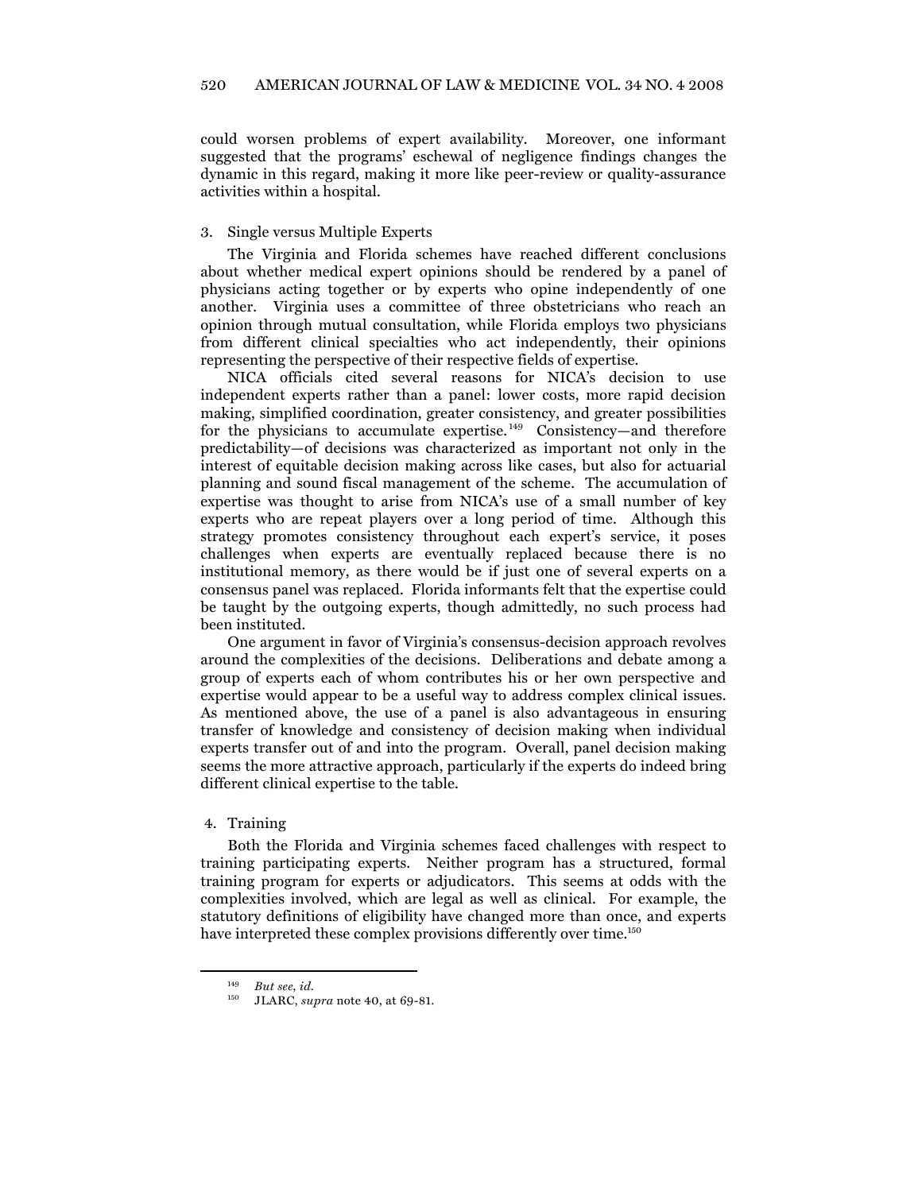could worsen problems of expert availability. Moreover, one informant suggested that the programs' eschewal of negligence findings changes the dynamic in this regard, making it more like peer-review or quality-assurance activities within a hospital.

### 3. Single versus Multiple Experts

The Virginia and Florida schemes have reached different conclusions about whether medical expert opinions should be rendered by a panel of physicians acting together or by experts who opine independently of one another. Virginia uses a committee of three obstetricians who reach an opinion through mutual consultation, while Florida employs two physicians from different clinical specialties who act independently, their opinions representing the perspective of their respective fields of expertise.

NICA officials cited several reasons for NICA's decision to use independent experts rather than a panel: lower costs, more rapid decision making, simplified coordination, greater consistency, and greater possibilities for the physicians to accumulate expertise.[149] Consistency—and therefore predictability—of decisions was characterized as important not only in the interest of equitable decision making across like cases, but also for actuarial planning and sound fiscal management of the scheme. The accumulation of expertise was thought to arise from NICA's use of a small number of key experts who are repeat players over a long period of time. Although this strategy promotes consistency throughout each expert's service, it poses challenges when experts are eventually replaced because there is no institutional memory, as there would be if just one of several experts on a consensus panel was replaced. Florida informants felt that the expertise could be taught by the outgoing experts, though admittedly, no such process had been instituted.

One argument in favor of Virginia's consensus-decision approach revolves around the complexities of the decisions. Deliberations and debate among a group of experts each of whom contributes his or her own perspective and expertise would appear to be a useful way to address complex clinical issues. As mentioned above, the use of a panel is also advantageous in ensuring transfer of knowledge and consistency of decision making when individual experts transfer out of and into the program. Overall, panel decision making seems the more attractive approach, particularly if the experts do indeed bring different clinical expertise to the table.

### 4. Training

Both the Florida and Virginia schemes faced challenges with respect to training participating experts. Neither program has a structured, formal training program for experts or adjudicators. This seems at odds with the complexities involved, which are legal as well as clinical. For example, the statutory definitions of eligibility have changed more than once, and experts have interpreted these complex provisions differently over time.[150]

---

[149] *But see*, *id.*

[150] JLARC, *supra* note 40, at 69-81.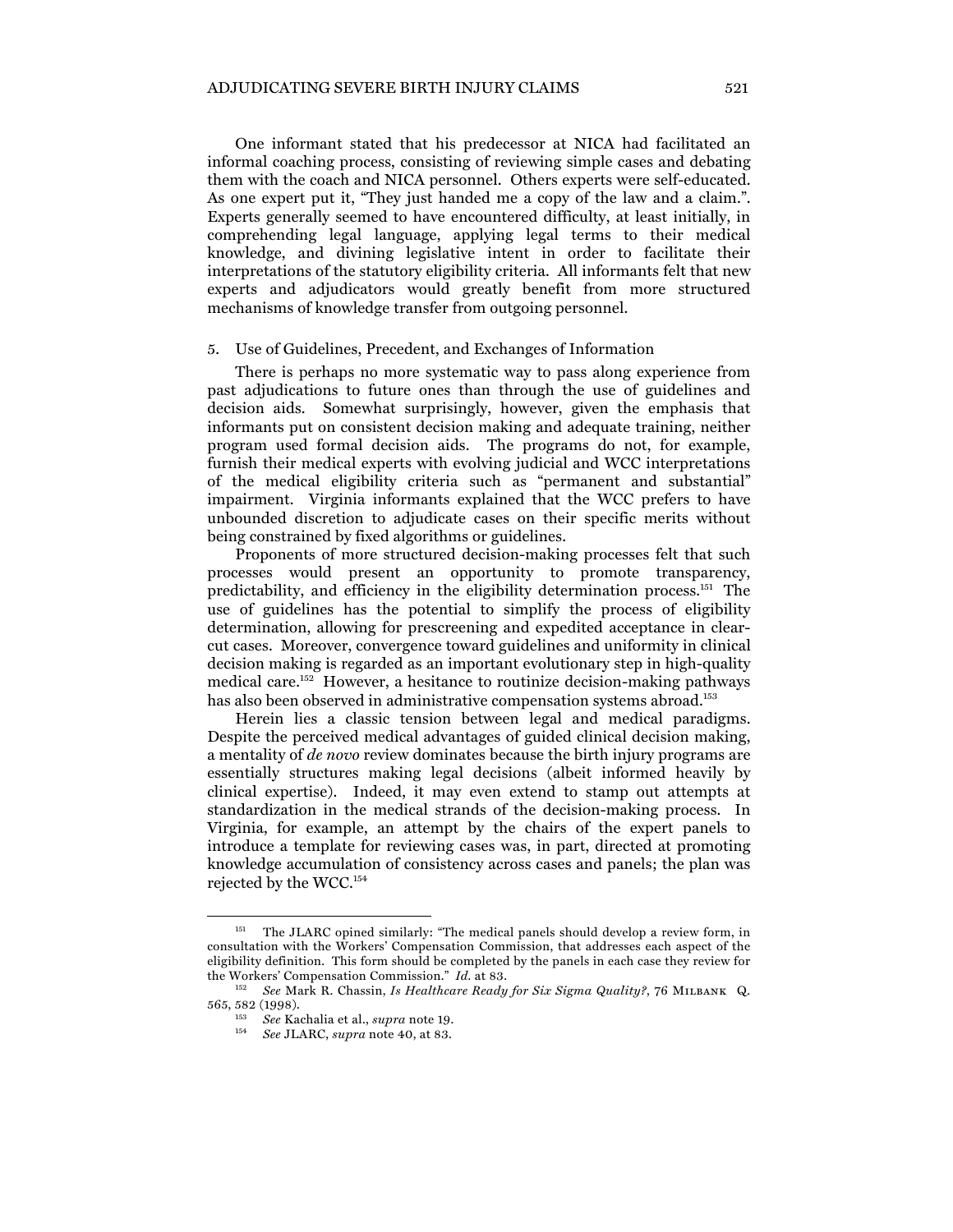One informant stated that his predecessor at NICA had facilitated an informal coaching process, consisting of reviewing simple cases and debating them with the coach and NICA personnel. Others experts were self-educated. As one expert put it, "They just handed me a copy of the law and a claim.". Experts generally seemed to have encountered difficulty, at least initially, in comprehending legal language, applying legal terms to their medical knowledge, and divining legislative intent in order to facilitate their interpretations of the statutory eligibility criteria. All informants felt that new experts and adjudicators would greatly benefit from more structured mechanisms of knowledge transfer from outgoing personnel.

5. Use of Guidelines, Precedent, and Exchanges of Information

There is perhaps no more systematic way to pass along experience from past adjudications to future ones than through the use of guidelines and decision aids. Somewhat surprisingly, however, given the emphasis that informants put on consistent decision making and adequate training, neither program used formal decision aids. The programs do not, for example, furnish their medical experts with evolving judicial and WCC interpretations of the medical eligibility criteria such as "permanent and substantial" impairment. Virginia informants explained that the WCC prefers to have unbounded discretion to adjudicate cases on their specific merits without being constrained by fixed algorithms or guidelines.

Proponents of more structured decision-making processes felt that such processes would present an opportunity to promote transparency, predictability, and efficiency in the eligibility determination process.[151] The use of guidelines has the potential to simplify the process of eligibility determination, allowing for prescreening and expedited acceptance in clear-cut cases. Moreover, convergence toward guidelines and uniformity in clinical decision making is regarded as an important evolutionary step in high-quality medical care.[152] However, a hesitance to routinize decision-making pathways has also been observed in administrative compensation systems abroad.[153]

Herein lies a classic tension between legal and medical paradigms. Despite the perceived medical advantages of guided clinical decision making, a mentality of *de novo* review dominates because the birth injury programs are essentially structures making legal decisions (albeit informed heavily by clinical expertise). Indeed, it may even extend to stamp out attempts at standardization in the medical strands of the decision-making process. In Virginia, for example, an attempt by the chairs of the expert panels to introduce a template for reviewing cases was, in part, directed at promoting knowledge accumulation of consistency across cases and panels; the plan was rejected by the WCC.[154]

---

[151] The JLARC opined similarly: "The medical panels should develop a review form, in consultation with the Workers' Compensation Commission, that addresses each aspect of the eligibility definition. This form should be completed by the panels in each case they review for the Workers' Compensation Commission." *Id.* at 83.

[152] *See* Mark R. Chassin, *Is Healthcare Ready for Six Sigma Quality?*, 76 Milbank Q. 565, 582 (1998).

[153] *See* Kachalia et al., *supra* note 19.

[154] *See* JLARC, *supra* note 40, at 83.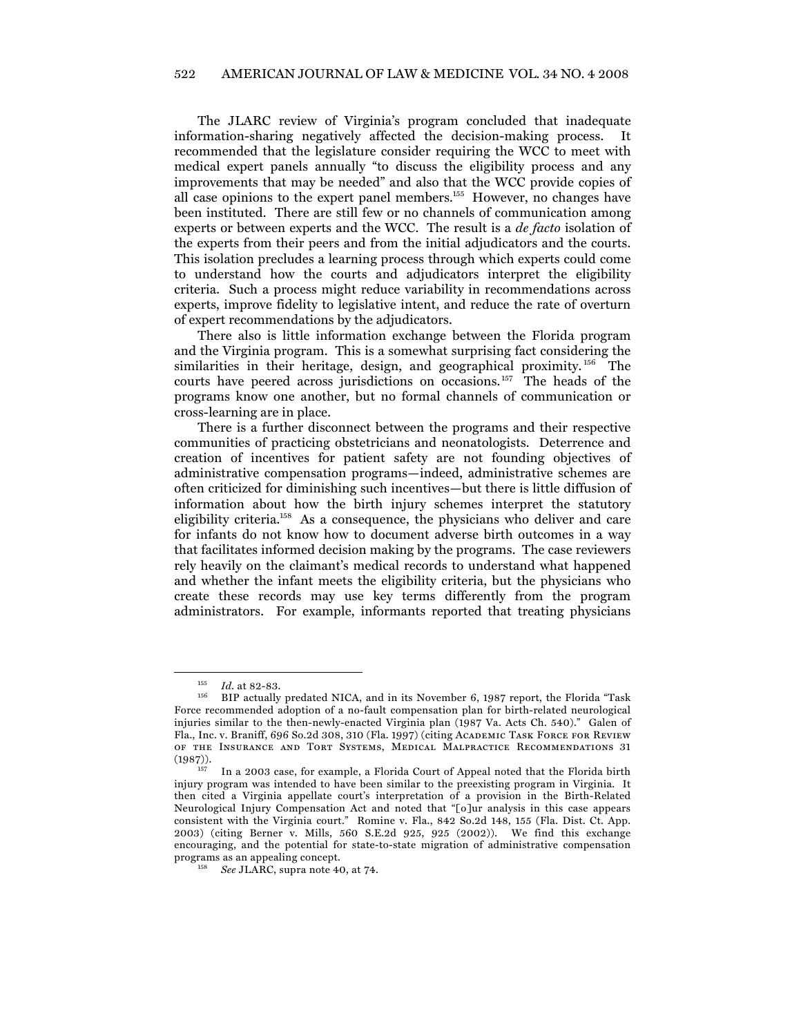The JLARC review of Virginia's program concluded that inadequate information-sharing negatively affected the decision-making process. It recommended that the legislature consider requiring the WCC to meet with medical expert panels annually "to discuss the eligibility process and any improvements that may be needed" and also that the WCC provide copies of all case opinions to the expert panel members.[155] However, no changes have been instituted. There are still few or no channels of communication among experts or between experts and the WCC. The result is a *de facto* isolation of the experts from their peers and from the initial adjudicators and the courts. This isolation precludes a learning process through which experts could come to understand how the courts and adjudicators interpret the eligibility criteria. Such a process might reduce variability in recommendations across experts, improve fidelity to legislative intent, and reduce the rate of overturn of expert recommendations by the adjudicators.

There also is little information exchange between the Florida program and the Virginia program. This is a somewhat surprising fact considering the similarities in their heritage, design, and geographical proximity.[156] The courts have peered across jurisdictions on occasions.[157] The heads of the programs know one another, but no formal channels of communication or cross-learning are in place.

There is a further disconnect between the programs and their respective communities of practicing obstetricians and neonatologists. Deterrence and creation of incentives for patient safety are not founding objectives of administrative compensation programs—indeed, administrative schemes are often criticized for diminishing such incentives—but there is little diffusion of information about how the birth injury schemes interpret the statutory eligibility criteria.[158] As a consequence, the physicians who deliver and care for infants do not know how to document adverse birth outcomes in a way that facilitates informed decision making by the programs. The case reviewers rely heavily on the claimant's medical records to understand what happened and whether the infant meets the eligibility criteria, but the physicians who create these records may use key terms differently from the program administrators. For example, informants reported that treating physicians

---

[155] *Id.* at 82-83.

[156] BIP actually predated NICA, and in its November 6, 1987 report, the Florida "Task Force recommended adoption of a no-fault compensation plan for birth-related neurological injuries similar to the then-newly-enacted Virginia plan (1987 Va. Acts Ch. 540)." Galen of Fla., Inc. v. Braniff, 696 So.2d 308, 310 (Fla. 1997) (citing ACADEMIC TASK FORCE FOR REVIEW OF THE INSURANCE AND TORT SYSTEMS, MEDICAL MALPRACTICE RECOMMENDATIONS 31 (1987)).

[157] In a 2003 case, for example, a Florida Court of Appeal noted that the Florida birth injury program was intended to have been similar to the preexisting program in Virginia. It then cited a Virginia appellate court's interpretation of a provision in the Birth-Related Neurological Injury Compensation Act and noted that "[o]ur analysis in this case appears consistent with the Virginia court." Romine v. Fla., 842 So.2d 148, 155 (Fla. Dist. Ct. App. 2003) (citing Berner v. Mills, 560 S.E.2d 925, 925 (2002)). We find this exchange encouraging, and the potential for state-to-state migration of administrative compensation programs as an appealing concept.

[158] *See* JLARC, supra note 40, at 74.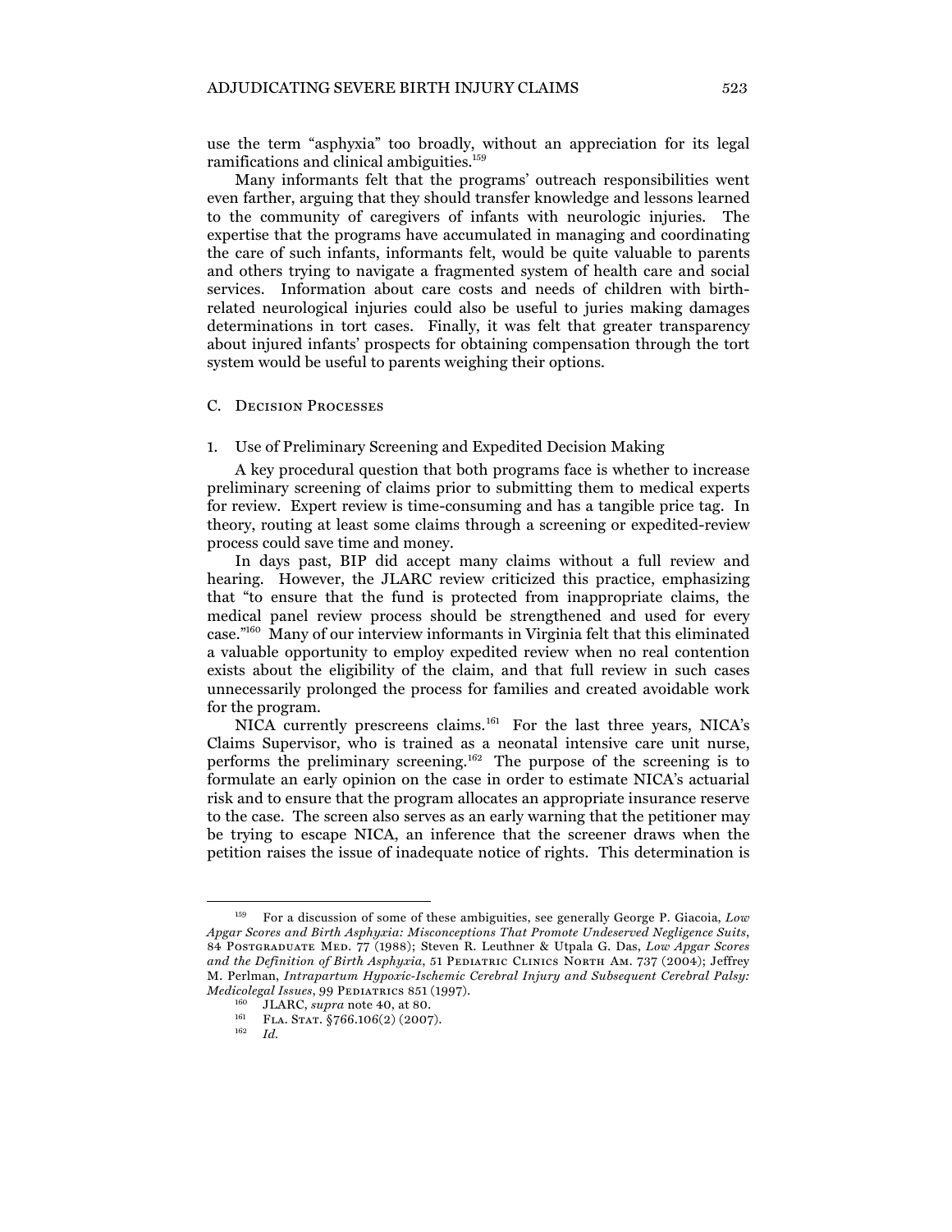use the term "asphyxia" too broadly, without an appreciation for its legal ramifications and clinical ambiguities.[159]

Many informants felt that the programs' outreach responsibilities went even farther, arguing that they should transfer knowledge and lessons learned to the community of caregivers of infants with neurologic injuries. The expertise that the programs have accumulated in managing and coordinating the care of such infants, informants felt, would be quite valuable to parents and others trying to navigate a fragmented system of health care and social services. Information about care costs and needs of children with birth-related neurological injuries could also be useful to juries making damages determinations in tort cases. Finally, it was felt that greater transparency about injured infants' prospects for obtaining compensation through the tort system would be useful to parents weighing their options.

### C. Decision Processes

#### 1. Use of Preliminary Screening and Expedited Decision Making

A key procedural question that both programs face is whether to increase preliminary screening of claims prior to submitting them to medical experts for review. Expert review is time-consuming and has a tangible price tag. In theory, routing at least some claims through a screening or expedited-review process could save time and money.

In days past, BIP did accept many claims without a full review and hearing. However, the JLARC review criticized this practice, emphasizing that "to ensure that the fund is protected from inappropriate claims, the medical panel review process should be strengthened and used for every case."[160] Many of our interview informants in Virginia felt that this eliminated a valuable opportunity to employ expedited review when no real contention exists about the eligibility of the claim, and that full review in such cases unnecessarily prolonged the process for families and created avoidable work for the program.

NICA currently prescreens claims.[161] For the last three years, NICA's Claims Supervisor, who is trained as a neonatal intensive care unit nurse, performs the preliminary screening.[162] The purpose of the screening is to formulate an early opinion on the case in order to estimate NICA's actuarial risk and to ensure that the program allocates an appropriate insurance reserve to the case. The screen also serves as an early warning that the petitioner may be trying to escape NICA, an inference that the screener draws when the petition raises the issue of inadequate notice of rights. This determination is

---

[159] For a discussion of some of these ambiguities, see generally George P. Giacoia, *Low Apgar Scores and Birth Asphyxia: Misconceptions That Promote Undeserved Negligence Suits*, 84 Postgraduate Med. 77 (1988); Steven R. Leuthner & Utpala G. Das, *Low Apgar Scores and the Definition of Birth Asphyxia*, 51 Pediatric Clinics North Am. 737 (2004); Jeffrey M. Perlman, *Intrapartum Hypoxic-Ischemic Cerebral Injury and Subsequent Cerebral Palsy: Medicolegal Issues*, 99 Pediatrics 851 (1997).

[160] JLARC, *supra* note 40, at 80.

[161] Fla. Stat. §766.106(2) (2007).

[162] *Id.*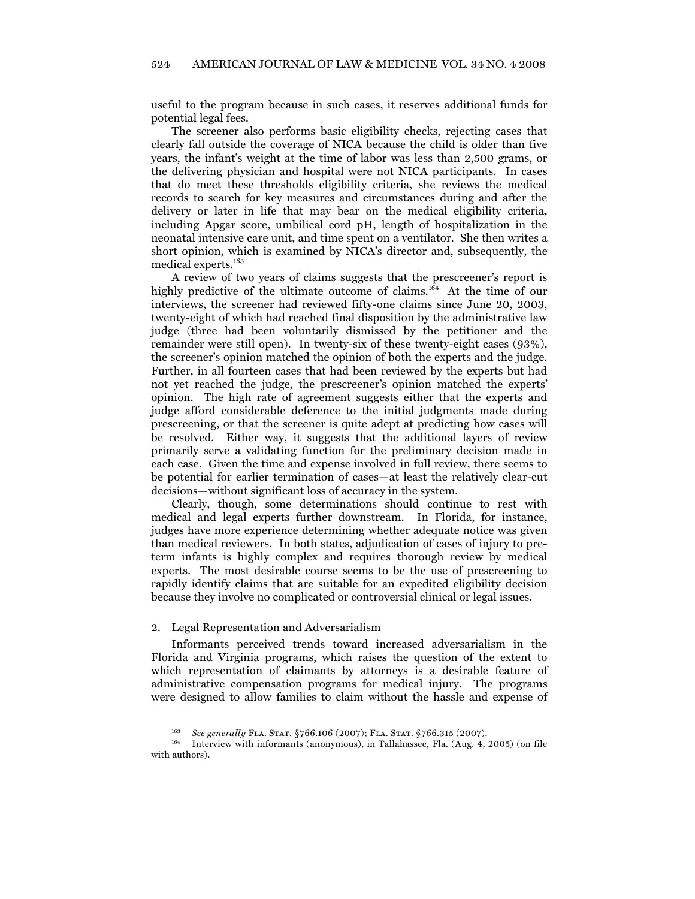useful to the program because in such cases, it reserves additional funds for potential legal fees.

The screener also performs basic eligibility checks, rejecting cases that clearly fall outside the coverage of NICA because the child is older than five years, the infant's weight at the time of labor was less than 2,500 grams, or the delivering physician and hospital were not NICA participants. In cases that do meet these thresholds eligibility criteria, she reviews the medical records to search for key measures and circumstances during and after the delivery or later in life that may bear on the medical eligibility criteria, including Apgar score, umbilical cord pH, length of hospitalization in the neonatal intensive care unit, and time spent on a ventilator. She then writes a short opinion, which is examined by NICA's director and, subsequently, the medical experts.[163]

A review of two years of claims suggests that the prescreener's report is highly predictive of the ultimate outcome of claims.[164] At the time of our interviews, the screener had reviewed fifty-one claims since June 20, 2003, twenty-eight of which had reached final disposition by the administrative law judge (three had been voluntarily dismissed by the petitioner and the remainder were still open). In twenty-six of these twenty-eight cases (93%), the screener's opinion matched the opinion of both the experts and the judge. Further, in all fourteen cases that had been reviewed by the experts but had not yet reached the judge, the prescreener's opinion matched the experts' opinion. The high rate of agreement suggests either that the experts and judge afford considerable deference to the initial judgments made during prescreening, or that the screener is quite adept at predicting how cases will be resolved. Either way, it suggests that the additional layers of review primarily serve a validating function for the preliminary decision made in each case. Given the time and expense involved in full review, there seems to be potential for earlier termination of cases—at least the relatively clear-cut decisions—without significant loss of accuracy in the system.

Clearly, though, some determinations should continue to rest with medical and legal experts further downstream. In Florida, for instance, judges have more experience determining whether adequate notice was given than medical reviewers. In both states, adjudication of cases of injury to pre-term infants is highly complex and requires thorough review by medical experts. The most desirable course seems to be the use of prescreening to rapidly identify claims that are suitable for an expedited eligibility decision because they involve no complicated or controversial clinical or legal issues.

### 2. Legal Representation and Adversarialism

Informants perceived trends toward increased adversarialism in the Florida and Virginia programs, which raises the question of the extent to which representation of claimants by attorneys is a desirable feature of administrative compensation programs for medical injury. The programs were designed to allow families to claim without the hassle and expense of

---

[163] *See generally* FLA. STAT. §766.106 (2007); FLA. STAT. §766.315 (2007).

[164] Interview with informants (anonymous), in Tallahassee, Fla. (Aug. 4, 2005) (on file with authors).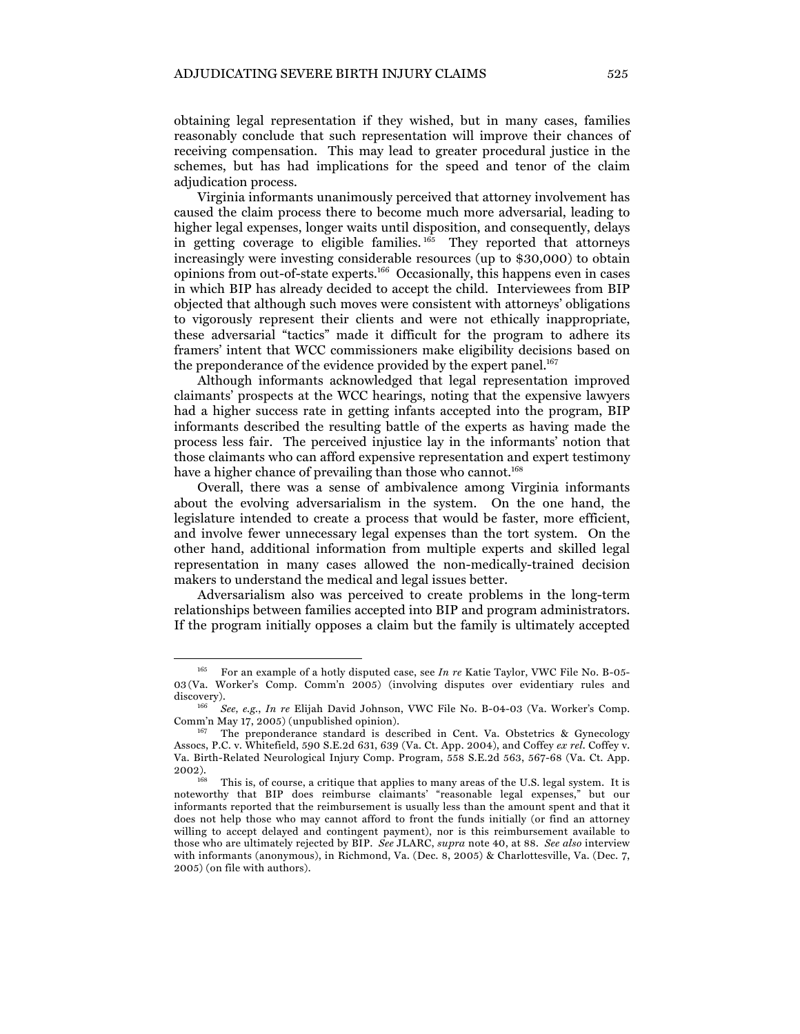obtaining legal representation if they wished, but in many cases, families reasonably conclude that such representation will improve their chances of receiving compensation. This may lead to greater procedural justice in the schemes, but has had implications for the speed and tenor of the claim adjudication process.

Virginia informants unanimously perceived that attorney involvement has caused the claim process there to become much more adversarial, leading to higher legal expenses, longer waits until disposition, and consequently, delays in getting coverage to eligible families.[165] They reported that attorneys increasingly were investing considerable resources (up to $30,000) to obtain opinions from out-of-state experts.[166] Occasionally, this happens even in cases in which BIP has already decided to accept the child. Interviewees from BIP objected that although such moves were consistent with attorneys' obligations to vigorously represent their clients and were not ethically inappropriate, these adversarial "tactics" made it difficult for the program to adhere its framers' intent that WCC commissioners make eligibility decisions based on the preponderance of the evidence provided by the expert panel.[167]

Although informants acknowledged that legal representation improved claimants' prospects at the WCC hearings, noting that the expensive lawyers had a higher success rate in getting infants accepted into the program, BIP informants described the resulting battle of the experts as having made the process less fair. The perceived injustice lay in the informants' notion that those claimants who can afford expensive representation and expert testimony have a higher chance of prevailing than those who cannot.[168]

Overall, there was a sense of ambivalence among Virginia informants about the evolving adversarialism in the system. On the one hand, the legislature intended to create a process that would be faster, more efficient, and involve fewer unnecessary legal expenses than the tort system. On the other hand, additional information from multiple experts and skilled legal representation in many cases allowed the non-medically-trained decision makers to understand the medical and legal issues better.

Adversarialism also was perceived to create problems in the long-term relationships between families accepted into BIP and program administrators. If the program initially opposes a claim but the family is ultimately accepted

---

[165] For an example of a hotly disputed case, see *In re* Katie Taylor, VWC File No. B-05-03 (Va. Worker's Comp. Comm'n 2005) (involving disputes over evidentiary rules and discovery).

[166] *See, e.g.*, *In re* Elijah David Johnson, VWC File No. B-04-03 (Va. Worker's Comp. Comm'n May 17, 2005) (unpublished opinion).

[167] The preponderance standard is described in Cent. Va. Obstetrics & Gynecology Assocs, P.C. v. Whitefield, 590 S.E.2d 631, 639 (Va. Ct. App. 2004), and Coffey *ex rel.* Coffey v. Va. Birth-Related Neurological Injury Comp. Program, 558 S.E.2d 563, 567-68 (Va. Ct. App. 2002).

[168] This is, of course, a critique that applies to many areas of the U.S. legal system. It is noteworthy that BIP does reimburse claimants' "reasonable legal expenses," but our informants reported that the reimbursement is usually less than the amount spent and that it does not help those who may cannot afford to front the funds initially (or find an attorney willing to accept delayed and contingent payment), nor is this reimbursement available to those who are ultimately rejected by BIP. *See* JLARC, *supra* note 40, at 88. *See also* interview with informants (anonymous), in Richmond, Va. (Dec. 8, 2005) & Charlottesville, Va. (Dec. 7, 2005) (on file with authors).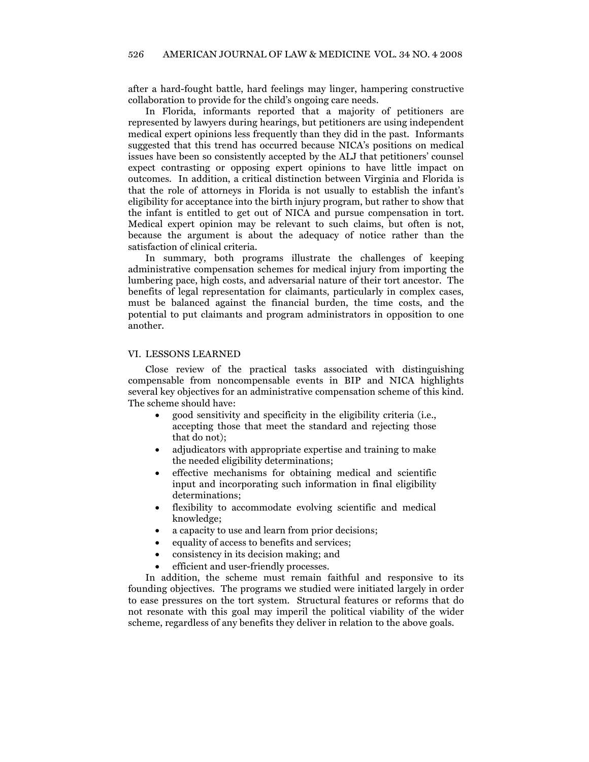after a hard-fought battle, hard feelings may linger, hampering constructive collaboration to provide for the child's ongoing care needs.

In Florida, informants reported that a majority of petitioners are represented by lawyers during hearings, but petitioners are using independent medical expert opinions less frequently than they did in the past. Informants suggested that this trend has occurred because NICA's positions on medical issues have been so consistently accepted by the ALJ that petitioners' counsel expect contrasting or opposing expert opinions to have little impact on outcomes. In addition, a critical distinction between Virginia and Florida is that the role of attorneys in Florida is not usually to establish the infant's eligibility for acceptance into the birth injury program, but rather to show that the infant is entitled to get out of NICA and pursue compensation in tort. Medical expert opinion may be relevant to such claims, but often is not, because the argument is about the adequacy of notice rather than the satisfaction of clinical criteria.

In summary, both programs illustrate the challenges of keeping administrative compensation schemes for medical injury from importing the lumbering pace, high costs, and adversarial nature of their tort ancestor. The benefits of legal representation for claimants, particularly in complex cases, must be balanced against the financial burden, the time costs, and the potential to put claimants and program administrators in opposition to one another.

## VI. LESSONS LEARNED

Close review of the practical tasks associated with distinguishing compensable from noncompensable events in BIP and NICA highlights several key objectives for an administrative compensation scheme of this kind. The scheme should have:

- good sensitivity and specificity in the eligibility criteria (i.e., accepting those that meet the standard and rejecting those that do not);
- adjudicators with appropriate expertise and training to make the needed eligibility determinations;
- effective mechanisms for obtaining medical and scientific input and incorporating such information in final eligibility determinations;
- flexibility to accommodate evolving scientific and medical knowledge;
- a capacity to use and learn from prior decisions;
- equality of access to benefits and services;
- consistency in its decision making; and
- efficient and user-friendly processes.

In addition, the scheme must remain faithful and responsive to its founding objectives. The programs we studied were initiated largely in order to ease pressures on the tort system. Structural features or reforms that do not resonate with this goal may imperil the political viability of the wider scheme, regardless of any benefits they deliver in relation to the above goals.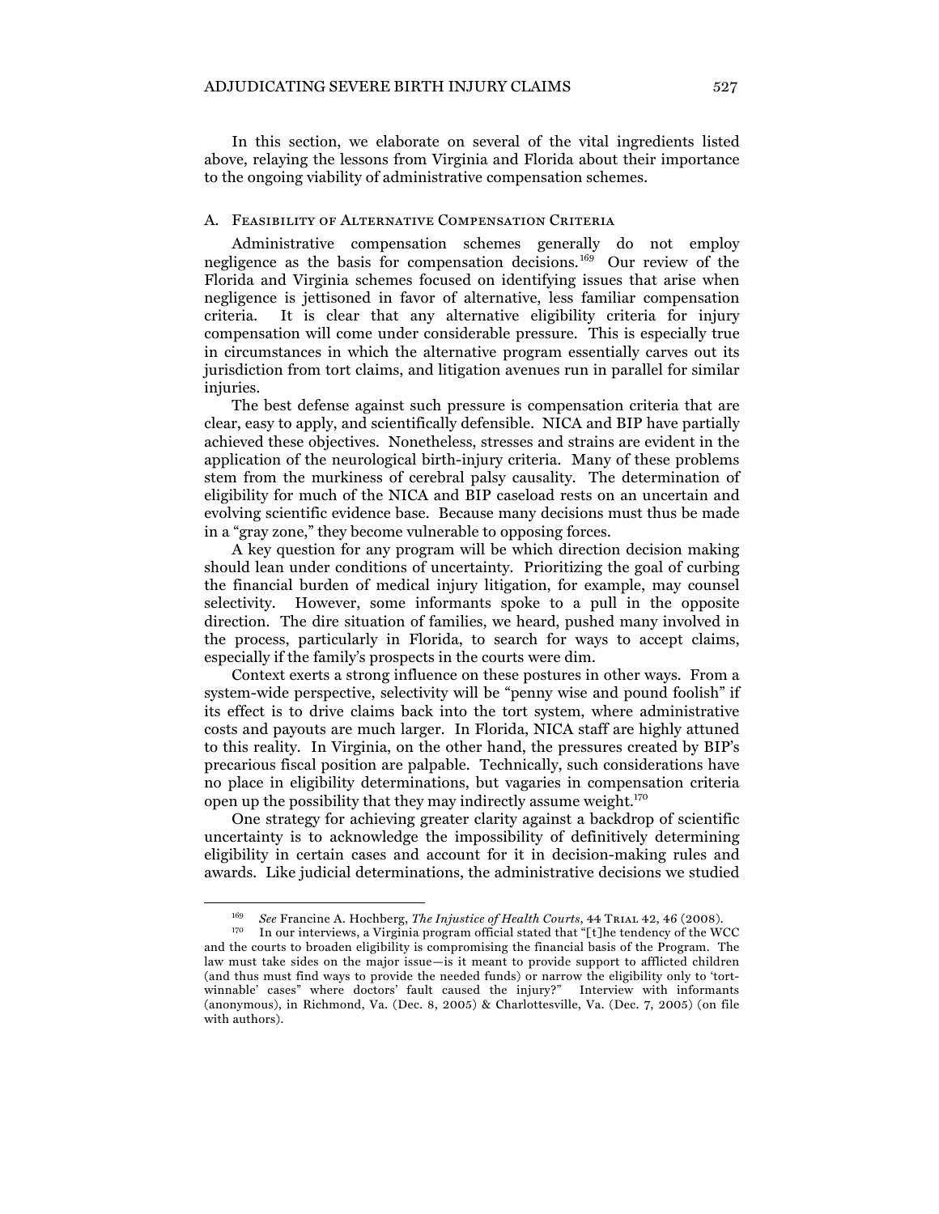In this section, we elaborate on several of the vital ingredients listed above, relaying the lessons from Virginia and Florida about their importance to the ongoing viability of administrative compensation schemes.

## A. Feasibility of Alternative Compensation Criteria

Administrative compensation schemes generally do not employ negligence as the basis for compensation decisions.[169] Our review of the Florida and Virginia schemes focused on identifying issues that arise when negligence is jettisoned in favor of alternative, less familiar compensation criteria. It is clear that any alternative eligibility criteria for injury compensation will come under considerable pressure. This is especially true in circumstances in which the alternative program essentially carves out its jurisdiction from tort claims, and litigation avenues run in parallel for similar injuries.

The best defense against such pressure is compensation criteria that are clear, easy to apply, and scientifically defensible. NICA and BIP have partially achieved these objectives. Nonetheless, stresses and strains are evident in the application of the neurological birth-injury criteria. Many of these problems stem from the murkiness of cerebral palsy causality. The determination of eligibility for much of the NICA and BIP caseload rests on an uncertain and evolving scientific evidence base. Because many decisions must thus be made in a "gray zone," they become vulnerable to opposing forces.

A key question for any program will be which direction decision making should lean under conditions of uncertainty. Prioritizing the goal of curbing the financial burden of medical injury litigation, for example, may counsel selectivity. However, some informants spoke to a pull in the opposite direction. The dire situation of families, we heard, pushed many involved in the process, particularly in Florida, to search for ways to accept claims, especially if the family's prospects in the courts were dim.

Context exerts a strong influence on these postures in other ways. From a system-wide perspective, selectivity will be "penny wise and pound foolish" if its effect is to drive claims back into the tort system, where administrative costs and payouts are much larger. In Florida, NICA staff are highly attuned to this reality. In Virginia, on the other hand, the pressures created by BIP's precarious fiscal position are palpable. Technically, such considerations have no place in eligibility determinations, but vagaries in compensation criteria open up the possibility that they may indirectly assume weight.[170]

One strategy for achieving greater clarity against a backdrop of scientific uncertainty is to acknowledge the impossibility of definitively determining eligibility in certain cases and account for it in decision-making rules and awards. Like judicial determinations, the administrative decisions we studied

---

[169] *See* Francine A. Hochberg, *The Injustice of Health Courts*, 44 Trial 42, 46 (2008).

[170] In our interviews, a Virginia program official stated that "[t]he tendency of the WCC and the courts to broaden eligibility is compromising the financial basis of the Program. The law must take sides on the major issue—is it meant to provide support to afflicted children (and thus must find ways to provide the needed funds) or narrow the eligibility only to 'tort-winnable' cases" where doctors' fault caused the injury?" Interview with informants (anonymous), in Richmond, Va. (Dec. 8, 2005) & Charlottesville, Va. (Dec. 7, 2005) (on file with authors).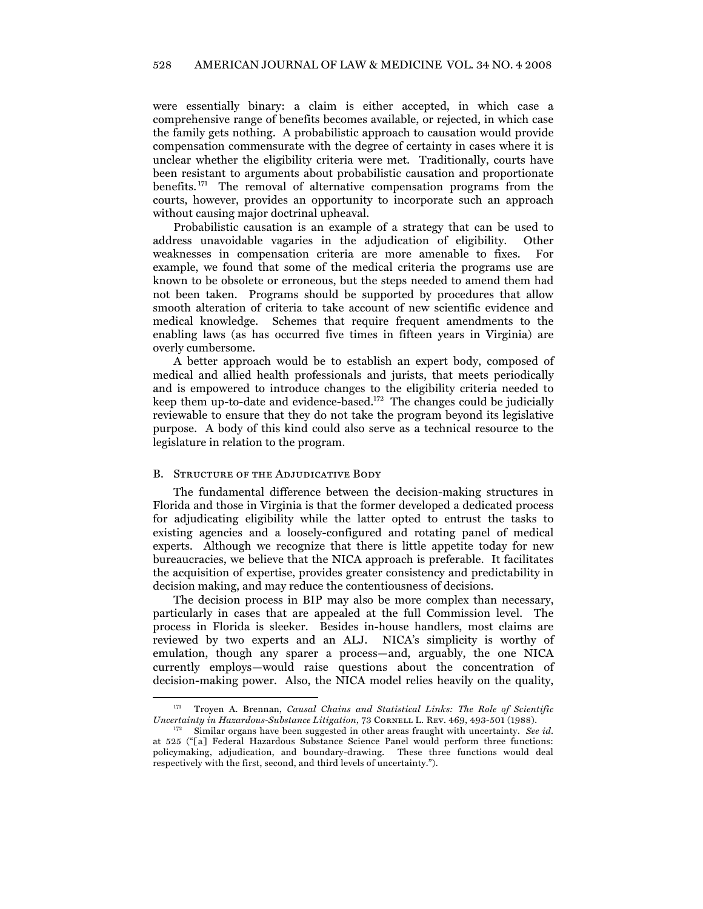were essentially binary: a claim is either accepted, in which case a comprehensive range of benefits becomes available, or rejected, in which case the family gets nothing. A probabilistic approach to causation would provide compensation commensurate with the degree of certainty in cases where it is unclear whether the eligibility criteria were met. Traditionally, courts have been resistant to arguments about probabilistic causation and proportionate benefits.[171] The removal of alternative compensation programs from the courts, however, provides an opportunity to incorporate such an approach without causing major doctrinal upheaval.

Probabilistic causation is an example of a strategy that can be used to address unavoidable vagaries in the adjudication of eligibility. Other weaknesses in compensation criteria are more amenable to fixes. For example, we found that some of the medical criteria the programs use are known to be obsolete or erroneous, but the steps needed to amend them had not been taken. Programs should be supported by procedures that allow smooth alteration of criteria to take account of new scientific evidence and medical knowledge. Schemes that require frequent amendments to the enabling laws (as has occurred five times in fifteen years in Virginia) are overly cumbersome.

A better approach would be to establish an expert body, composed of medical and allied health professionals and jurists, that meets periodically and is empowered to introduce changes to the eligibility criteria needed to keep them up-to-date and evidence-based.[172] The changes could be judicially reviewable to ensure that they do not take the program beyond its legislative purpose. A body of this kind could also serve as a technical resource to the legislature in relation to the program.

### B. Structure of the Adjudicative Body

The fundamental difference between the decision-making structures in Florida and those in Virginia is that the former developed a dedicated process for adjudicating eligibility while the latter opted to entrust the tasks to existing agencies and a loosely-configured and rotating panel of medical experts. Although we recognize that there is little appetite today for new bureaucracies, we believe that the NICA approach is preferable. It facilitates the acquisition of expertise, provides greater consistency and predictability in decision making, and may reduce the contentiousness of decisions.

The decision process in BIP may also be more complex than necessary, particularly in cases that are appealed at the full Commission level. The process in Florida is sleeker. Besides in-house handlers, most claims are reviewed by two experts and an ALJ. NICA's simplicity is worthy of emulation, though any sparer a process—and, arguably, the one NICA currently employs—would raise questions about the concentration of decision-making power. Also, the NICA model relies heavily on the quality,

---

[171] Troyen A. Brennan, *Causal Chains and Statistical Links: The Role of Scientific Uncertainty in Hazardous-Substance Litigation*, 73 Cornell L. Rev. 469, 493-501 (1988).

[172] Similar organs have been suggested in other areas fraught with uncertainty. *See id.* at 525 ("[a] Federal Hazardous Substance Science Panel would perform three functions: policymaking, adjudication, and boundary-drawing. These three functions would deal respectively with the first, second, and third levels of uncertainty.").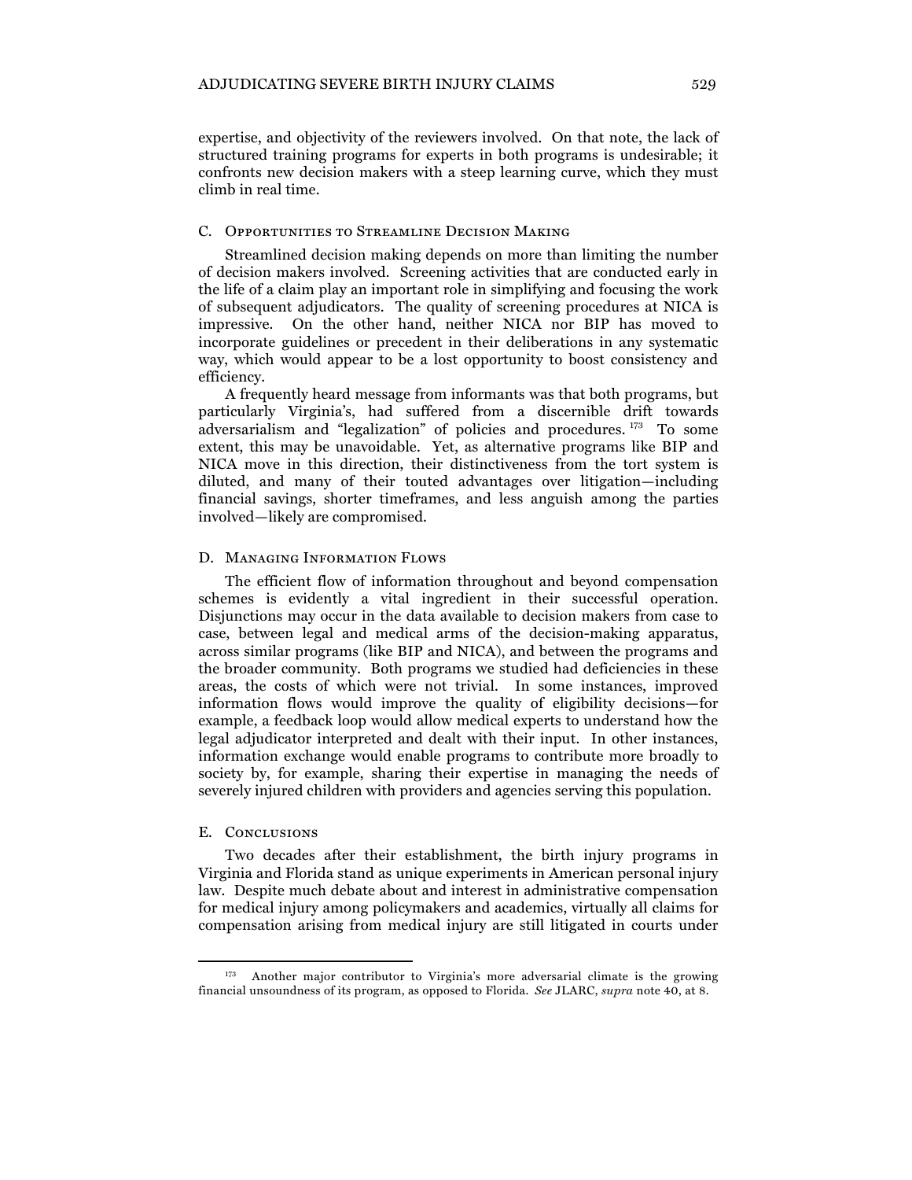expertise, and objectivity of the reviewers involved. On that note, the lack of structured training programs for experts in both programs is undesirable; it confronts new decision makers with a steep learning curve, which they must climb in real time.

### C. Opportunities to Streamline Decision Making

Streamlined decision making depends on more than limiting the number of decision makers involved. Screening activities that are conducted early in the life of a claim play an important role in simplifying and focusing the work of subsequent adjudicators. The quality of screening procedures at NICA is impressive. On the other hand, neither NICA nor BIP has moved to incorporate guidelines or precedent in their deliberations in any systematic way, which would appear to be a lost opportunity to boost consistency and efficiency.

A frequently heard message from informants was that both programs, but particularly Virginia's, had suffered from a discernible drift towards adversarialism and "legalization" of policies and procedures.[173] To some extent, this may be unavoidable. Yet, as alternative programs like BIP and NICA move in this direction, their distinctiveness from the tort system is diluted, and many of their touted advantages over litigation—including financial savings, shorter timeframes, and less anguish among the parties involved—likely are compromised.

### D. Managing Information Flows

The efficient flow of information throughout and beyond compensation schemes is evidently a vital ingredient in their successful operation. Disjunctions may occur in the data available to decision makers from case to case, between legal and medical arms of the decision-making apparatus, across similar programs (like BIP and NICA), and between the programs and the broader community. Both programs we studied had deficiencies in these areas, the costs of which were not trivial. In some instances, improved information flows would improve the quality of eligibility decisions—for example, a feedback loop would allow medical experts to understand how the legal adjudicator interpreted and dealt with their input. In other instances, information exchange would enable programs to contribute more broadly to society by, for example, sharing their expertise in managing the needs of severely injured children with providers and agencies serving this population.

### E. Conclusions

Two decades after their establishment, the birth injury programs in Virginia and Florida stand as unique experiments in American personal injury law. Despite much debate about and interest in administrative compensation for medical injury among policymakers and academics, virtually all claims for compensation arising from medical injury are still litigated in courts under

[173] Another major contributor to Virginia's more adversarial climate is the growing financial unsoundness of its program, as opposed to Florida. *See* JLARC, *supra* note 40, at 8.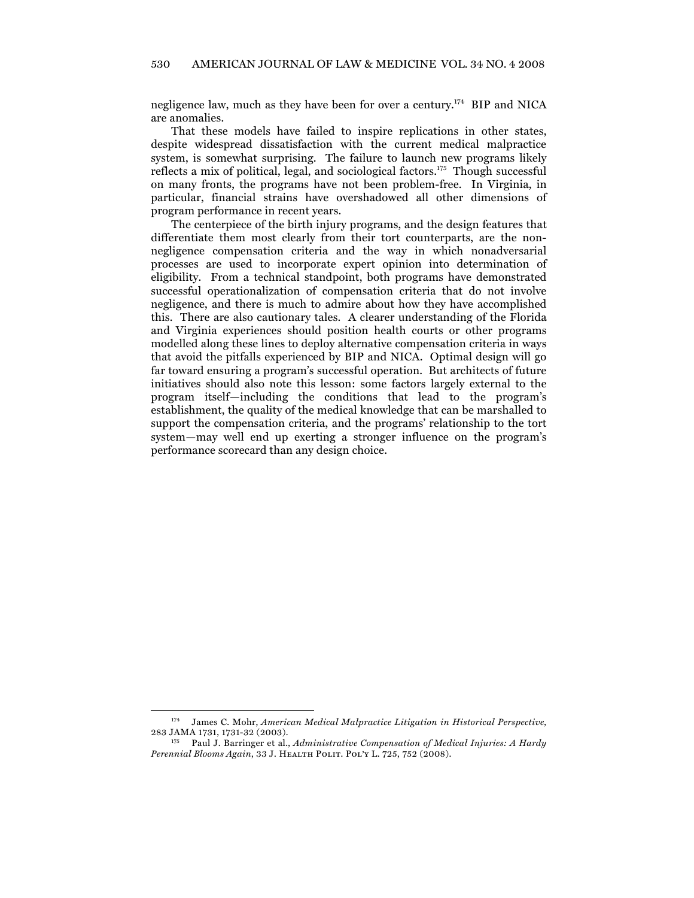negligence law, much as they have been for over a century.[174] BIP and NICA are anomalies.

That these models have failed to inspire replications in other states, despite widespread dissatisfaction with the current medical malpractice system, is somewhat surprising. The failure to launch new programs likely reflects a mix of political, legal, and sociological factors.[175] Though successful on many fronts, the programs have not been problem-free. In Virginia, in particular, financial strains have overshadowed all other dimensions of program performance in recent years.

The centerpiece of the birth injury programs, and the design features that differentiate them most clearly from their tort counterparts, are the non-negligence compensation criteria and the way in which nonadversarial processes are used to incorporate expert opinion into determination of eligibility. From a technical standpoint, both programs have demonstrated successful operationalization of compensation criteria that do not involve negligence, and there is much to admire about how they have accomplished this. There are also cautionary tales. A clearer understanding of the Florida and Virginia experiences should position health courts or other programs modelled along these lines to deploy alternative compensation criteria in ways that avoid the pitfalls experienced by BIP and NICA. Optimal design will go far toward ensuring a program's successful operation. But architects of future initiatives should also note this lesson: some factors largely external to the program itself—including the conditions that lead to the program's establishment, the quality of the medical knowledge that can be marshalled to support the compensation criteria, and the programs' relationship to the tort system—may well end up exerting a stronger influence on the program's performance scorecard than any design choice.

---

[174] James C. Mohr, *American Medical Malpractice Litigation in Historical Perspective*, 283 JAMA 1731, 1731-32 (2003).

[175] Paul J. Barringer et al., *Administrative Compensation of Medical Injuries: A Hardy Perennial Blooms Again*, 33 J. Health Polit. Pol'y L. 725, 752 (2008).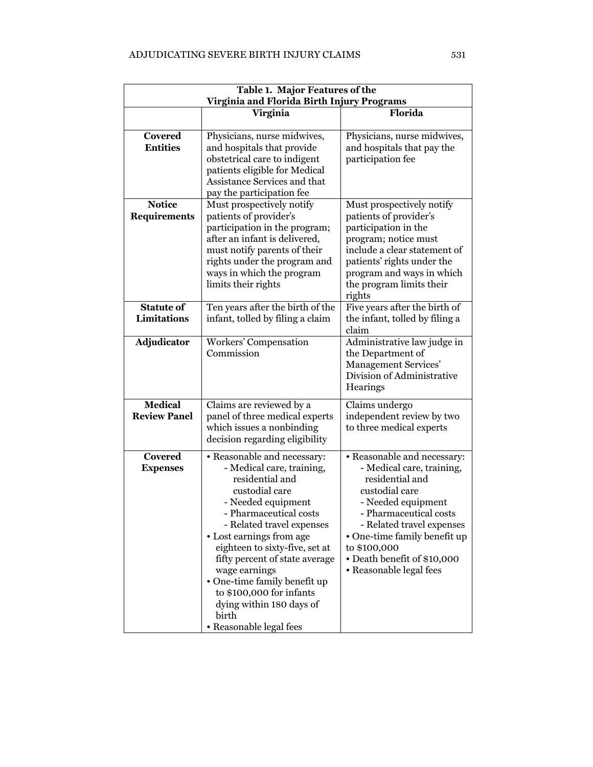**Table 1. Major Features of the Virginia and Florida Birth Injury Programs**

| | Virginia | Florida |
|---|---|---|
| **Covered Entities** | Physicians, nurse midwives, and hospitals that provide obstetrical care to indigent patients eligible for Medical Assistance Services and that pay the participation fee | Physicians, nurse midwives, and hospitals that pay the participation fee |
| **Notice Requirements** | Must prospectively notify patients of provider's participation in the program; after an infant is delivered, must notify parents of their rights under the program and ways in which the program limits their rights | Must prospectively notify patients of provider's participation in the program; notice must include a clear statement of patients' rights under the program and ways in which the program limits their rights |
| **Statute of Limitations** | Ten years after the birth of the infant, tolled by filing a claim | Five years after the birth of the infant, tolled by filing a claim |
| **Adjudicator** | Workers' Compensation Commission | Administrative law judge in the Department of Management Services' Division of Administrative Hearings |
| **Medical Review Panel** | Claims are reviewed by a panel of three medical experts which issues a nonbinding decision regarding eligibility | Claims undergo independent review by two to three medical experts |
| **Covered Expenses** | • Reasonable and necessary:<br>- Medical care, training, residential and custodial care<br>- Needed equipment<br>- Pharmaceutical costs<br>- Related travel expenses<br>• Lost earnings from age eighteen to sixty-five, set at fifty percent of state average wage earnings<br>• One-time family benefit up to $100,000 for infants dying within 180 days of birth<br>• Reasonable legal fees | • Reasonable and necessary:<br>- Medical care, training, residential and custodial care<br>- Needed equipment<br>- Pharmaceutical costs<br>- Related travel expenses<br>• One-time family benefit up to $100,000<br>• Death benefit of $10,000<br>• Reasonable legal fees |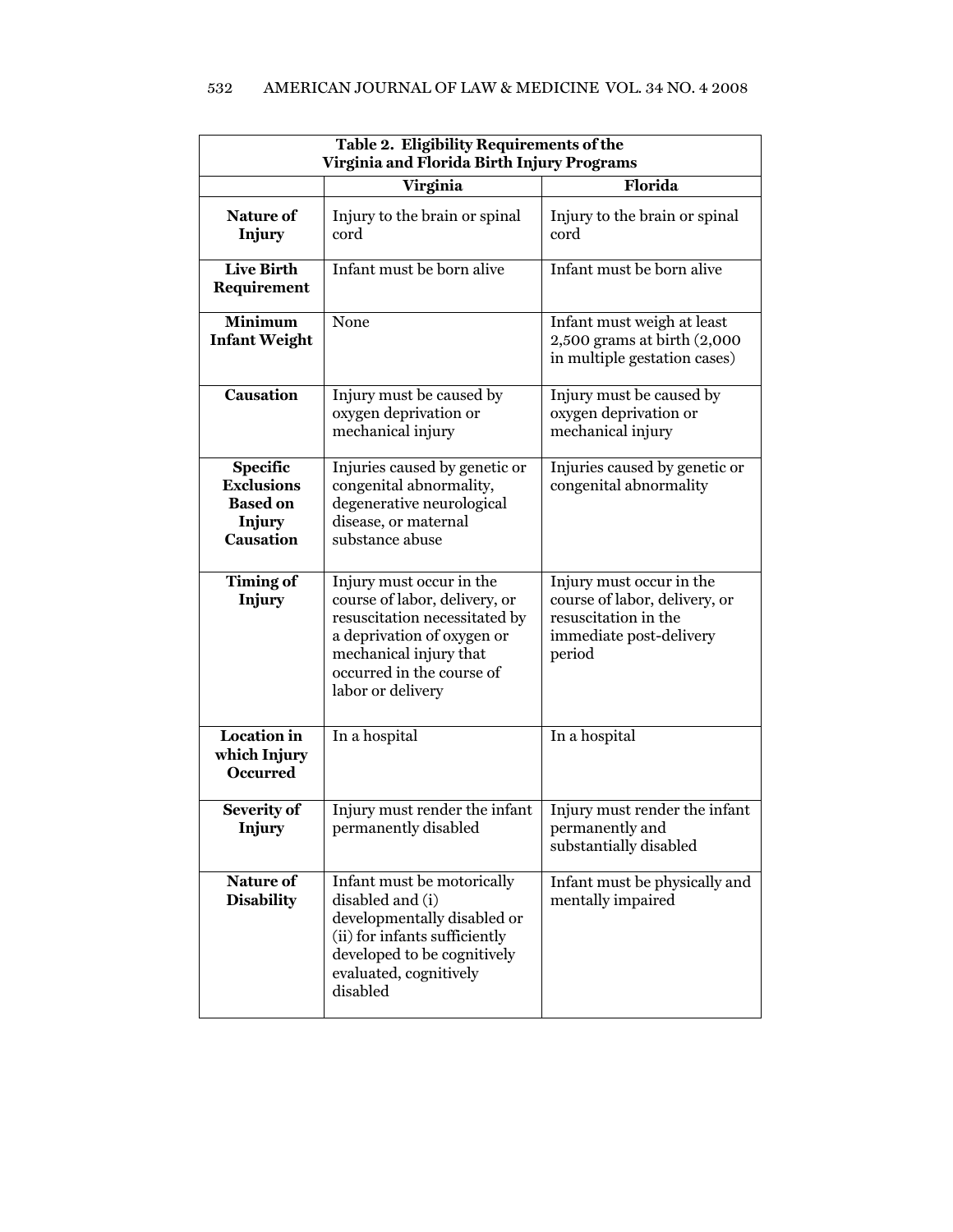**Table 2. Eligibility Requirements of the Virginia and Florida Birth Injury Programs**

| | Virginia | Florida |
|---|---|---|
| **Nature of Injury** | Injury to the brain or spinal cord | Injury to the brain or spinal cord |
| **Live Birth Requirement** | Infant must be born alive | Infant must be born alive |
| **Minimum Infant Weight** | None | Infant must weigh at least 2,500 grams at birth (2,000 in multiple gestation cases) |
| **Causation** | Injury must be caused by oxygen deprivation or mechanical injury | Injury must be caused by oxygen deprivation or mechanical injury |
| **Specific Exclusions Based on Injury Causation** | Injuries caused by genetic or congenital abnormality, degenerative neurological disease, or maternal substance abuse | Injuries caused by genetic or congenital abnormality |
| **Timing of Injury** | Injury must occur in the course of labor, delivery, or resuscitation necessitated by a deprivation of oxygen or mechanical injury that occurred in the course of labor or delivery | Injury must occur in the course of labor, delivery, or resuscitation in the immediate post-delivery period |
| **Location in which Injury Occurred** | In a hospital | In a hospital |
| **Severity of Injury** | Injury must render the infant permanently disabled | Injury must render the infant permanently and substantially disabled |
| **Nature of Disability** | Infant must be motorically disabled and (i) developmentally disabled or (ii) for infants sufficiently developed to be cognitively evaluated, cognitively disabled | Infant must be physically and mentally impaired |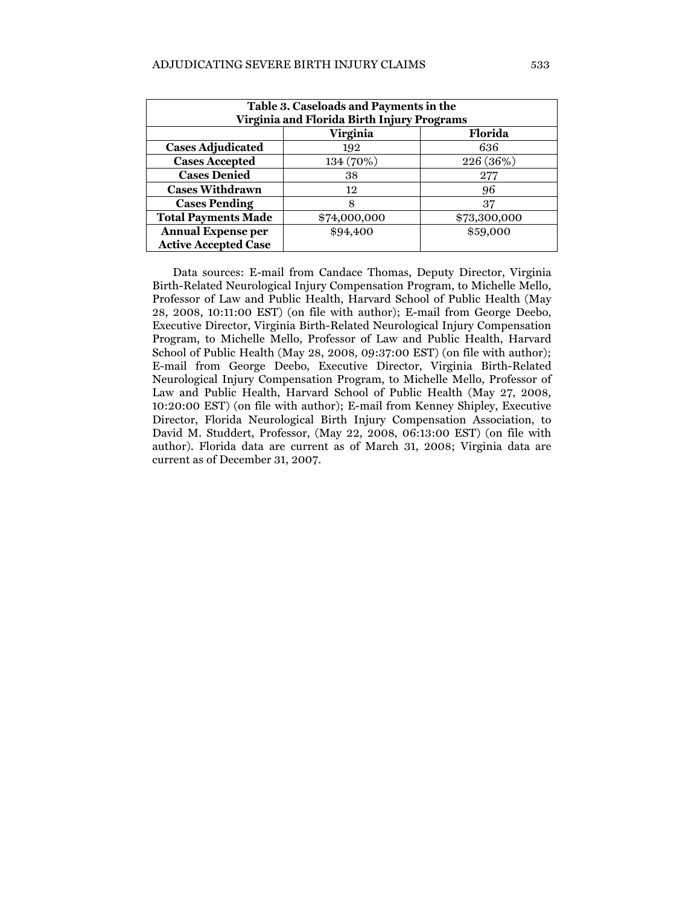| Table 3. Caseloads and Payments in the Virginia and Florida Birth Injury Programs | | |
|---|---|---|
| | **Virginia** | **Florida** |
| **Cases Adjudicated** | 192 | 636 |
| **Cases Accepted** | 134 (70%) | 226 (36%) |
| **Cases Denied** | 38 | 277 |
| **Cases Withdrawn** | 12 | 96 |
| **Cases Pending** | 8 | 37 |
| **Total Payments Made** | $74,000,000 | $73,300,000 |
| **Annual Expense per Active Accepted Case** | $94,400 | $59,000 |

Data sources: E-mail from Candace Thomas, Deputy Director, Virginia Birth-Related Neurological Injury Compensation Program, to Michelle Mello, Professor of Law and Public Health, Harvard School of Public Health (May 28, 2008, 10:11:00 EST) (on file with author); E-mail from George Deebo, Executive Director, Virginia Birth-Related Neurological Injury Compensation Program, to Michelle Mello, Professor of Law and Public Health, Harvard School of Public Health (May 28, 2008, 09:37:00 EST) (on file with author); E-mail from George Deebo, Executive Director, Virginia Birth-Related Neurological Injury Compensation Program, to Michelle Mello, Professor of Law and Public Health, Harvard School of Public Health (May 27, 2008, 10:20:00 EST) (on file with author); E-mail from Kenney Shipley, Executive Director, Florida Neurological Birth Injury Compensation Association, to David M. Studdert, Professor, (May 22, 2008, 06:13:00 EST) (on file with author). Florida data are current as of March 31, 2008; Virginia data are current as of December 31, 2007.